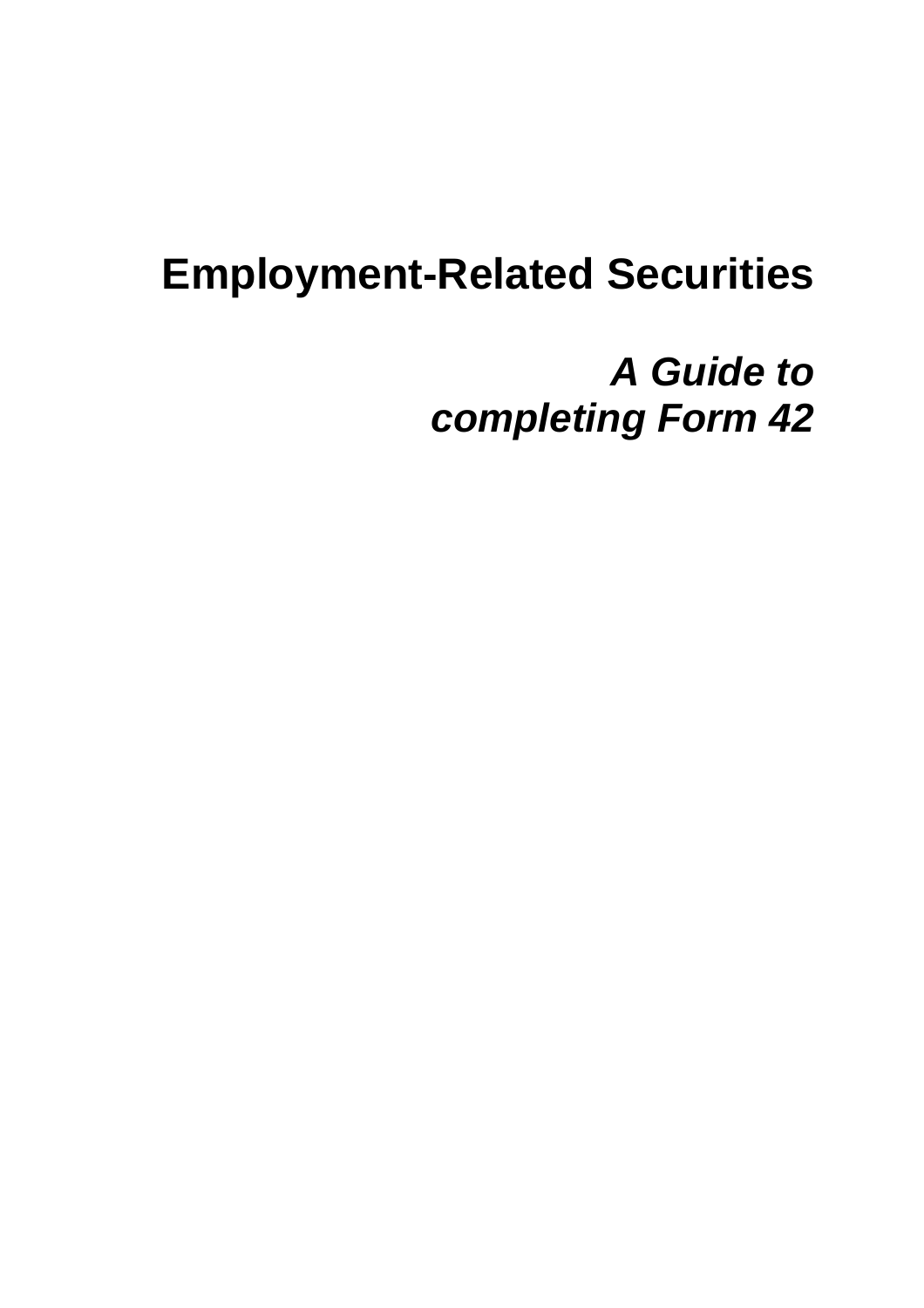# Employment-Related Securities

## *A Guide to completing Form 42*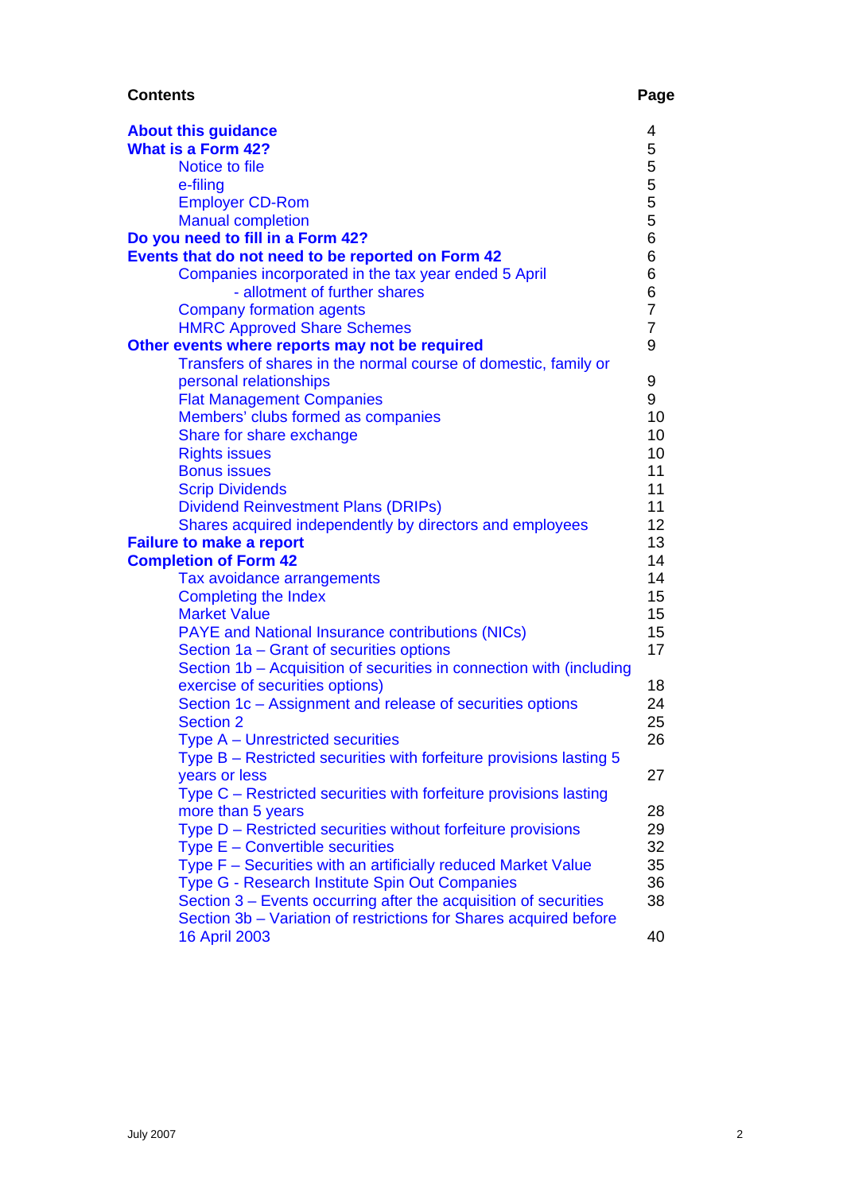## Contents

| Contents | Page |
|---|---|
| **About this guidance** | 4 |
| **What is a Form 42?** | 5 |
| Notice to file | 5 |
| e-filing | 5 |
| Employer CD-Rom | 5 |
| Manual completion | 5 |
| **Do you need to fill in a Form 42?** | 6 |
| **Events that do not need to be reported on Form 42** | 6 |
| Companies incorporated in the tax year ended 5 April | 6 |
| - allotment of further shares | 6 |
| Company formation agents | 7 |
| HMRC Approved Share Schemes | 7 |
| **Other events where reports may not be required** | 9 |
| Transfers of shares in the normal course of domestic, family or personal relationships | 9 |
| Flat Management Companies | 9 |
| Members' clubs formed as companies | 10 |
| Share for share exchange | 10 |
| Rights issues | 10 |
| Bonus issues | 11 |
| Scrip Dividends | 11 |
| Dividend Reinvestment Plans (DRIPs) | 11 |
| Shares acquired independently by directors and employees | 12 |
| **Failure to make a report** | 13 |
| **Completion of Form 42** | 14 |
| Tax avoidance arrangements | 14 |
| Completing the Index | 15 |
| Market Value | 15 |
| PAYE and National Insurance contributions (NICs) | 15 |
| Section 1a – Grant of securities options | 17 |
| Section 1b – Acquisition of securities in connection with (including exercise of securities options) | 18 |
| Section 1c – Assignment and release of securities options | 24 |
| Section 2 | 25 |
| Type A – Unrestricted securities | 26 |
| Type B – Restricted securities with forfeiture provisions lasting 5 years or less | 27 |
| Type C – Restricted securities with forfeiture provisions lasting more than 5 years | 28 |
| Type D – Restricted securities without forfeiture provisions | 29 |
| Type E – Convertible securities | 32 |
| Type F – Securities with an artificially reduced Market Value | 35 |
| Type G - Research Institute Spin Out Companies | 36 |
| Section 3 – Events occurring after the acquisition of securities | 38 |
| Section 3b – Variation of restrictions for Shares acquired before 16 April 2003 | 40 |

July 2007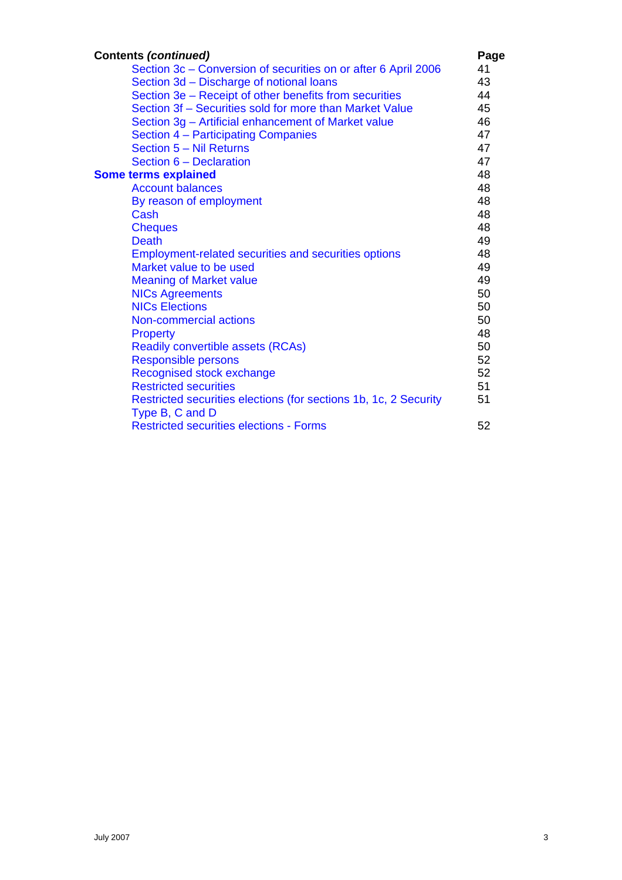| **Contents *(continued)*** | **Page** |
|---|---|
| Section 3c – Conversion of securities on or after 6 April 2006 | 41 |
| Section 3d – Discharge of notional loans | 43 |
| Section 3e – Receipt of other benefits from securities | 44 |
| Section 3f – Securities sold for more than Market Value | 45 |
| Section 3g – Artificial enhancement of Market value | 46 |
| Section 4 – Participating Companies | 47 |
| Section 5 – Nil Returns | 47 |
| Section 6 – Declaration | 47 |
| **Some terms explained** | 48 |
| Account balances | 48 |
| By reason of employment | 48 |
| Cash | 48 |
| Cheques | 48 |
| Death | 49 |
| Employment-related securities and securities options | 48 |
| Market value to be used | 49 |
| Meaning of Market value | 49 |
| NICs Agreements | 50 |
| NICs Elections | 50 |
| Non-commercial actions | 50 |
| Property | 48 |
| Readily convertible assets (RCAs) | 50 |
| Responsible persons | 52 |
| Recognised stock exchange | 52 |
| Restricted securities | 51 |
| Restricted securities elections (for sections 1b, 1c, 2 Security Type B, C and D | 51 |
| Restricted securities elections - Forms | 52 |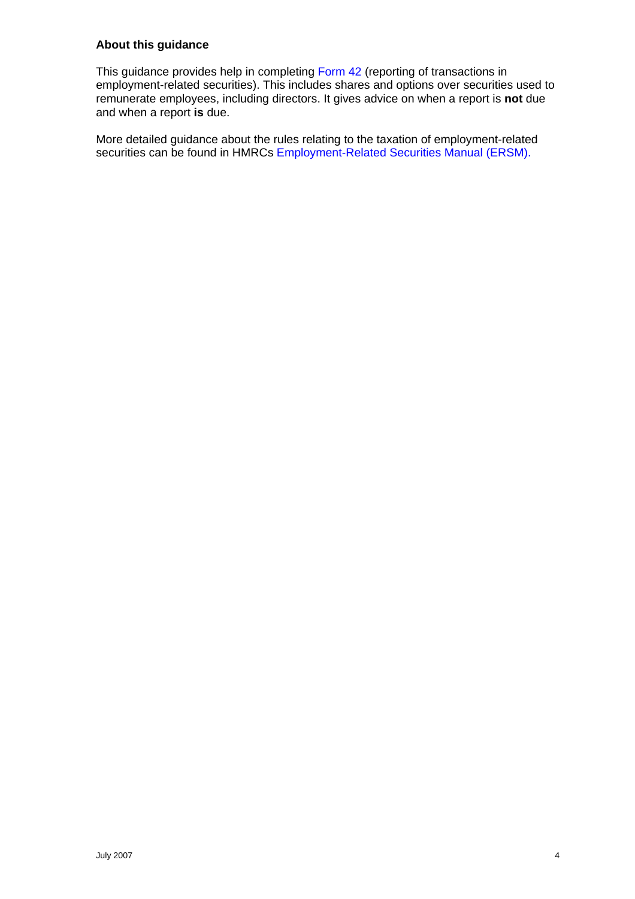## About this guidance

This guidance provides help in completing Form 42 (reporting of transactions in employment-related securities). This includes shares and options over securities used to remunerate employees, including directors. It gives advice on when a report is **not** due and when a report **is** due.

More detailed guidance about the rules relating to the taxation of employment-related securities can be found in HMRCs Employment-Related Securities Manual (ERSM).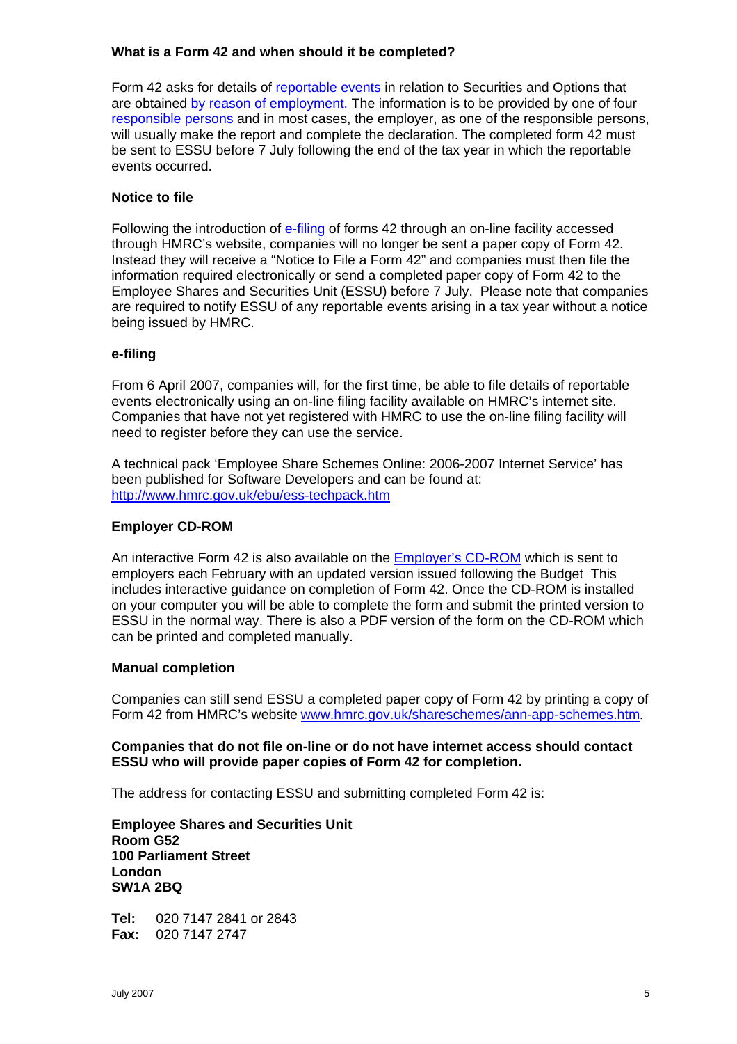**What is a Form 42 and when should it be completed?**

Form 42 asks for details of reportable events in relation to Securities and Options that are obtained by reason of employment. The information is to be provided by one of four responsible persons and in most cases, the employer, as one of the responsible persons, will usually make the report and complete the declaration. The completed form 42 must be sent to ESSU before 7 July following the end of the tax year in which the reportable events occurred.

**Notice to file**

Following the introduction of e-filing of forms 42 through an on-line facility accessed through HMRC's website, companies will no longer be sent a paper copy of Form 42. Instead they will receive a "Notice to File a Form 42" and companies must then file the information required electronically or send a completed paper copy of Form 42 to the Employee Shares and Securities Unit (ESSU) before 7 July. Please note that companies are required to notify ESSU of any reportable events arising in a tax year without a notice being issued by HMRC.

**e-filing**

From 6 April 2007, companies will, for the first time, be able to file details of reportable events electronically using an on-line filing facility available on HMRC's internet site. Companies that have not yet registered with HMRC to use the on-line filing facility will need to register before they can use the service.

A technical pack 'Employee Share Schemes Online: 2006-2007 Internet Service' has been published for Software Developers and can be found at: http://www.hmrc.gov.uk/ebu/ess-techpack.htm

**Employer CD-ROM**

An interactive Form 42 is also available on the Employer's CD-ROM which is sent to employers each February with an updated version issued following the Budget This includes interactive guidance on completion of Form 42. Once the CD-ROM is installed on your computer you will be able to complete the form and submit the printed version to ESSU in the normal way. There is also a PDF version of the form on the CD-ROM which can be printed and completed manually.

**Manual completion**

Companies can still send ESSU a completed paper copy of Form 42 by printing a copy of Form 42 from HMRC's website www.hmrc.gov.uk/shareschemes/ann-app-schemes.htm.

**Companies that do not file on-line or do not have internet access should contact ESSU who will provide paper copies of Form 42 for completion.**

The address for contacting ESSU and submitting completed Form 42 is:

**Employee Shares and Securities Unit**
**Room G52**
**100 Parliament Street**
**London**
**SW1A 2BQ**

**Tel:** 020 7147 2841 or 2843
**Fax:** 020 7147 2747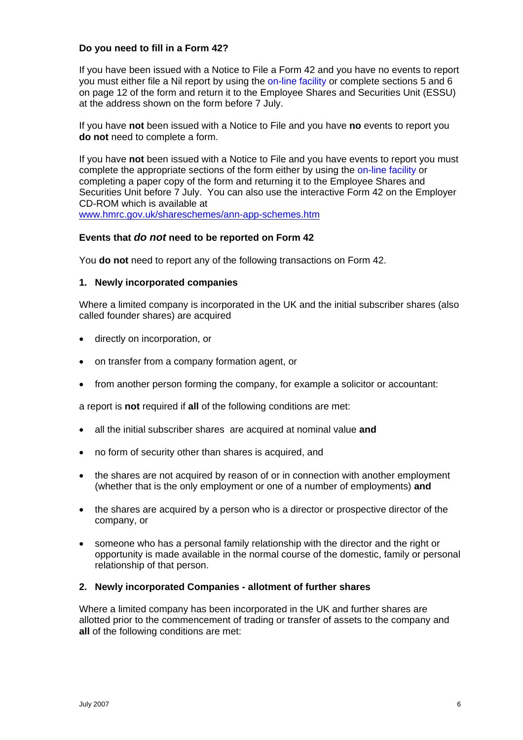### Do you need to fill in a Form 42?

If you have been issued with a Notice to File a Form 42 and you have no events to report you must either file a Nil report by using the on-line facility or complete sections 5 and 6 on page 12 of the form and return it to the Employee Shares and Securities Unit (ESSU) at the address shown on the form before 7 July.

If you have **not** been issued with a Notice to File and you have **no** events to report you **do not** need to complete a form.

If you have **not** been issued with a Notice to File and you have events to report you must complete the appropriate sections of the form either by using the on-line facility or completing a paper copy of the form and returning it to the Employee Shares and Securities Unit before 7 July. You can also use the interactive Form 42 on the Employer CD-ROM which is available at
www.hmrc.gov.uk/shareschemes/ann-app-schemes.htm

### Events that *do not* need to be reported on Form 42

You **do not** need to report any of the following transactions on Form 42.

#### 1. Newly incorporated companies

Where a limited company is incorporated in the UK and the initial subscriber shares (also called founder shares) are acquired

- directly on incorporation, or
- on transfer from a company formation agent, or
- from another person forming the company, for example a solicitor or accountant:

a report is **not** required if **all** of the following conditions are met:

- all the initial subscriber shares are acquired at nominal value **and**
- no form of security other than shares is acquired, and
- the shares are not acquired by reason of or in connection with another employment (whether that is the only employment or one of a number of employments) **and**
- the shares are acquired by a person who is a director or prospective director of the company, or
- someone who has a personal family relationship with the director and the right or opportunity is made available in the normal course of the domestic, family or personal relationship of that person.

#### 2. Newly incorporated Companies - allotment of further shares

Where a limited company has been incorporated in the UK and further shares are allotted prior to the commencement of trading or transfer of assets to the company and **all** of the following conditions are met: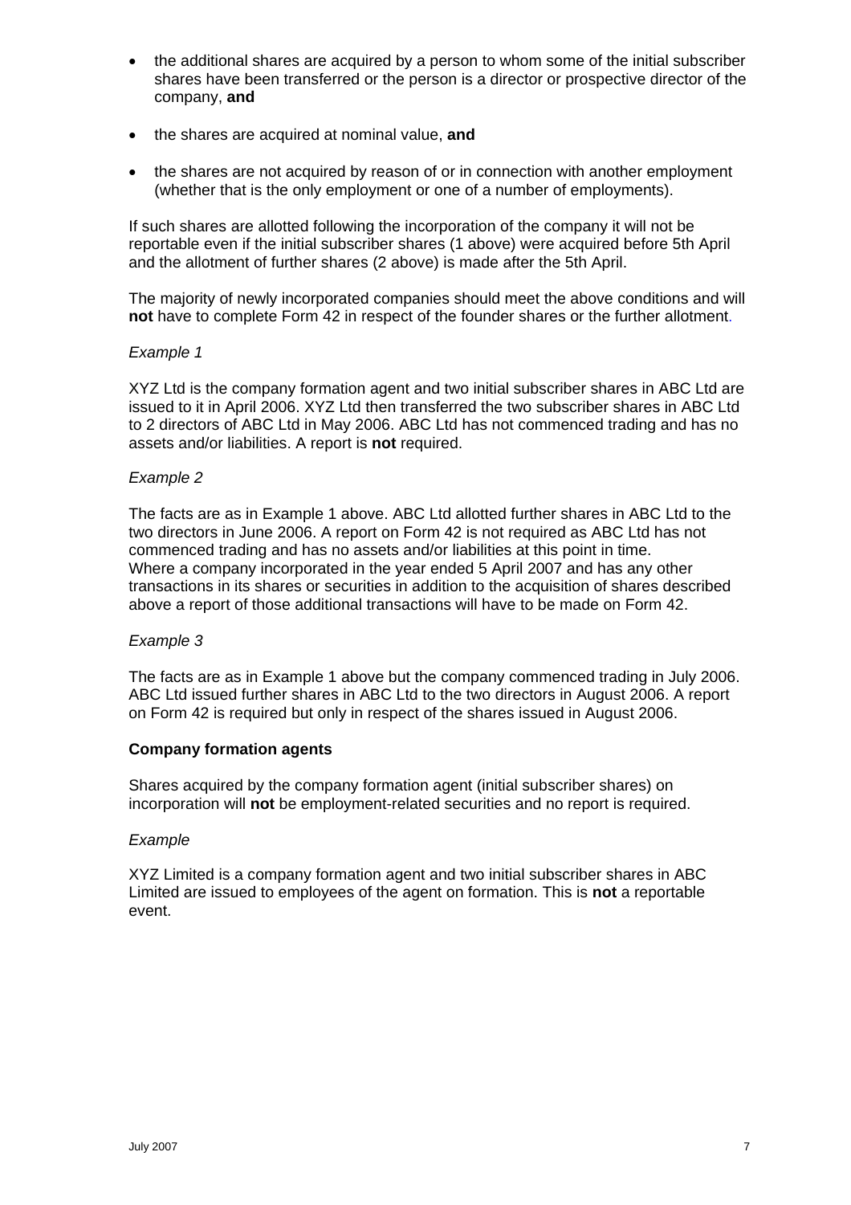- the additional shares are acquired by a person to whom some of the initial subscriber shares have been transferred or the person is a director or prospective director of the company, **and**

- the shares are acquired at nominal value, **and**

- the shares are not acquired by reason of or in connection with another employment (whether that is the only employment or one of a number of employments).

If such shares are allotted following the incorporation of the company it will not be reportable even if the initial subscriber shares (1 above) were acquired before 5th April and the allotment of further shares (2 above) is made after the 5th April.

The majority of newly incorporated companies should meet the above conditions and will **not** have to complete Form 42 in respect of the founder shares or the further allotment.

*Example 1*

XYZ Ltd is the company formation agent and two initial subscriber shares in ABC Ltd are issued to it in April 2006. XYZ Ltd then transferred the two subscriber shares in ABC Ltd to 2 directors of ABC Ltd in May 2006. ABC Ltd has not commenced trading and has no assets and/or liabilities. A report is **not** required.

*Example 2*

The facts are as in Example 1 above. ABC Ltd allotted further shares in ABC Ltd to the two directors in June 2006. A report on Form 42 is not required as ABC Ltd has not commenced trading and has no assets and/or liabilities at this point in time. Where a company incorporated in the year ended 5 April 2007 and has any other transactions in its shares or securities in addition to the acquisition of shares described above a report of those additional transactions will have to be made on Form 42.

*Example 3*

The facts are as in Example 1 above but the company commenced trading in July 2006. ABC Ltd issued further shares in ABC Ltd to the two directors in August 2006. A report on Form 42 is required but only in respect of the shares issued in August 2006.

**Company formation agents**

Shares acquired by the company formation agent (initial subscriber shares) on incorporation will **not** be employment-related securities and no report is required.

*Example*

XYZ Limited is a company formation agent and two initial subscriber shares in ABC Limited are issued to employees of the agent on formation. This is **not** a reportable event.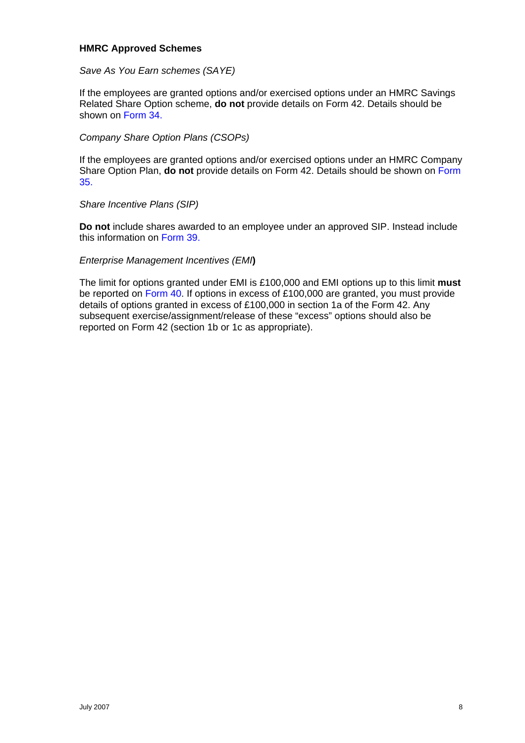**HMRC Approved Schemes**

*Save As You Earn schemes (SAYE)*

If the employees are granted options and/or exercised options under an HMRC Savings Related Share Option scheme, **do not** provide details on Form 42. Details should be shown on Form 34.

*Company Share Option Plans (CSOPs)*

If the employees are granted options and/or exercised options under an HMRC Company Share Option Plan, **do not** provide details on Form 42. Details should be shown on Form 35.

*Share Incentive Plans (SIP)*

**Do not** include shares awarded to an employee under an approved SIP. Instead include this information on Form 39.

*Enterprise Management Incentives (EMI***)**

The limit for options granted under EMI is £100,000 and EMI options up to this limit **must** be reported on Form 40. If options in excess of £100,000 are granted, you must provide details of options granted in excess of £100,000 in section 1a of the Form 42. Any subsequent exercise/assignment/release of these "excess" options should also be reported on Form 42 (section 1b or 1c as appropriate).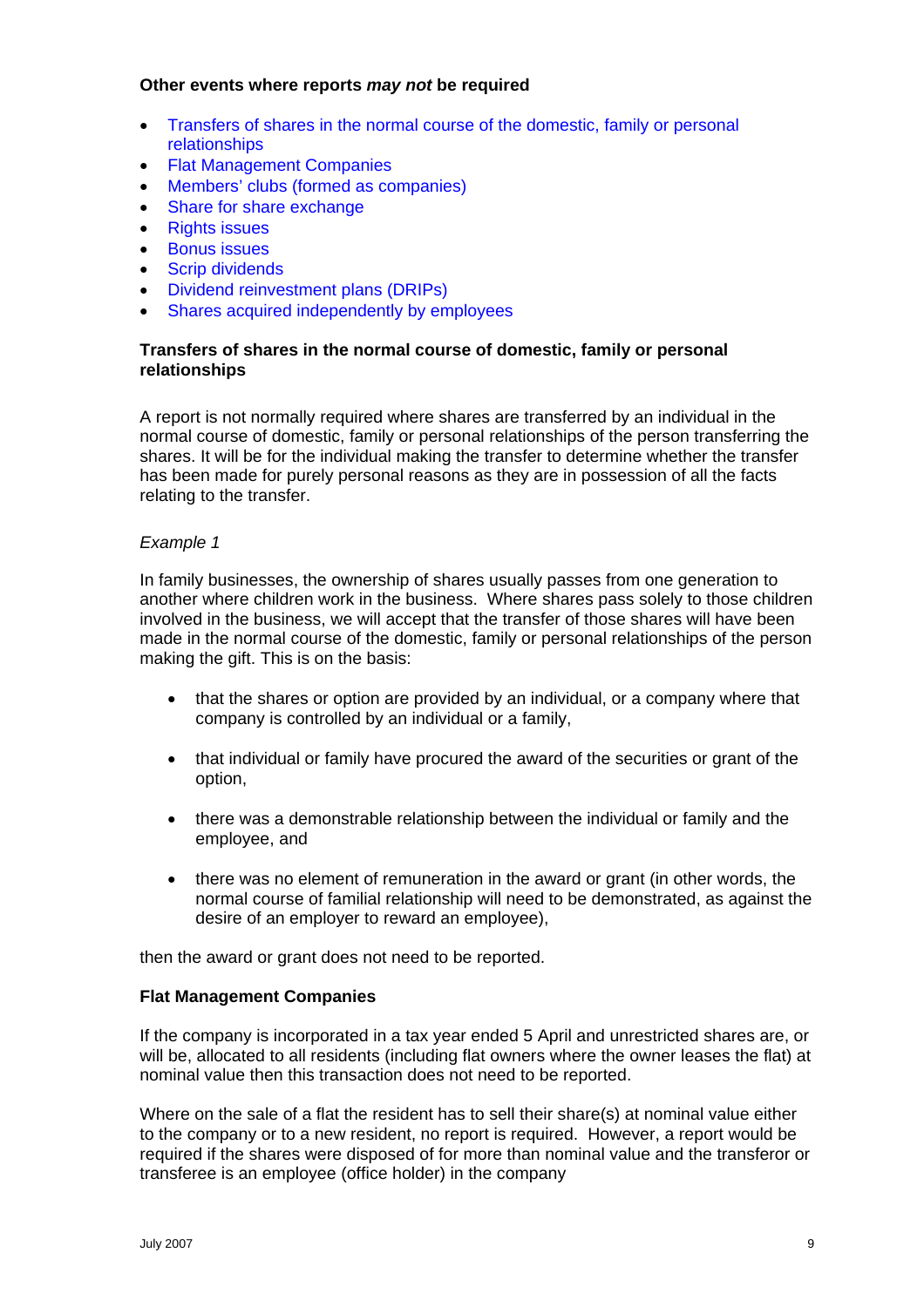**Other events where reports *may not* be required**

- Transfers of shares in the normal course of the domestic, family or personal relationships
- Flat Management Companies
- Members' clubs (formed as companies)
- Share for share exchange
- Rights issues
- Bonus issues
- Scrip dividends
- Dividend reinvestment plans (DRIPs)
- Shares acquired independently by employees

**Transfers of shares in the normal course of domestic, family or personal relationships**

A report is not normally required where shares are transferred by an individual in the normal course of domestic, family or personal relationships of the person transferring the shares. It will be for the individual making the transfer to determine whether the transfer has been made for purely personal reasons as they are in possession of all the facts relating to the transfer.

*Example 1*

In family businesses, the ownership of shares usually passes from one generation to another where children work in the business. Where shares pass solely to those children involved in the business, we will accept that the transfer of those shares will have been made in the normal course of the domestic, family or personal relationships of the person making the gift. This is on the basis:

- that the shares or option are provided by an individual, or a company where that company is controlled by an individual or a family,
- that individual or family have procured the award of the securities or grant of the option,
- there was a demonstrable relationship between the individual or family and the employee, and
- there was no element of remuneration in the award or grant (in other words, the normal course of familial relationship will need to be demonstrated, as against the desire of an employer to reward an employee),

then the award or grant does not need to be reported.

**Flat Management Companies**

If the company is incorporated in a tax year ended 5 April and unrestricted shares are, or will be, allocated to all residents (including flat owners where the owner leases the flat) at nominal value then this transaction does not need to be reported.

Where on the sale of a flat the resident has to sell their share(s) at nominal value either to the company or to a new resident, no report is required. However, a report would be required if the shares were disposed of for more than nominal value and the transferor or transferee is an employee (office holder) in the company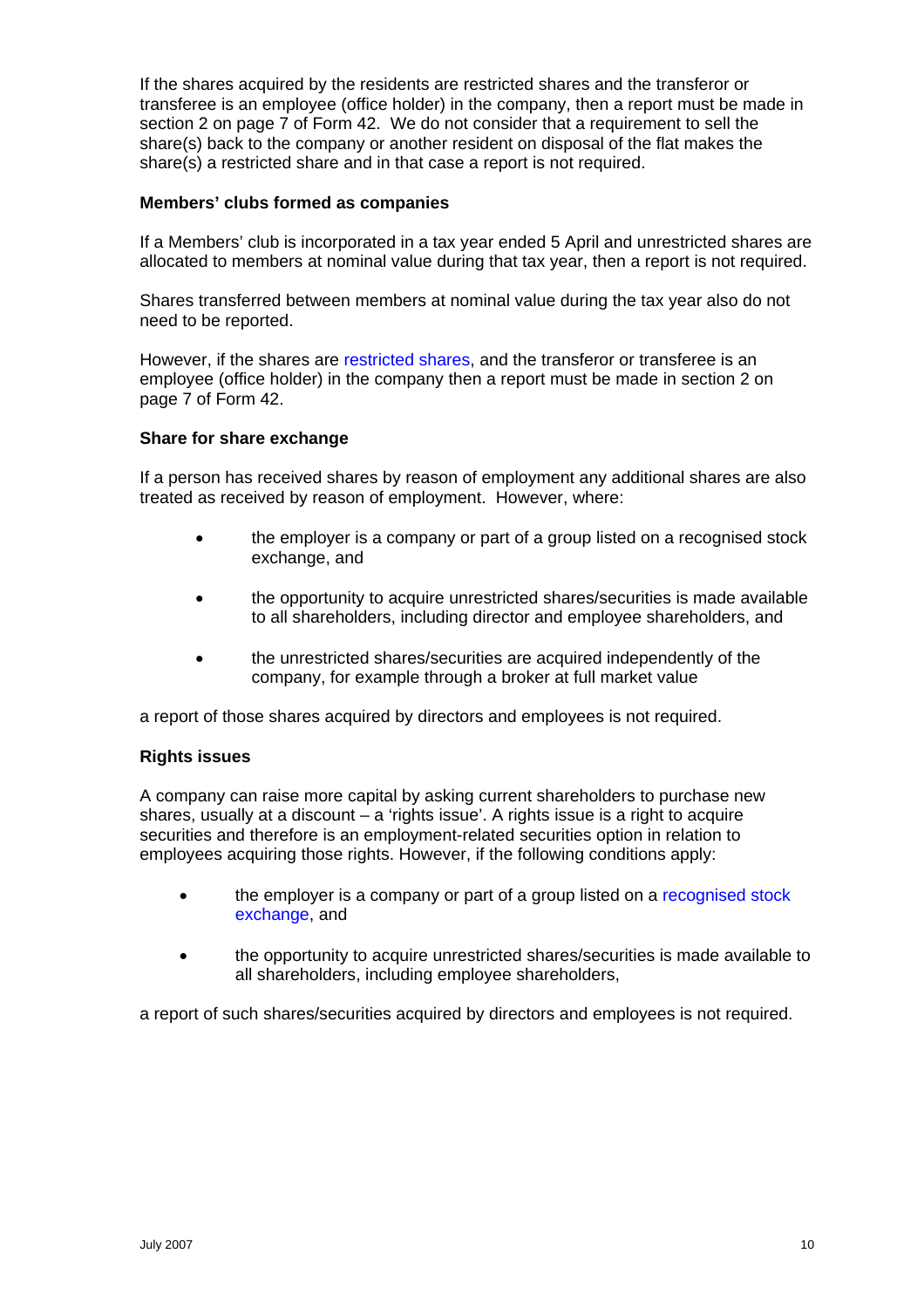If the shares acquired by the residents are restricted shares and the transferor or transferee is an employee (office holder) in the company, then a report must be made in section 2 on page 7 of Form 42. We do not consider that a requirement to sell the share(s) back to the company or another resident on disposal of the flat makes the share(s) a restricted share and in that case a report is not required.

**Members' clubs formed as companies**

If a Members' club is incorporated in a tax year ended 5 April and unrestricted shares are allocated to members at nominal value during that tax year, then a report is not required.

Shares transferred between members at nominal value during the tax year also do not need to be reported.

However, if the shares are restricted shares, and the transferor or transferee is an employee (office holder) in the company then a report must be made in section 2 on page 7 of Form 42.

**Share for share exchange**

If a person has received shares by reason of employment any additional shares are also treated as received by reason of employment. However, where:

- the employer is a company or part of a group listed on a recognised stock exchange, and
- the opportunity to acquire unrestricted shares/securities is made available to all shareholders, including director and employee shareholders, and
- the unrestricted shares/securities are acquired independently of the company, for example through a broker at full market value

a report of those shares acquired by directors and employees is not required.

**Rights issues**

A company can raise more capital by asking current shareholders to purchase new shares, usually at a discount – a 'rights issue'. A rights issue is a right to acquire securities and therefore is an employment-related securities option in relation to employees acquiring those rights. However, if the following conditions apply:

- the employer is a company or part of a group listed on a recognised stock exchange, and
- the opportunity to acquire unrestricted shares/securities is made available to all shareholders, including employee shareholders,

a report of such shares/securities acquired by directors and employees is not required.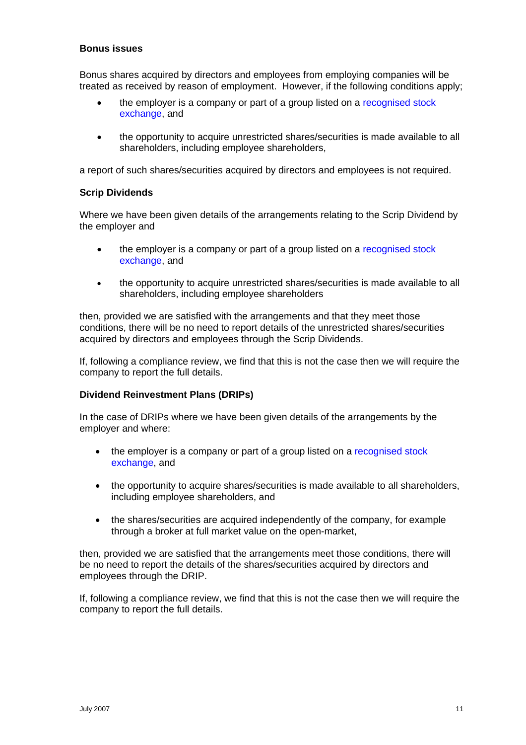**Bonus issues**

Bonus shares acquired by directors and employees from employing companies will be treated as received by reason of employment. However, if the following conditions apply;

- the employer is a company or part of a group listed on a recognised stock exchange, and
- the opportunity to acquire unrestricted shares/securities is made available to all shareholders, including employee shareholders,

a report of such shares/securities acquired by directors and employees is not required.

**Scrip Dividends**

Where we have been given details of the arrangements relating to the Scrip Dividend by the employer and

- the employer is a company or part of a group listed on a recognised stock exchange, and
- the opportunity to acquire unrestricted shares/securities is made available to all shareholders, including employee shareholders

then, provided we are satisfied with the arrangements and that they meet those conditions, there will be no need to report details of the unrestricted shares/securities acquired by directors and employees through the Scrip Dividends.

If, following a compliance review, we find that this is not the case then we will require the company to report the full details.

**Dividend Reinvestment Plans (DRIPs)**

In the case of DRIPs where we have been given details of the arrangements by the employer and where:

- the employer is a company or part of a group listed on a recognised stock exchange, and
- the opportunity to acquire shares/securities is made available to all shareholders, including employee shareholders, and
- the shares/securities are acquired independently of the company, for example through a broker at full market value on the open-market,

then, provided we are satisfied that the arrangements meet those conditions, there will be no need to report the details of the shares/securities acquired by directors and employees through the DRIP.

If, following a compliance review, we find that this is not the case then we will require the company to report the full details.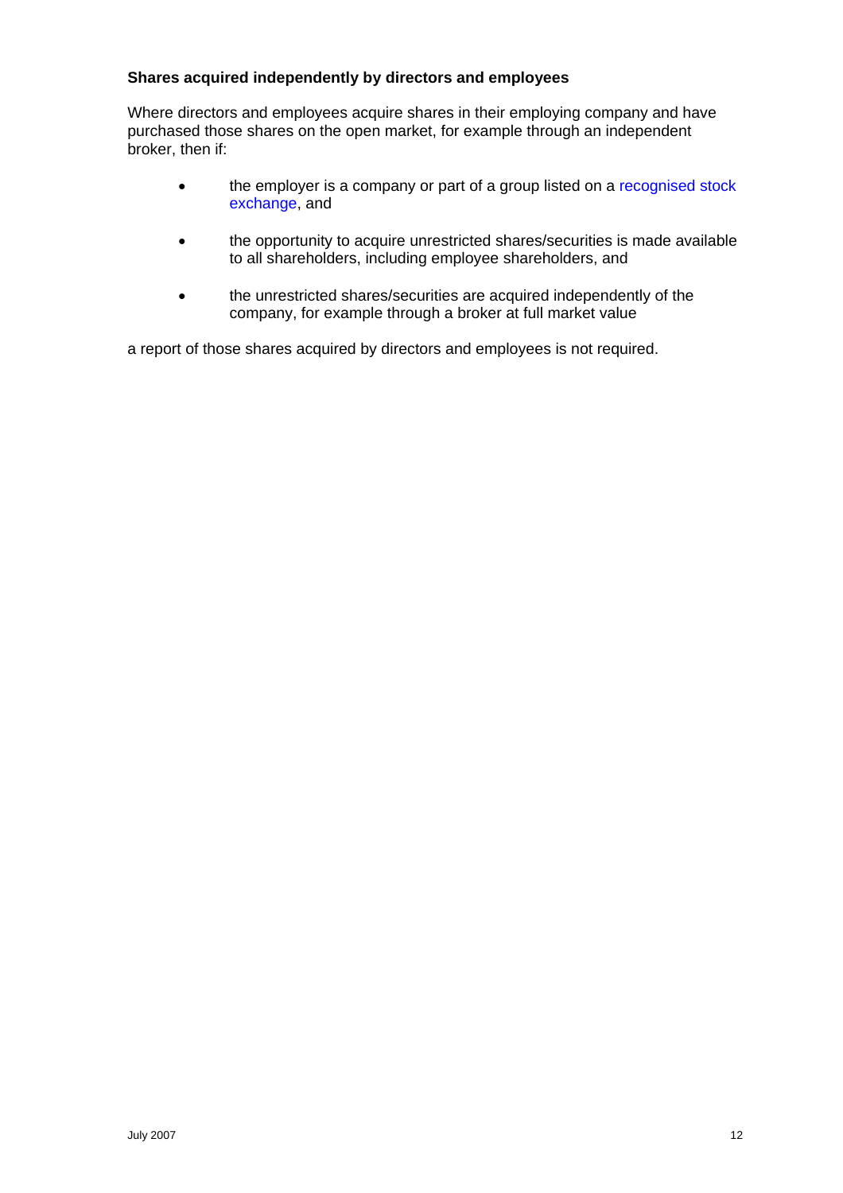**Shares acquired independently by directors and employees**

Where directors and employees acquire shares in their employing company and have purchased those shares on the open market, for example through an independent broker, then if:

- the employer is a company or part of a group listed on a recognised stock exchange, and
- the opportunity to acquire unrestricted shares/securities is made available to all shareholders, including employee shareholders, and
- the unrestricted shares/securities are acquired independently of the company, for example through a broker at full market value

a report of those shares acquired by directors and employees is not required.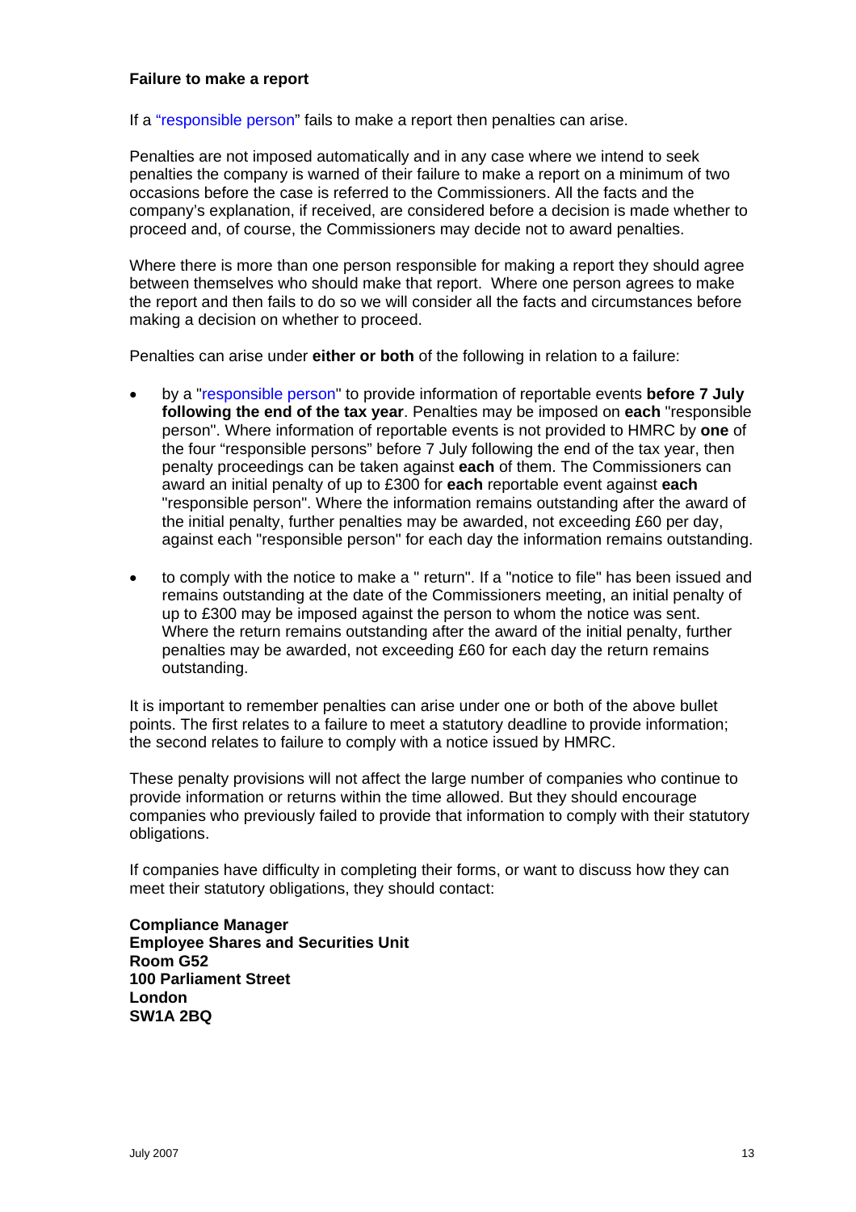**Failure to make a report**

If a "responsible person" fails to make a report then penalties can arise.

Penalties are not imposed automatically and in any case where we intend to seek penalties the company is warned of their failure to make a report on a minimum of two occasions before the case is referred to the Commissioners. All the facts and the company's explanation, if received, are considered before a decision is made whether to proceed and, of course, the Commissioners may decide not to award penalties.

Where there is more than one person responsible for making a report they should agree between themselves who should make that report. Where one person agrees to make the report and then fails to do so we will consider all the facts and circumstances before making a decision on whether to proceed.

Penalties can arise under **either or both** of the following in relation to a failure:

- by a "responsible person" to provide information of reportable events **before 7 July following the end of the tax year**. Penalties may be imposed on **each** "responsible person". Where information of reportable events is not provided to HMRC by **one** of the four "responsible persons" before 7 July following the end of the tax year, then penalty proceedings can be taken against **each** of them. The Commissioners can award an initial penalty of up to £300 for **each** reportable event against **each** "responsible person". Where the information remains outstanding after the award of the initial penalty, further penalties may be awarded, not exceeding £60 per day, against each "responsible person" for each day the information remains outstanding.

- to comply with the notice to make a " return". If a "notice to file" has been issued and remains outstanding at the date of the Commissioners meeting, an initial penalty of up to £300 may be imposed against the person to whom the notice was sent. Where the return remains outstanding after the award of the initial penalty, further penalties may be awarded, not exceeding £60 for each day the return remains outstanding.

It is important to remember penalties can arise under one or both of the above bullet points. The first relates to a failure to meet a statutory deadline to provide information; the second relates to failure to comply with a notice issued by HMRC.

These penalty provisions will not affect the large number of companies who continue to provide information or returns within the time allowed. But they should encourage companies who previously failed to provide that information to comply with their statutory obligations.

If companies have difficulty in completing their forms, or want to discuss how they can meet their statutory obligations, they should contact:

**Compliance Manager**
**Employee Shares and Securities Unit**
**Room G52**
**100 Parliament Street**
**London**
**SW1A 2BQ**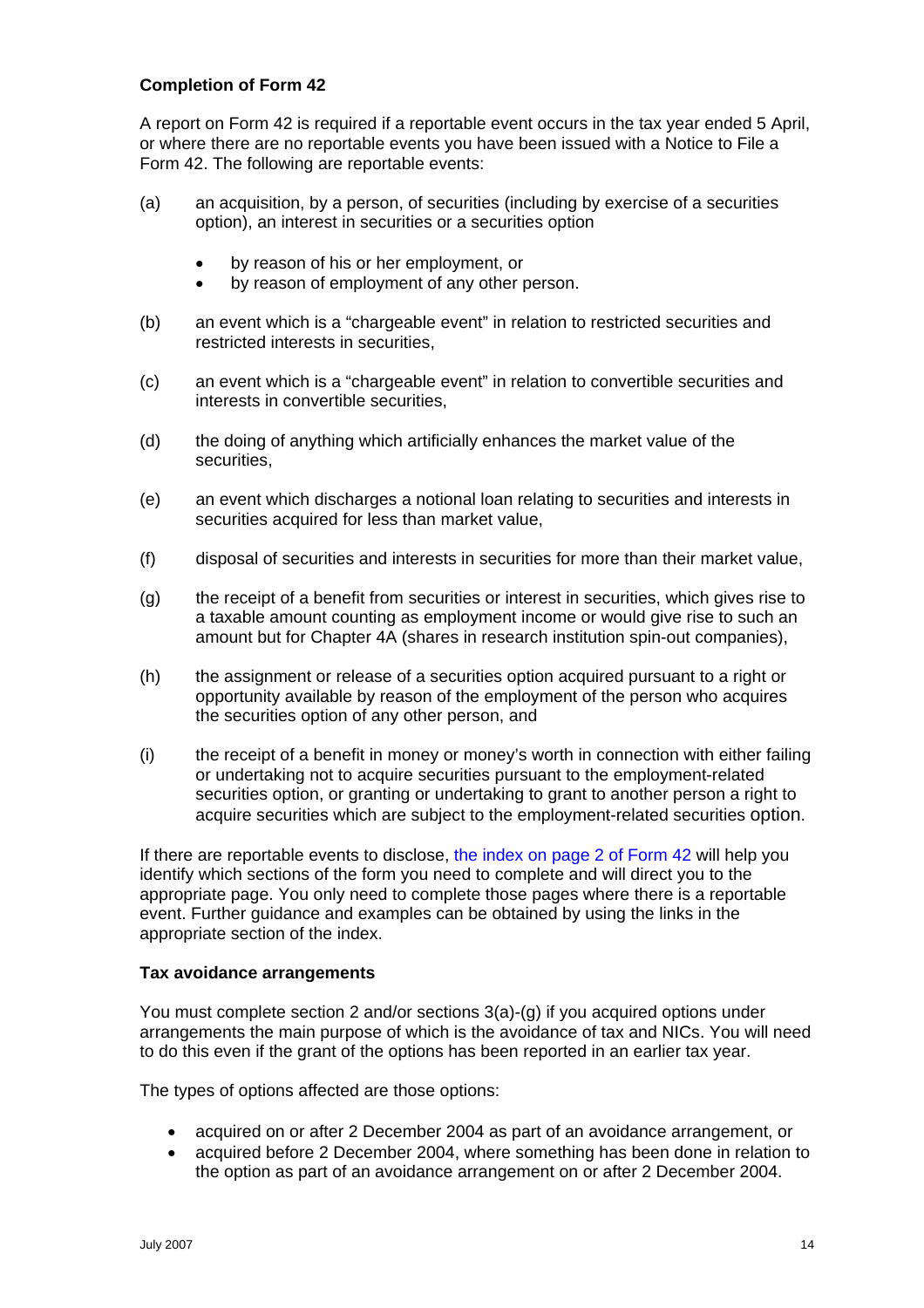### Completion of Form 42

A report on Form 42 is required if a reportable event occurs in the tax year ended 5 April, or where there are no reportable events you have been issued with a Notice to File a Form 42. The following are reportable events:

(a) an acquisition, by a person, of securities (including by exercise of a securities option), an interest in securities or a securities option

- by reason of his or her employment, or
- by reason of employment of any other person.

(b) an event which is a "chargeable event" in relation to restricted securities and restricted interests in securities,

(c) an event which is a "chargeable event" in relation to convertible securities and interests in convertible securities,

(d) the doing of anything which artificially enhances the market value of the securities,

(e) an event which discharges a notional loan relating to securities and interests in securities acquired for less than market value,

(f) disposal of securities and interests in securities for more than their market value,

(g) the receipt of a benefit from securities or interest in securities, which gives rise to a taxable amount counting as employment income or would give rise to such an amount but for Chapter 4A (shares in research institution spin-out companies),

(h) the assignment or release of a securities option acquired pursuant to a right or opportunity available by reason of the employment of the person who acquires the securities option of any other person, and

(i) the receipt of a benefit in money or money's worth in connection with either failing or undertaking not to acquire securities pursuant to the employment-related securities option, or granting or undertaking to grant to another person a right to acquire securities which are subject to the employment-related securities option.

If there are reportable events to disclose, the index on page 2 of Form 42 will help you identify which sections of the form you need to complete and will direct you to the appropriate page. You only need to complete those pages where there is a reportable event. Further guidance and examples can be obtained by using the links in the appropriate section of the index.

### Tax avoidance arrangements

You must complete section 2 and/or sections 3(a)-(g) if you acquired options under arrangements the main purpose of which is the avoidance of tax and NICs. You will need to do this even if the grant of the options has been reported in an earlier tax year.

The types of options affected are those options:

- acquired on or after 2 December 2004 as part of an avoidance arrangement, or
- acquired before 2 December 2004, where something has been done in relation to the option as part of an avoidance arrangement on or after 2 December 2004.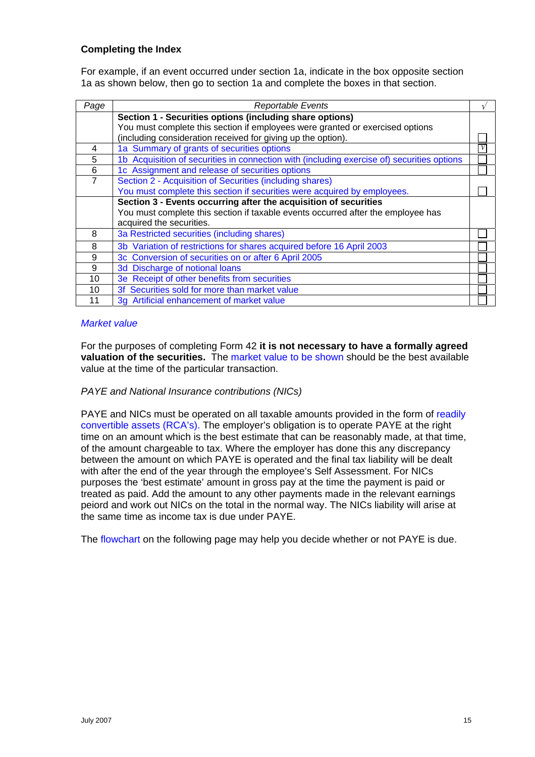### Completing the Index

For example, if an event occurred under section 1a, indicate in the box opposite section 1a as shown below, then go to section 1a and complete the boxes in that section.

| *Page* | *Reportable Events* | √ |
|---|---|---|
| | **Section 1 - Securities options (including share options)** You must complete this section if employees were granted or exercised options (including consideration received for giving up the option). | ☐ |
| 4 | 1a Summary of grants of securities options | √ |
| 5 | 1b Acquisition of securities in connection with (including exercise of) securities options | ☐ |
| 6 | 1c Assignment and release of securities options | ☐ |
| 7 | Section 2 - Acquisition of Securities (including shares) You must complete this section if securities were acquired by employees. | ☐ |
| | **Section 3 - Events occurring after the acquisition of securities** You must complete this section if taxable events occurred after the employee has acquired the securities. | |
| 8 | 3a Restricted securities (including shares) | ☐ |
| 8 | 3b Variation of restrictions for shares acquired before 16 April 2003 | ☐ |
| 9 | 3c Conversion of securities on or after 6 April 2005 | ☐ |
| 9 | 3d Discharge of notional loans | ☐ |
| 10 | 3e Receipt of other benefits from securities | ☐ |
| 10 | 3f Securities sold for more than market value | ☐ |
| 11 | 3g Artificial enhancement of market value | ☐ |

*Market value*

For the purposes of completing Form 42 **it is not necessary to have a formally agreed valuation of the securities.** The market value to be shown should be the best available value at the time of the particular transaction.

*PAYE and National Insurance contributions (NICs)*

PAYE and NICs must be operated on all taxable amounts provided in the form of readily convertible assets (RCA's). The employer's obligation is to operate PAYE at the right time on an amount which is the best estimate that can be reasonably made, at that time, of the amount chargeable to tax. Where the employer has done this any discrepancy between the amount on which PAYE is operated and the final tax liability will be dealt with after the end of the year through the employee's Self Assessment. For NICs purposes the 'best estimate' amount in gross pay at the time the payment is paid or treated as paid. Add the amount to any other payments made in the relevant earnings peiord and work out NICs on the total in the normal way. The NICs liability will arise at the same time as income tax is due under PAYE.

The flowchart on the following page may help you decide whether or not PAYE is due.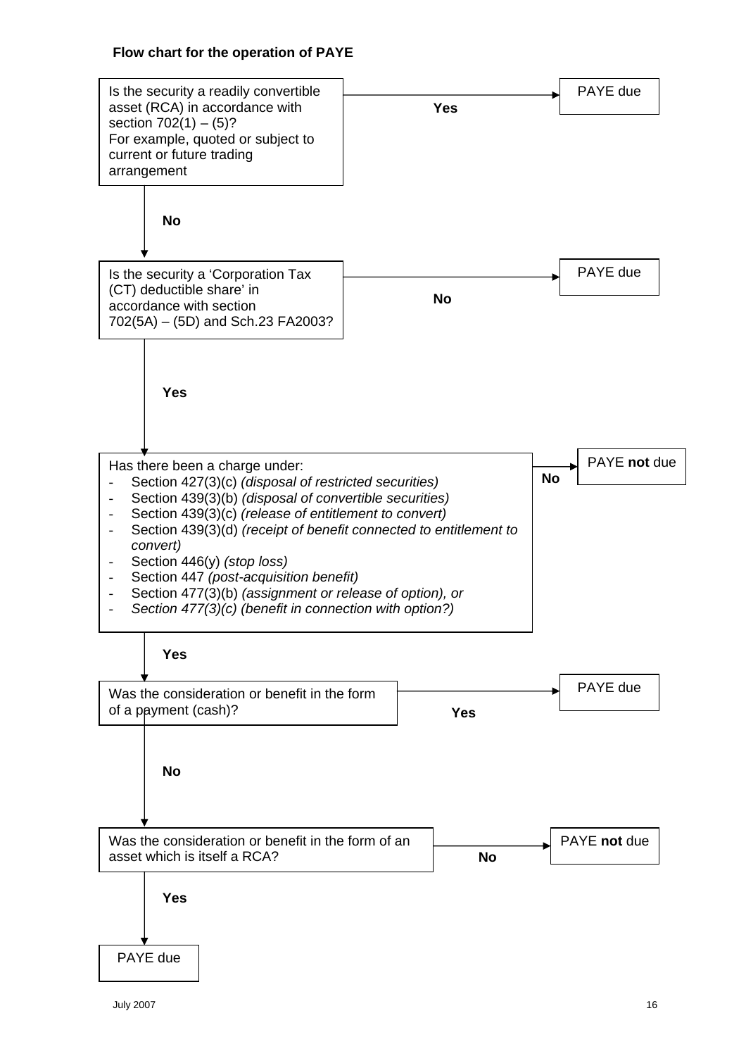**Flow chart for the operation of PAYE**

Is the security a readily convertible asset (RCA) in accordance with section 702(1) – (5)?
For example, quoted or subject to current or future trading arrangement

- **Yes** → PAYE due
- **No** ↓

Is the security a 'Corporation Tax (CT) deductible share' in accordance with section 702(5A) – (5D) and Sch.23 FA2003?

- **No** → PAYE due
- **Yes** ↓

Has there been a charge under:

- Section 427(3)(c) *(disposal of restricted securities)*
- Section 439(3)(b) *(disposal of convertible securities)*
- Section 439(3)(c) *(release of entitlement to convert)*
- Section 439(3)(d) *(receipt of benefit connected to entitlement to convert)*
- Section 446(y) *(stop loss)*
- Section 447 *(post-acquisition benefit)*
- Section 477(3)(b) *(assignment or release of option), or*
- *Section 477(3)(c) (benefit in connection with option?)*

- **No** → PAYE **not** due
- **Yes** ↓

Was the consideration or benefit in the form of a payment (cash)?

- **Yes** → PAYE due
- **No** ↓

Was the consideration or benefit in the form of an asset which is itself a RCA?

- **No** → PAYE **not** due
- **Yes** ↓

PAYE due

July 2007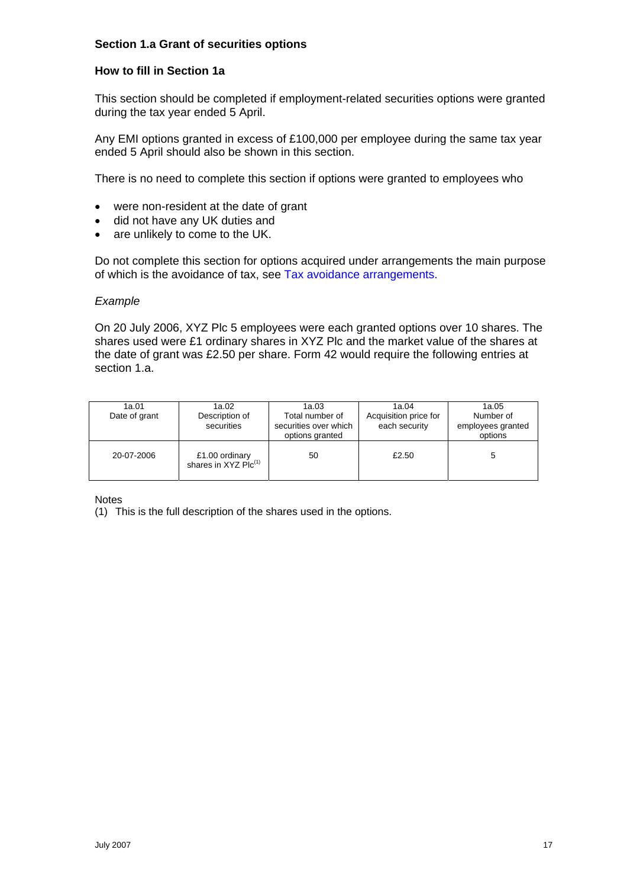### Section 1.a Grant of securities options

### How to fill in Section 1a

This section should be completed if employment-related securities options were granted during the tax year ended 5 April.

Any EMI options granted in excess of £100,000 per employee during the same tax year ended 5 April should also be shown in this section.

There is no need to complete this section if options were granted to employees who

- were non-resident at the date of grant
- did not have any UK duties and
- are unlikely to come to the UK.

Do not complete this section for options acquired under arrangements the main purpose of which is the avoidance of tax, see Tax avoidance arrangements.

*Example*

On 20 July 2006, XYZ Plc 5 employees were each granted options over 10 shares. The shares used were £1 ordinary shares in XYZ Plc and the market value of the shares at the date of grant was £2.50 per share. Form 42 would require the following entries at section 1.a.

| 1a.01 Date of grant | 1a.02 Description of securities | 1a.03 Total number of securities over which options granted | 1a.04 Acquisition price for each security | 1a.05 Number of employees granted options |
|---|---|---|---|---|
| 20-07-2006 | £1.00 ordinary shares in XYZ Plc[1] | 50 | £2.50 | 5 |

Notes
(1) This is the full description of the shares used in the options.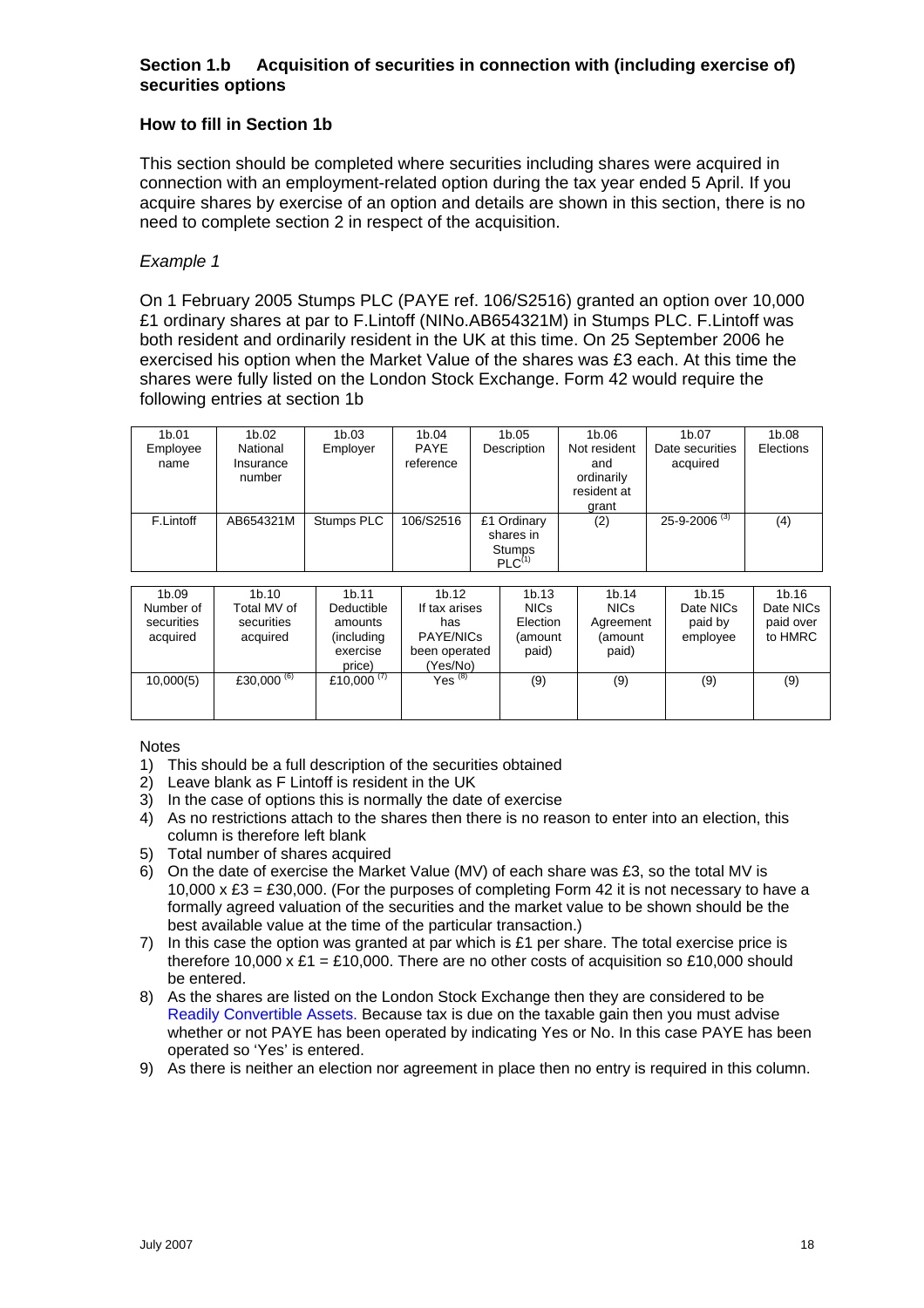### Section 1.b Acquisition of securities in connection with (including exercise of) securities options

### How to fill in Section 1b

This section should be completed where securities including shares were acquired in connection with an employment-related option during the tax year ended 5 April. If you acquire shares by exercise of an option and details are shown in this section, there is no need to complete section 2 in respect of the acquisition.

*Example 1*

On 1 February 2005 Stumps PLC (PAYE ref. 106/S2516) granted an option over 10,000 £1 ordinary shares at par to F.Lintoff (NINo.AB654321M) in Stumps PLC. F.Lintoff was both resident and ordinarily resident in the UK at this time. On 25 September 2006 he exercised his option when the Market Value of the shares was £3 each. At this time the shares were fully listed on the London Stock Exchange. Form 42 would require the following entries at section 1b

| 1b.01 Employee name | 1b.02 National Insurance number | 1b.03 Employer | 1b.04 PAYE reference | 1b.05 Description | 1b.06 Not resident and ordinarily resident at grant | 1b.07 Date securities acquired | 1b.08 Elections |
|---|---|---|---|---|---|---|---|
| F.Lintoff | AB654321M | Stumps PLC | 106/S2516 | £1 Ordinary shares in Stumps PLC(1) | (2) | 25-9-2006 (3) | (4) |

| 1b.09 Number of securities acquired | 1b.10 Total MV of securities acquired | 1b.11 Deductible amounts (including exercise price) | 1b.12 If tax arises has PAYE/NICs been operated (Yes/No) | 1b.13 NICs Election (amount paid) | 1b.14 NICs Agreement (amount paid) | 1b.15 Date NICs paid by employee | 1b.16 Date NICs paid over to HMRC |
|---|---|---|---|---|---|---|---|
| 10,000(5) | £30,000 (6) | £10,000 (7) | Yes (8) | (9) | (9) | (9) | (9) |

Notes

1) This should be a full description of the securities obtained
2) Leave blank as F Lintoff is resident in the UK
3) In the case of options this is normally the date of exercise
4) As no restrictions attach to the shares then there is no reason to enter into an election, this column is therefore left blank
5) Total number of shares acquired
6) On the date of exercise the Market Value (MV) of each share was £3, so the total MV is 10,000 x £3 = £30,000. (For the purposes of completing Form 42 it is not necessary to have a formally agreed valuation of the securities and the market value to be shown should be the best available value at the time of the particular transaction.)
7) In this case the option was granted at par which is £1 per share. The total exercise price is therefore 10,000 x £1 = £10,000. There are no other costs of acquisition so £10,000 should be entered.
8) As the shares are listed on the London Stock Exchange then they are considered to be Readily Convertible Assets. Because tax is due on the taxable gain then you must advise whether or not PAYE has been operated by indicating Yes or No. In this case PAYE has been operated so 'Yes' is entered.
9) As there is neither an election nor agreement in place then no entry is required in this column.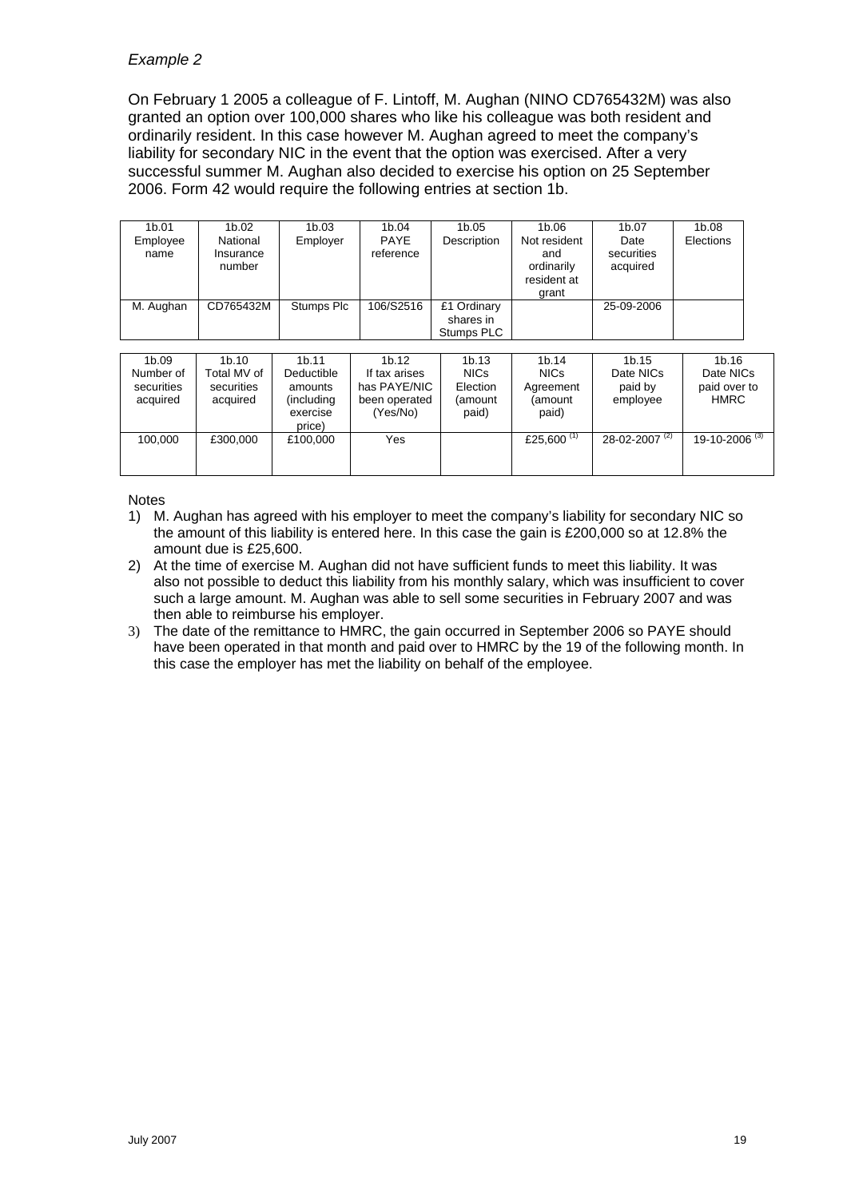*Example 2*

On February 1 2005 a colleague of F. Lintoff, M. Aughan (NINO CD765432M) was also granted an option over 100,000 shares who like his colleague was both resident and ordinarily resident. In this case however M. Aughan agreed to meet the company's liability for secondary NIC in the event that the option was exercised. After a very successful summer M. Aughan also decided to exercise his option on 25 September 2006. Form 42 would require the following entries at section 1b.

| 1b.01 Employee name | 1b.02 National Insurance number | 1b.03 Employer | 1b.04 PAYE reference | 1b.05 Description | 1b.06 Not resident and ordinarily resident at grant | 1b.07 Date securities acquired | 1b.08 Elections |
|---|---|---|---|---|---|---|---|
| M. Aughan | CD765432M | Stumps Plc | 106/S2516 | £1 Ordinary shares in Stumps PLC | | 25-09-2006 | |

| 1b.09 Number of securities acquired | 1b.10 Total MV of securities acquired | 1b.11 Deductible amounts (including exercise price) | 1b.12 If tax arises has PAYE/NIC been operated (Yes/No) | 1b.13 NICs Election (amount paid) | 1b.14 NICs Agreement (amount paid) | 1b.15 Date NICs paid by employee | 1b.16 Date NICs paid over to HMRC |
|---|---|---|---|---|---|---|---|
| 100,000 | £300,000 | £100,000 | Yes | | £25,600 (1) | 28-02-2007 (2) | 19-10-2006 (3) |

Notes

1) M. Aughan has agreed with his employer to meet the company's liability for secondary NIC so the amount of this liability is entered here. In this case the gain is £200,000 so at 12.8% the amount due is £25,600.
2) At the time of exercise M. Aughan did not have sufficient funds to meet this liability. It was also not possible to deduct this liability from his monthly salary, which was insufficient to cover such a large amount. M. Aughan was able to sell some securities in February 2007 and was then able to reimburse his employer.
3) The date of the remittance to HMRC, the gain occurred in September 2006 so PAYE should have been operated in that month and paid over to HMRC by the 19 of the following month. In this case the employer has met the liability on behalf of the employee.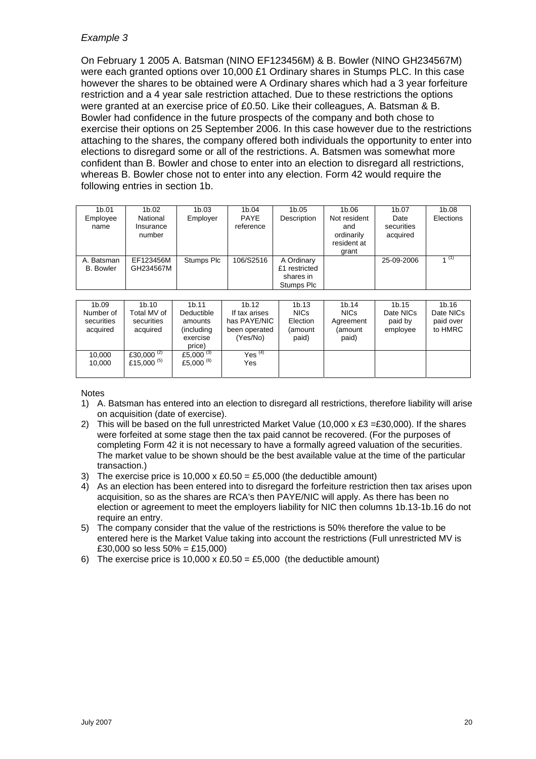*Example 3*

On February 1 2005 A. Batsman (NINO EF123456M) & B. Bowler (NINO GH234567M) were each granted options over 10,000 £1 Ordinary shares in Stumps PLC. In this case however the shares to be obtained were A Ordinary shares which had a 3 year forfeiture restriction and a 4 year sale restriction attached. Due to these restrictions the options were granted at an exercise price of £0.50. Like their colleagues, A. Batsman & B. Bowler had confidence in the future prospects of the company and both chose to exercise their options on 25 September 2006. In this case however due to the restrictions attaching to the shares, the company offered both individuals the opportunity to enter into elections to disregard some or all of the restrictions. A. Batsmen was somewhat more confident than B. Bowler and chose to enter into an election to disregard all restrictions, whereas B. Bowler chose not to enter into any election. Form 42 would require the following entries in section 1b.

| 1b.01 Employee name | 1b.02 National Insurance number | 1b.03 Employer | 1b.04 PAYE reference | 1b.05 Description | 1b.06 Not resident and ordinarily resident at grant | 1b.07 Date securities acquired | 1b.08 Elections |
|---|---|---|---|---|---|---|---|
| A. Batsman<br>B. Bowler | EF123456M<br>GH234567M | Stumps Plc | 106/S2516 | A Ordinary £1 restricted shares in Stumps Plc | | 25-09-2006 | 1 (1) |

| 1b.09 Number of securities acquired | 1b.10 Total MV of securities acquired | 1b.11 Deductible amounts (including exercise price) | 1b.12 If tax arises has PAYE/NIC been operated (Yes/No) | 1b.13 NICs Election (amount paid) | 1b.14 NICs Agreement (amount paid) | 1b.15 Date NICs paid by employee | 1b.16 Date NICs paid over to HMRC |
|---|---|---|---|---|---|---|---|
| 10,000<br>10,000 | £30,000 (2)<br>£15,000 (5) | £5,000 (3)<br>£5,000 (6) | Yes (4)<br>Yes | | | | |

Notes

1) A. Batsman has entered into an election to disregard all restrictions, therefore liability will arise on acquisition (date of exercise).
2) This will be based on the full unrestricted Market Value (10,000 x £3 =£30,000). If the shares were forfeited at some stage then the tax paid cannot be recovered. (For the purposes of completing Form 42 it is not necessary to have a formally agreed valuation of the securities. The market value to be shown should be the best available value at the time of the particular transaction.)
3) The exercise price is 10,000 x £0.50 = £5,000 (the deductible amount)
4) As an election has been entered into to disregard the forfeiture restriction then tax arises upon acquisition, so as the shares are RCA's then PAYE/NIC will apply. As there has been no election or agreement to meet the employers liability for NIC then columns 1b.13-1b.16 do not require an entry.
5) The company consider that the value of the restrictions is 50% therefore the value to be entered here is the Market Value taking into account the restrictions (Full unrestricted MV is £30,000 so less 50% = £15,000)
6) The exercise price is 10,000 x £0.50 = £5,000 (the deductible amount)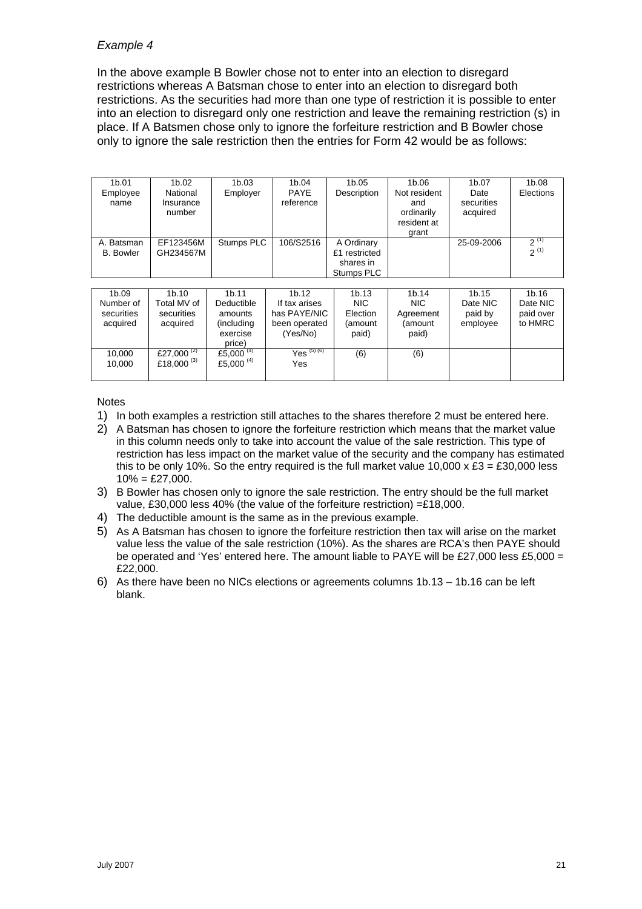*Example 4*

In the above example B Bowler chose not to enter into an election to disregard restrictions whereas A Batsman chose to enter into an election to disregard both restrictions. As the securities had more than one type of restriction it is possible to enter into an election to disregard only one restriction and leave the remaining restriction (s) in place. If A Batsmen chose only to ignore the forfeiture restriction and B Bowler chose only to ignore the sale restriction then the entries for Form 42 would be as follows:

| 1b.01 Employee name | 1b.02 National Insurance number | 1b.03 Employer | 1b.04 PAYE reference | 1b.05 Description | 1b.06 Not resident and ordinarily resident at grant | 1b.07 Date securities acquired | 1b.08 Elections |
|---|---|---|---|---|---|---|---|
| A. Batsman<br>B. Bowler | EF123456M<br>GH234567M | Stumps PLC | 106/S2516 | A Ordinary £1 restricted shares in Stumps PLC | | 25-09-2006 | 2 (1)<br>2 (1) |

| 1b.09 Number of securities acquired | 1b.10 Total MV of securities acquired | 1b.11 Deductible amounts (including exercise price) | 1b.12 If tax arises has PAYE/NIC been operated (Yes/No) | 1b.13 NIC Election (amount paid) | 1b.14 NIC Agreement (amount paid) | 1b.15 Date NIC paid by employee | 1b.16 Date NIC paid over to HMRC |
|---|---|---|---|---|---|---|---|
| 10,000<br>10,000 | £27,000 (2)<br>£18,000 (3) | £5,000 (4)<br>£5,000 (4) | Yes (5) (6)<br>Yes | (6) | (6) | | |

Notes

1) In both examples a restriction still attaches to the shares therefore 2 must be entered here.
2) A Batsman has chosen to ignore the forfeiture restriction which means that the market value in this column needs only to take into account the value of the sale restriction. This type of restriction has less impact on the market value of the security and the company has estimated this to be only 10%. So the entry required is the full market value 10,000 x £3 = £30,000 less 10% = £27,000.
3) B Bowler has chosen only to ignore the sale restriction. The entry should be the full market value, £30,000 less 40% (the value of the forfeiture restriction) =£18,000.
4) The deductible amount is the same as in the previous example.
5) As A Batsman has chosen to ignore the forfeiture restriction then tax will arise on the market value less the value of the sale restriction (10%). As the shares are RCA's then PAYE should be operated and 'Yes' entered here. The amount liable to PAYE will be £27,000 less £5,000 = £22,000.
6) As there have been no NICs elections or agreements columns 1b.13 – 1b.16 can be left blank.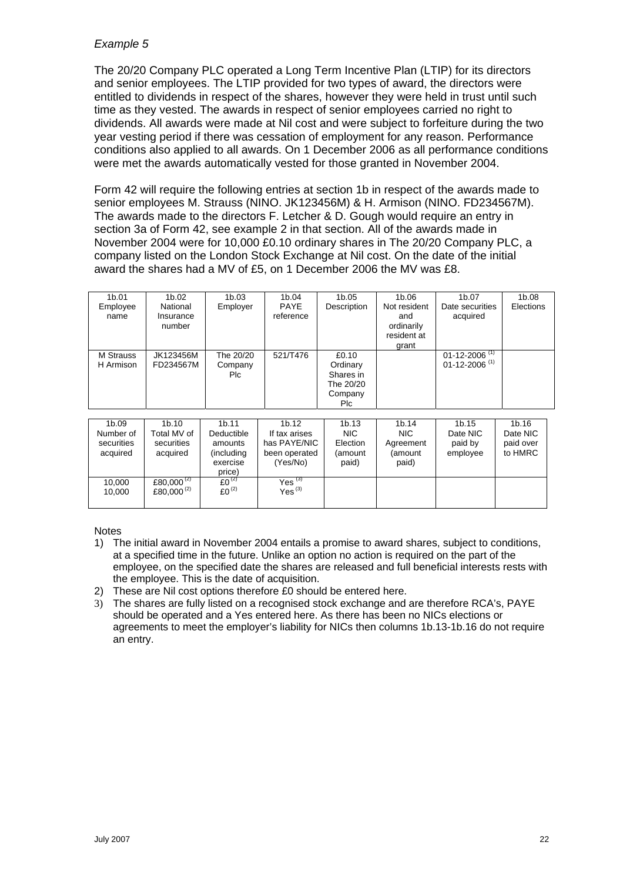*Example 5*

The 20/20 Company PLC operated a Long Term Incentive Plan (LTIP) for its directors and senior employees. The LTIP provided for two types of award, the directors were entitled to dividends in respect of the shares, however they were held in trust until such time as they vested. The awards in respect of senior employees carried no right to dividends. All awards were made at Nil cost and were subject to forfeiture during the two year vesting period if there was cessation of employment for any reason. Performance conditions also applied to all awards. On 1 December 2006 as all performance conditions were met the awards automatically vested for those granted in November 2004.

Form 42 will require the following entries at section 1b in respect of the awards made to senior employees M. Strauss (NINO. JK123456M) & H. Armison (NINO. FD234567M). The awards made to the directors F. Letcher & D. Gough would require an entry in section 3a of Form 42, see example 2 in that section. All of the awards made in November 2004 were for 10,000 £0.10 ordinary shares in The 20/20 Company PLC, a company listed on the London Stock Exchange at Nil cost. On the date of the initial award the shares had a MV of £5, on 1 December 2006 the MV was £8.

| 1b.01 Employee name | 1b.02 National Insurance number | 1b.03 Employer | 1b.04 PAYE reference | 1b.05 Description | 1b.06 Not resident and ordinarily resident at grant | 1b.07 Date securities acquired | 1b.08 Elections |
|---|---|---|---|---|---|---|---|
| M Strauss<br>H Armison | JK123456M<br>FD234567M | The 20/20 Company Plc | 521/T476 | £0.10 Ordinary Shares in The 20/20 Company Plc | | 01-12-2006 [1]<br>01-12-2006 [1] | |

| 1b.09 Number of securities acquired | 1b.10 Total MV of securities acquired | 1b.11 Deductible amounts (including exercise price) | 1b.12 If tax arises has PAYE/NIC been operated (Yes/No) | 1b.13 NIC Election (amount paid) | 1b.14 NIC Agreement (amount paid) | 1b.15 Date NIC paid by employee | 1b.16 Date NIC paid over to HMRC |
|---|---|---|---|---|---|---|---|
| 10,000<br>10,000 | £80,000 [2]<br>£80,000 [2] | £0 [2]<br>£0 [2] | Yes [3]<br>Yes [3] | | | | |

Notes

1) The initial award in November 2004 entails a promise to award shares, subject to conditions, at a specified time in the future. Unlike an option no action is required on the part of the employee, on the specified date the shares are released and full beneficial interests rests with the employee. This is the date of acquisition.
2) These are Nil cost options therefore £0 should be entered here.
3) The shares are fully listed on a recognised stock exchange and are therefore RCA's, PAYE should be operated and a Yes entered here. As there has been no NICs elections or agreements to meet the employer's liability for NICs then columns 1b.13-1b.16 do not require an entry.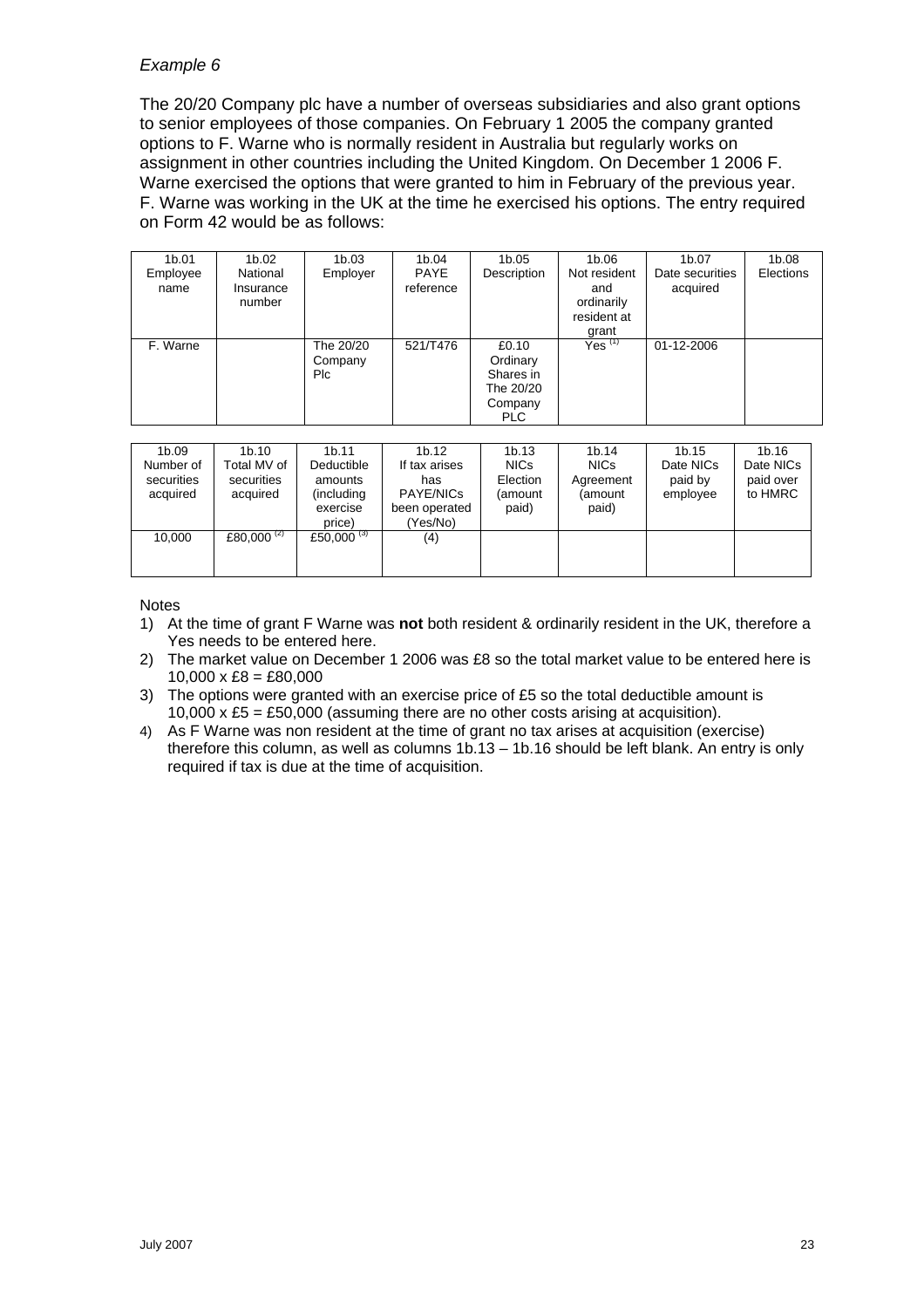*Example 6*

The 20/20 Company plc have a number of overseas subsidiaries and also grant options to senior employees of those companies. On February 1 2005 the company granted options to F. Warne who is normally resident in Australia but regularly works on assignment in other countries including the United Kingdom. On December 1 2006 F. Warne exercised the options that were granted to him in February of the previous year. F. Warne was working in the UK at the time he exercised his options. The entry required on Form 42 would be as follows:

| 1b.01 Employee name | 1b.02 National Insurance number | 1b.03 Employer | 1b.04 PAYE reference | 1b.05 Description | 1b.06 Not resident and ordinarily resident at grant | 1b.07 Date securities acquired | 1b.08 Elections |
|---|---|---|---|---|---|---|---|
| F. Warne | | The 20/20 Company Plc | 521/T476 | £0.10 Ordinary Shares in The 20/20 Company PLC | Yes [(1)] | 01-12-2006 | |

| 1b.09 Number of securities acquired | 1b.10 Total MV of securities acquired | 1b.11 Deductible amounts (including exercise price) | 1b.12 If tax arises has PAYE/NICs been operated (Yes/No) | 1b.13 NICs Election (amount paid) | 1b.14 NICs Agreement (amount paid) | 1b.15 Date NICs paid by employee | 1b.16 Date NICs paid over to HMRC |
|---|---|---|---|---|---|---|---|
| 10,000 | £80,000 [(2)] | £50,000 [(3)] | (4) | | | | |

Notes

1) At the time of grant F Warne was **not** both resident & ordinarily resident in the UK, therefore a Yes needs to be entered here.
2) The market value on December 1 2006 was £8 so the total market value to be entered here is 10,000 x £8 = £80,000
3) The options were granted with an exercise price of £5 so the total deductible amount is 10,000 x £5 = £50,000 (assuming there are no other costs arising at acquisition).
4) As F Warne was non resident at the time of grant no tax arises at acquisition (exercise) therefore this column, as well as columns 1b.13 – 1b.16 should be left blank. An entry is only required if tax is due at the time of acquisition.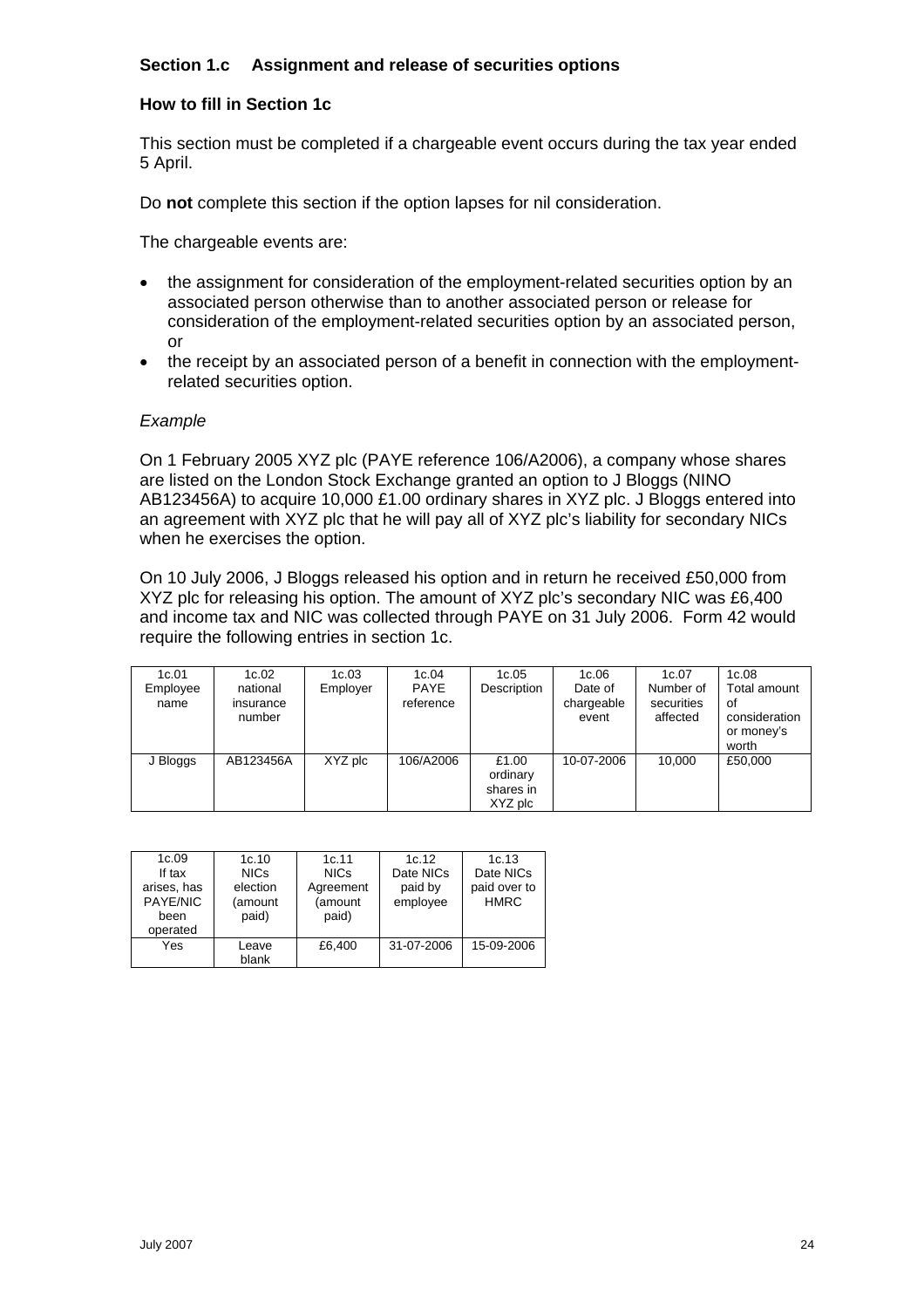### Section 1.c Assignment and release of securities options

**How to fill in Section 1c**

This section must be completed if a chargeable event occurs during the tax year ended 5 April.

Do **not** complete this section if the option lapses for nil consideration.

The chargeable events are:

- the assignment for consideration of the employment-related securities option by an associated person otherwise than to another associated person or release for consideration of the employment-related securities option by an associated person, or
- the receipt by an associated person of a benefit in connection with the employment-related securities option.

*Example*

On 1 February 2005 XYZ plc (PAYE reference 106/A2006), a company whose shares are listed on the London Stock Exchange granted an option to J Bloggs (NINO AB123456A) to acquire 10,000 £1.00 ordinary shares in XYZ plc. J Bloggs entered into an agreement with XYZ plc that he will pay all of XYZ plc's liability for secondary NICs when he exercises the option.

On 10 July 2006, J Bloggs released his option and in return he received £50,000 from XYZ plc for releasing his option. The amount of XYZ plc's secondary NIC was £6,400 and income tax and NIC was collected through PAYE on 31 July 2006. Form 42 would require the following entries in section 1c.

| 1c.01 Employee name | 1c.02 national insurance number | 1c.03 Employer | 1c.04 PAYE reference | 1c.05 Description | 1c.06 Date of chargeable event | 1c.07 Number of securities affected | 1c.08 Total amount of consideration or money's worth |
|---|---|---|---|---|---|---|---|
| J Bloggs | AB123456A | XYZ plc | 106/A2006 | £1.00 ordinary shares in XYZ plc | 10-07-2006 | 10,000 | £50,000 |

| 1c.09 If tax arises, has PAYE/NIC been operated | 1c.10 NICs election (amount paid) | 1c.11 NICs Agreement (amount paid) | 1c.12 Date NICs paid by employee | 1c.13 Date NICs paid over to HMRC |
|---|---|---|---|---|
| Yes | Leave blank | £6,400 | 31-07-2006 | 15-09-2006 |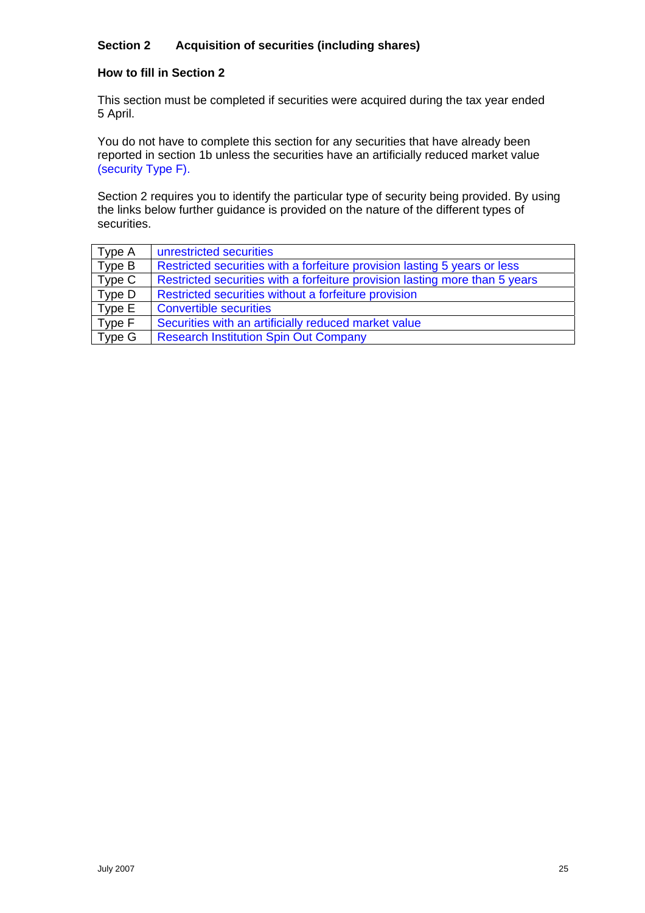## Section 2 Acquisition of securities (including shares)

### How to fill in Section 2

This section must be completed if securities were acquired during the tax year ended 5 April.

You do not have to complete this section for any securities that have already been reported in section 1b unless the securities have an artificially reduced market value (security Type F).

Section 2 requires you to identify the particular type of security being provided. By using the links below further guidance is provided on the nature of the different types of securities.

| Type | Description |
|---|---|
| Type A | unrestricted securities |
| Type B | Restricted securities with a forfeiture provision lasting 5 years or less |
| Type C | Restricted securities with a forfeiture provision lasting more than 5 years |
| Type D | Restricted securities without a forfeiture provision |
| Type E | Convertible securities |
| Type F | Securities with an artificially reduced market value |
| Type G | Research Institution Spin Out Company |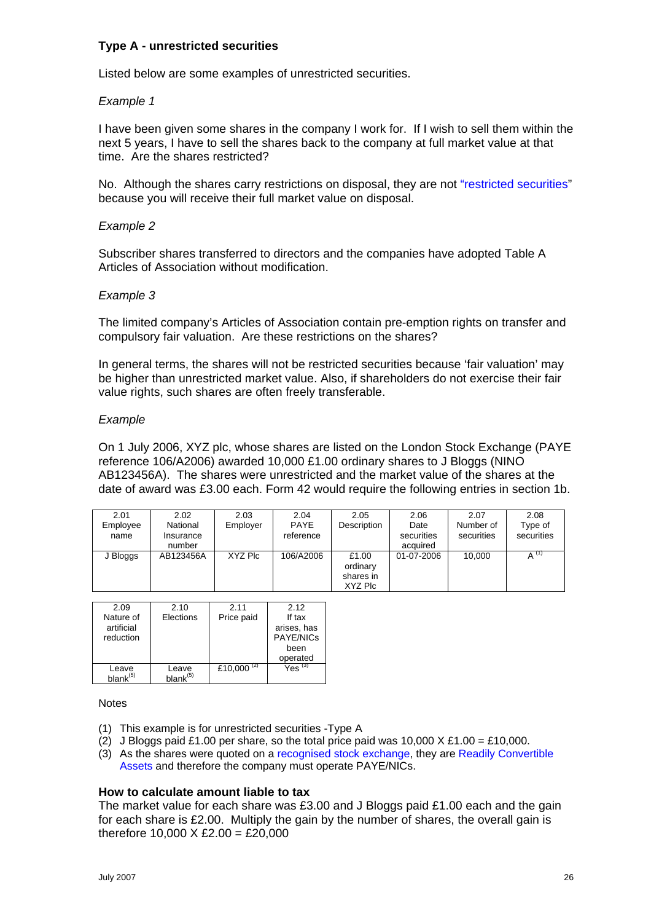### Type A - unrestricted securities

Listed below are some examples of unrestricted securities.

*Example 1*

I have been given some shares in the company I work for. If I wish to sell them within the next 5 years, I have to sell the shares back to the company at full market value at that time. Are the shares restricted?

No. Although the shares carry restrictions on disposal, they are not "restricted securities" because you will receive their full market value on disposal.

*Example 2*

Subscriber shares transferred to directors and the companies have adopted Table A Articles of Association without modification.

*Example 3*

The limited company's Articles of Association contain pre-emption rights on transfer and compulsory fair valuation. Are these restrictions on the shares?

In general terms, the shares will not be restricted securities because 'fair valuation' may be higher than unrestricted market value. Also, if shareholders do not exercise their fair value rights, such shares are often freely transferable.

*Example*

On 1 July 2006, XYZ plc, whose shares are listed on the London Stock Exchange (PAYE reference 106/A2006) awarded 10,000 £1.00 ordinary shares to J Bloggs (NINO AB123456A). The shares were unrestricted and the market value of the shares at the date of award was £3.00 each. Form 42 would require the following entries in section 1b.

| 2.01 Employee name | 2.02 National Insurance number | 2.03 Employer | 2.04 PAYE reference | 2.05 Description | 2.06 Date securities acquired | 2.07 Number of securities | 2.08 Type of securities |
|---|---|---|---|---|---|---|---|
| J Bloggs | AB123456A | XYZ Plc | 106/A2006 | £1.00 ordinary shares in XYZ Plc | 01-07-2006 | 10,000 | A [(1)] |

| 2.09 Nature of artificial reduction | 2.10 Elections | 2.11 Price paid | 2.12 If tax arises, has PAYE/NICs been operated |
|---|---|---|---|
| Leave blank[(5)] | Leave blank[(5)] | £10,000 [(2)] | Yes [(3)] |

Notes

(1) This example is for unrestricted securities -Type A
(2) J Bloggs paid £1.00 per share, so the total price paid was 10,000 X £1.00 = £10,000.
(3) As the shares were quoted on a recognised stock exchange, they are Readily Convertible Assets and therefore the company must operate PAYE/NICs.

**How to calculate amount liable to tax**

The market value for each share was £3.00 and J Bloggs paid £1.00 each and the gain for each share is £2.00. Multiply the gain by the number of shares, the overall gain is therefore 10,000 X £2.00 = £20,000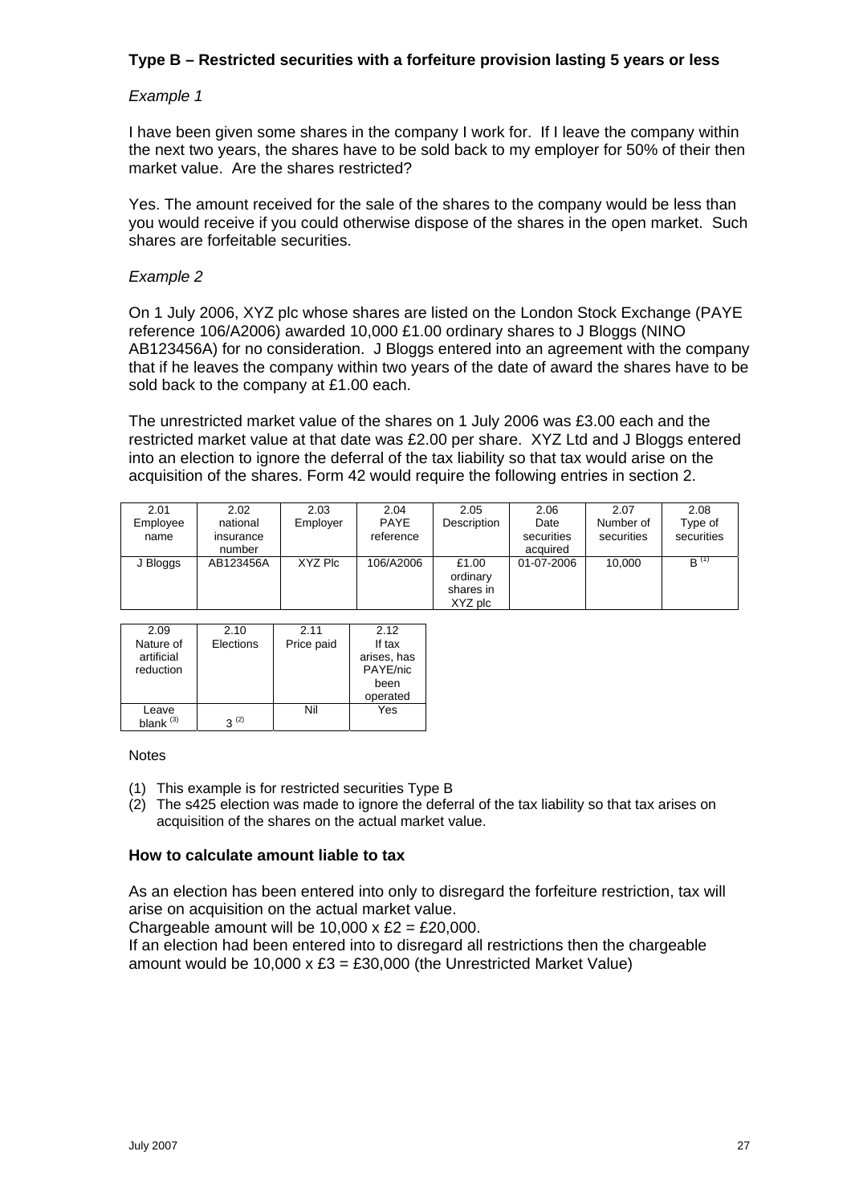**Type B – Restricted securities with a forfeiture provision lasting 5 years or less**

*Example 1*

I have been given some shares in the company I work for. If I leave the company within the next two years, the shares have to be sold back to my employer for 50% of their then market value. Are the shares restricted?

Yes. The amount received for the sale of the shares to the company would be less than you would receive if you could otherwise dispose of the shares in the open market. Such shares are forfeitable securities.

*Example 2*

On 1 July 2006, XYZ plc whose shares are listed on the London Stock Exchange (PAYE reference 106/A2006) awarded 10,000 £1.00 ordinary shares to J Bloggs (NINO AB123456A) for no consideration. J Bloggs entered into an agreement with the company that if he leaves the company within two years of the date of award the shares have to be sold back to the company at £1.00 each.

The unrestricted market value of the shares on 1 July 2006 was £3.00 each and the restricted market value at that date was £2.00 per share. XYZ Ltd and J Bloggs entered into an election to ignore the deferral of the tax liability so that tax would arise on the acquisition of the shares. Form 42 would require the following entries in section 2.

| 2.01 Employee name | 2.02 national insurance number | 2.03 Employer | 2.04 PAYE reference | 2.05 Description | 2.06 Date securities acquired | 2.07 Number of securities | 2.08 Type of securities |
|---|---|---|---|---|---|---|---|
| J Bloggs | AB123456A | XYZ Plc | 106/A2006 | £1.00 ordinary shares in XYZ plc | 01-07-2006 | 10,000 | B [(1)] |

| 2.09 Nature of artificial reduction | 2.10 Elections | 2.11 Price paid | 2.12 If tax arises, has PAYE/nic been operated |
|---|---|---|---|
| Leave blank [(3)] | 3 [(2)] | Nil | Yes |

Notes

(1) This example is for restricted securities Type B
(2) The s425 election was made to ignore the deferral of the tax liability so that tax arises on acquisition of the shares on the actual market value.

**How to calculate amount liable to tax**

As an election has been entered into only to disregard the forfeiture restriction, tax will arise on acquisition on the actual market value.
Chargeable amount will be 10,000 x £2 = £20,000.
If an election had been entered into to disregard all restrictions then the chargeable amount would be 10,000 x £3 = £30,000 (the Unrestricted Market Value)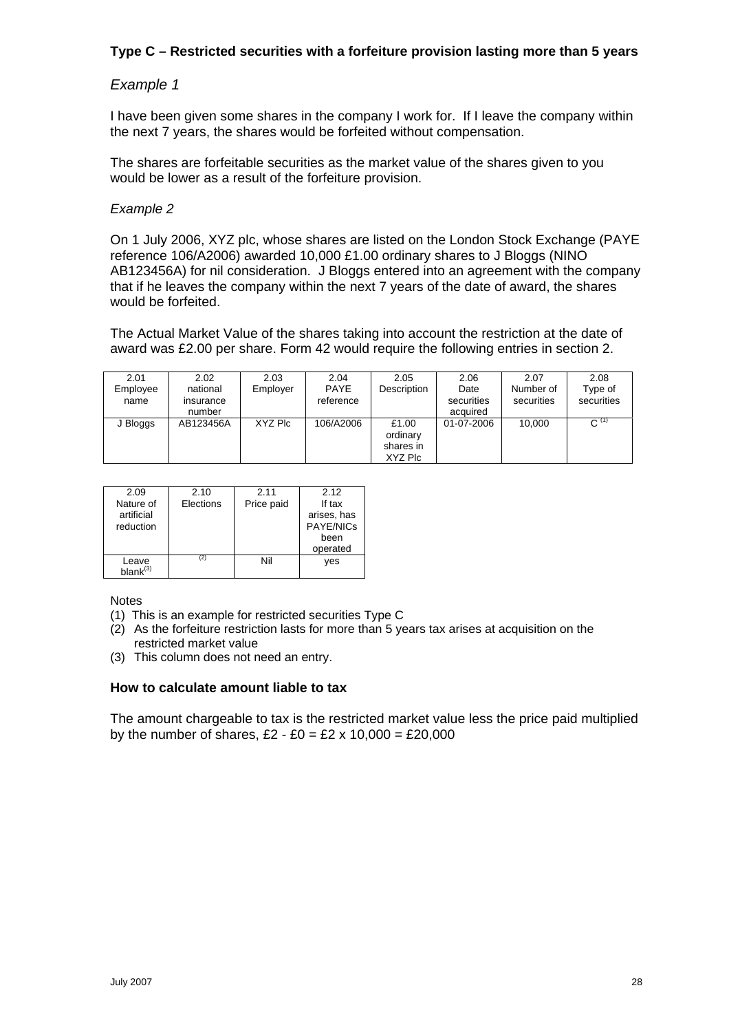**Type C – Restricted securities with a forfeiture provision lasting more than 5 years**

*Example 1*

I have been given some shares in the company I work for. If I leave the company within the next 7 years, the shares would be forfeited without compensation.

The shares are forfeitable securities as the market value of the shares given to you would be lower as a result of the forfeiture provision.

*Example 2*

On 1 July 2006, XYZ plc, whose shares are listed on the London Stock Exchange (PAYE reference 106/A2006) awarded 10,000 £1.00 ordinary shares to J Bloggs (NINO AB123456A) for nil consideration. J Bloggs entered into an agreement with the company that if he leaves the company within the next 7 years of the date of award, the shares would be forfeited.

The Actual Market Value of the shares taking into account the restriction at the date of award was £2.00 per share. Form 42 would require the following entries in section 2.

| 2.01 Employee name | 2.02 national insurance number | 2.03 Employer | 2.04 PAYE reference | 2.05 Description | 2.06 Date securities acquired | 2.07 Number of securities | 2.08 Type of securities |
|---|---|---|---|---|---|---|---|
| J Bloggs | AB123456A | XYZ Plc | 106/A2006 | £1.00 ordinary shares in XYZ Plc | 01-07-2006 | 10,000 | C (1) |

| 2.09 Nature of artificial reduction | 2.10 Elections | 2.11 Price paid | 2.12 If tax arises, has PAYE/NICs been operated |
|---|---|---|---|
| Leave blank(3) | (2) | Nil | yes |

Notes
(1) This is an example for restricted securities Type C
(2) As the forfeiture restriction lasts for more than 5 years tax arises at acquisition on the restricted market value
(3) This column does not need an entry.

**How to calculate amount liable to tax**

The amount chargeable to tax is the restricted market value less the price paid multiplied by the number of shares, £2 - £0 = £2 x 10,000 = £20,000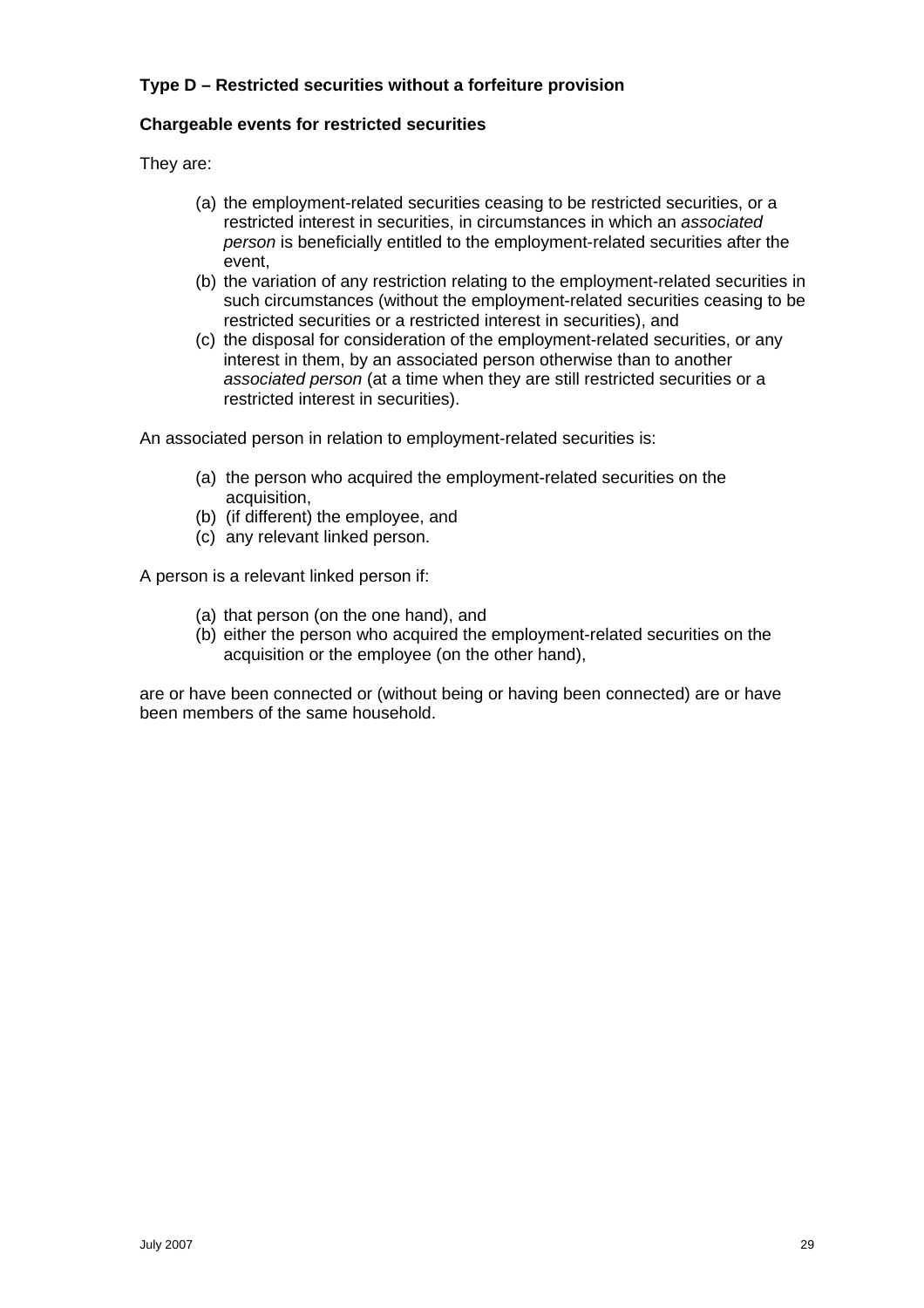**Type D – Restricted securities without a forfeiture provision**

**Chargeable events for restricted securities**

They are:

(a) the employment-related securities ceasing to be restricted securities, or a restricted interest in securities, in circumstances in which an *associated person* is beneficially entitled to the employment-related securities after the event,
(b) the variation of any restriction relating to the employment-related securities in such circumstances (without the employment-related securities ceasing to be restricted securities or a restricted interest in securities), and
(c) the disposal for consideration of the employment-related securities, or any interest in them, by an associated person otherwise than to another *associated person* (at a time when they are still restricted securities or a restricted interest in securities).

An associated person in relation to employment-related securities is:

(a) the person who acquired the employment-related securities on the acquisition,
(b) (if different) the employee, and
(c) any relevant linked person.

A person is a relevant linked person if:

(a) that person (on the one hand), and
(b) either the person who acquired the employment-related securities on the acquisition or the employee (on the other hand),

are or have been connected or (without being or having been connected) are or have been members of the same household.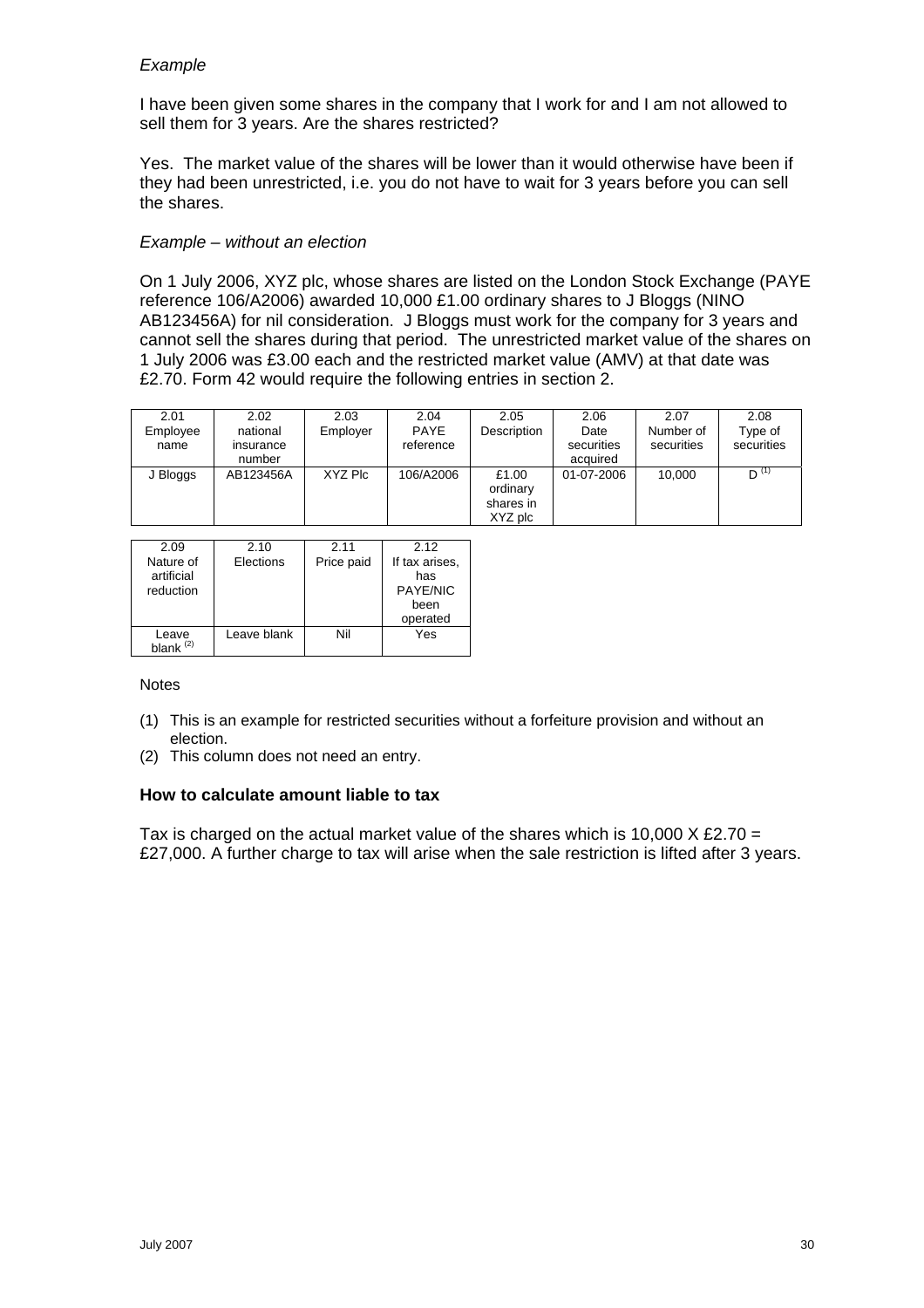*Example*

I have been given some shares in the company that I work for and I am not allowed to sell them for 3 years. Are the shares restricted?

Yes. The market value of the shares will be lower than it would otherwise have been if they had been unrestricted, i.e. you do not have to wait for 3 years before you can sell the shares.

*Example – without an election*

On 1 July 2006, XYZ plc, whose shares are listed on the London Stock Exchange (PAYE reference 106/A2006) awarded 10,000 £1.00 ordinary shares to J Bloggs (NINO AB123456A) for nil consideration. J Bloggs must work for the company for 3 years and cannot sell the shares during that period. The unrestricted market value of the shares on 1 July 2006 was £3.00 each and the restricted market value (AMV) at that date was £2.70. Form 42 would require the following entries in section 2.

| 2.01 Employee name | 2.02 national insurance number | 2.03 Employer | 2.04 PAYE reference | 2.05 Description | 2.06 Date securities acquired | 2.07 Number of securities | 2.08 Type of securities |
|---|---|---|---|---|---|---|---|
| J Bloggs | AB123456A | XYZ Plc | 106/A2006 | £1.00 ordinary shares in XYZ plc | 01-07-2006 | 10,000 | D (1) |

| 2.09 Nature of artificial reduction | 2.10 Elections | 2.11 Price paid | 2.12 If tax arises, has PAYE/NIC been operated |
|---|---|---|---|
| Leave blank (2) | Leave blank | Nil | Yes |

Notes

(1) This is an example for restricted securities without a forfeiture provision and without an election.
(2) This column does not need an entry.

**How to calculate amount liable to tax**

Tax is charged on the actual market value of the shares which is 10,000 X £2.70 = £27,000. A further charge to tax will arise when the sale restriction is lifted after 3 years.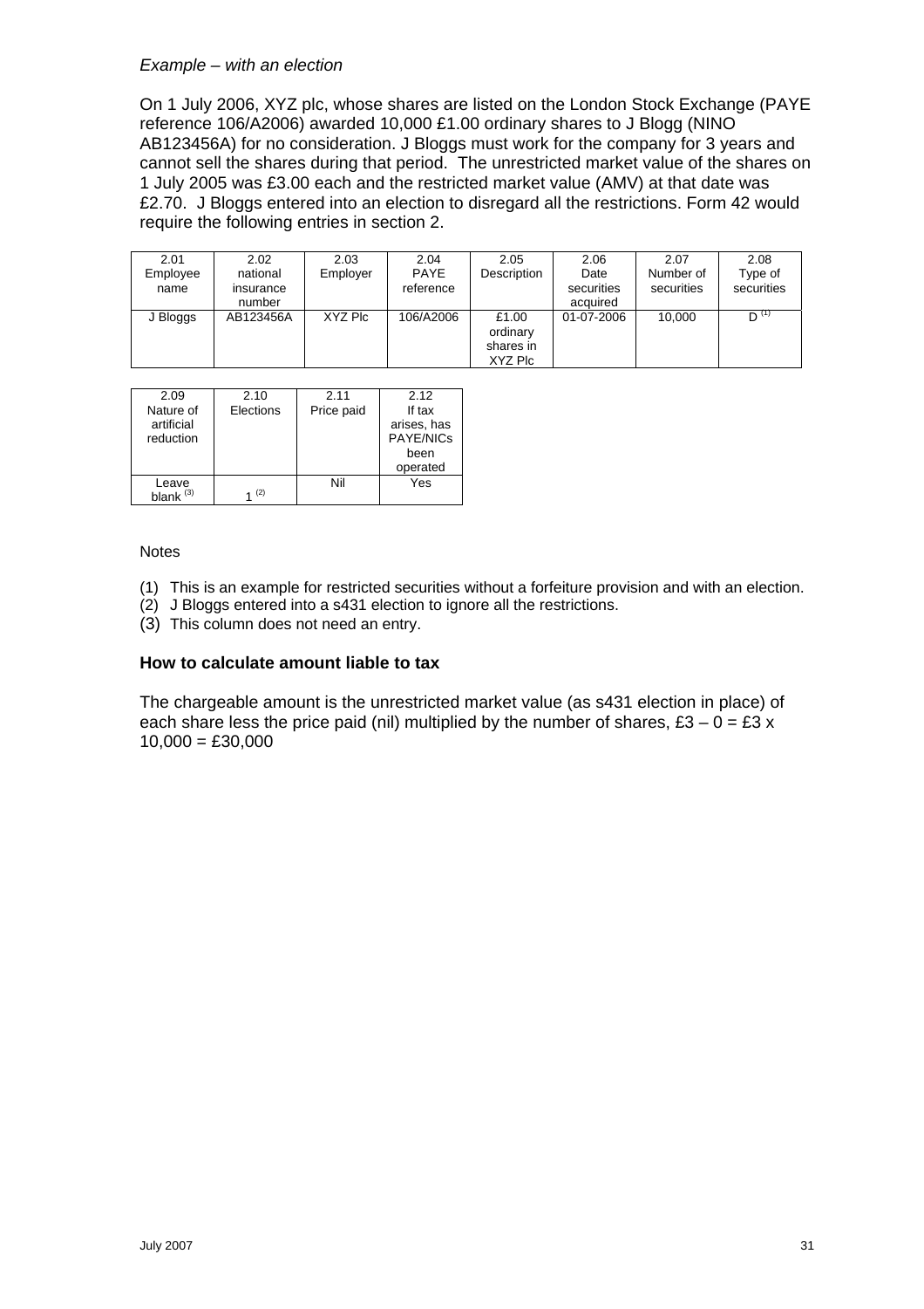*Example – with an election*

On 1 July 2006, XYZ plc, whose shares are listed on the London Stock Exchange (PAYE reference 106/A2006) awarded 10,000 £1.00 ordinary shares to J Blogg (NINO AB123456A) for no consideration. J Bloggs must work for the company for 3 years and cannot sell the shares during that period. The unrestricted market value of the shares on 1 July 2005 was £3.00 each and the restricted market value (AMV) at that date was £2.70. J Bloggs entered into an election to disregard all the restrictions. Form 42 would require the following entries in section 2.

| 2.01 Employee name | 2.02 national insurance number | 2.03 Employer | 2.04 PAYE reference | 2.05 Description | 2.06 Date securities acquired | 2.07 Number of securities | 2.08 Type of securities |
|---|---|---|---|---|---|---|---|
| J Bloggs | AB123456A | XYZ Plc | 106/A2006 | £1.00 ordinary shares in XYZ Plc | 01-07-2006 | 10,000 | D [(1)] |

| 2.09 Nature of artificial reduction | 2.10 Elections | 2.11 Price paid | 2.12 If tax arises, has PAYE/NICs been operated |
|---|---|---|---|
| Leave blank [(3)] | 1 [(2)] | Nil | Yes |

Notes

(1) This is an example for restricted securities without a forfeiture provision and with an election.
(2) J Bloggs entered into a s431 election to ignore all the restrictions.
(3) This column does not need an entry.

**How to calculate amount liable to tax**

The chargeable amount is the unrestricted market value (as s431 election in place) of each share less the price paid (nil) multiplied by the number of shares, £3 – 0 = £3 x 10,000 = £30,000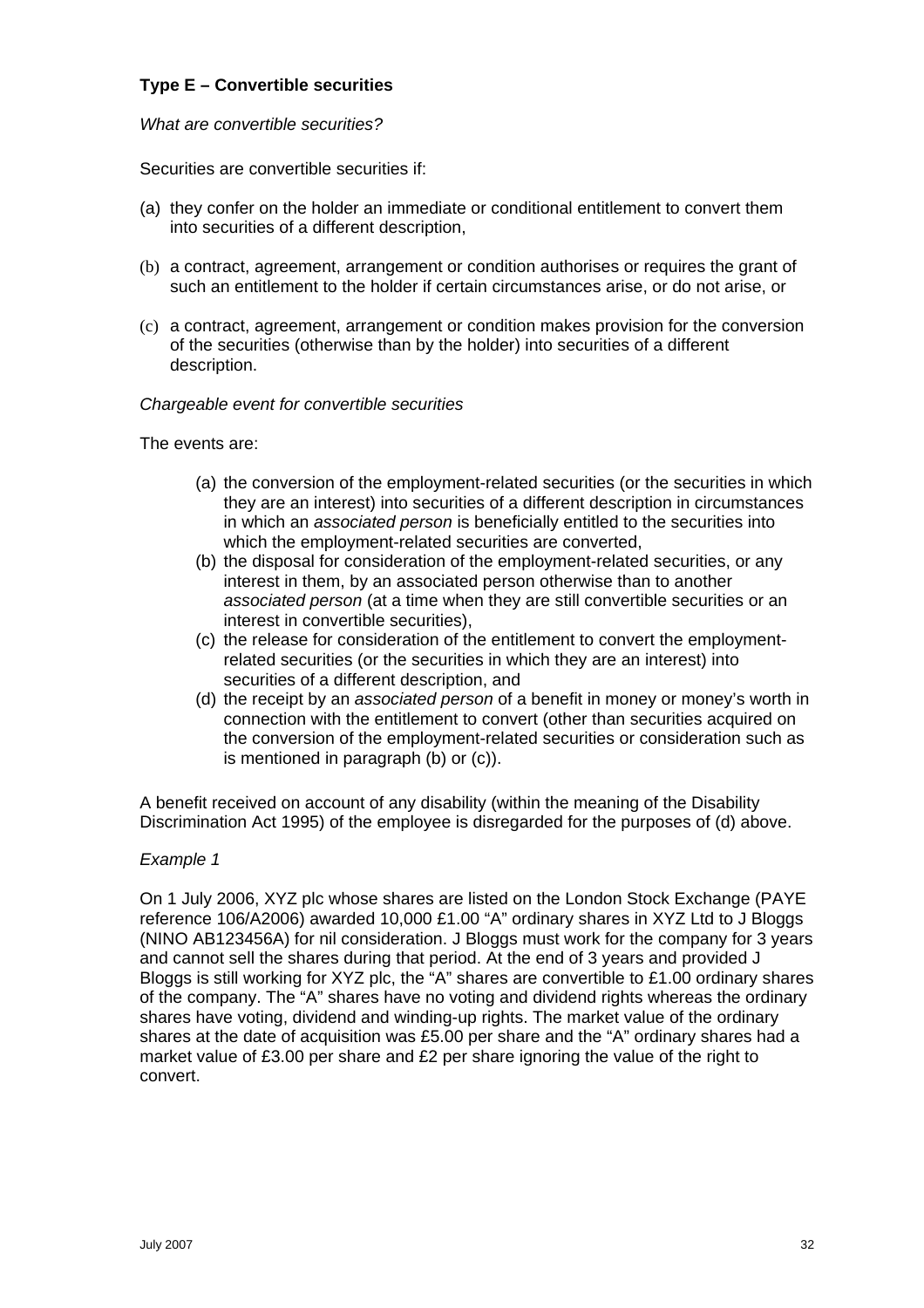### Type E – Convertible securities

*What are convertible securities?*

Securities are convertible securities if:

(a) they confer on the holder an immediate or conditional entitlement to convert them into securities of a different description,

(b) a contract, agreement, arrangement or condition authorises or requires the grant of such an entitlement to the holder if certain circumstances arise, or do not arise, or

(c) a contract, agreement, arrangement or condition makes provision for the conversion of the securities (otherwise than by the holder) into securities of a different description.

*Chargeable event for convertible securities*

The events are:

(a) the conversion of the employment-related securities (or the securities in which they are an interest) into securities of a different description in circumstances in which an *associated person* is beneficially entitled to the securities into which the employment-related securities are converted,
(b) the disposal for consideration of the employment-related securities, or any interest in them, by an associated person otherwise than to another *associated person* (at a time when they are still convertible securities or an interest in convertible securities),
(c) the release for consideration of the entitlement to convert the employment-related securities (or the securities in which they are an interest) into securities of a different description, and
(d) the receipt by an *associated person* of a benefit in money or money's worth in connection with the entitlement to convert (other than securities acquired on the conversion of the employment-related securities or consideration such as is mentioned in paragraph (b) or (c)).

A benefit received on account of any disability (within the meaning of the Disability Discrimination Act 1995) of the employee is disregarded for the purposes of (d) above.

*Example 1*

On 1 July 2006, XYZ plc whose shares are listed on the London Stock Exchange (PAYE reference 106/A2006) awarded 10,000 £1.00 "A" ordinary shares in XYZ Ltd to J Bloggs (NINO AB123456A) for nil consideration. J Bloggs must work for the company for 3 years and cannot sell the shares during that period. At the end of 3 years and provided J Bloggs is still working for XYZ plc, the "A" shares are convertible to £1.00 ordinary shares of the company. The "A" shares have no voting and dividend rights whereas the ordinary shares have voting, dividend and winding-up rights. The market value of the ordinary shares at the date of acquisition was £5.00 per share and the "A" ordinary shares had a market value of £3.00 per share and £2 per share ignoring the value of the right to convert.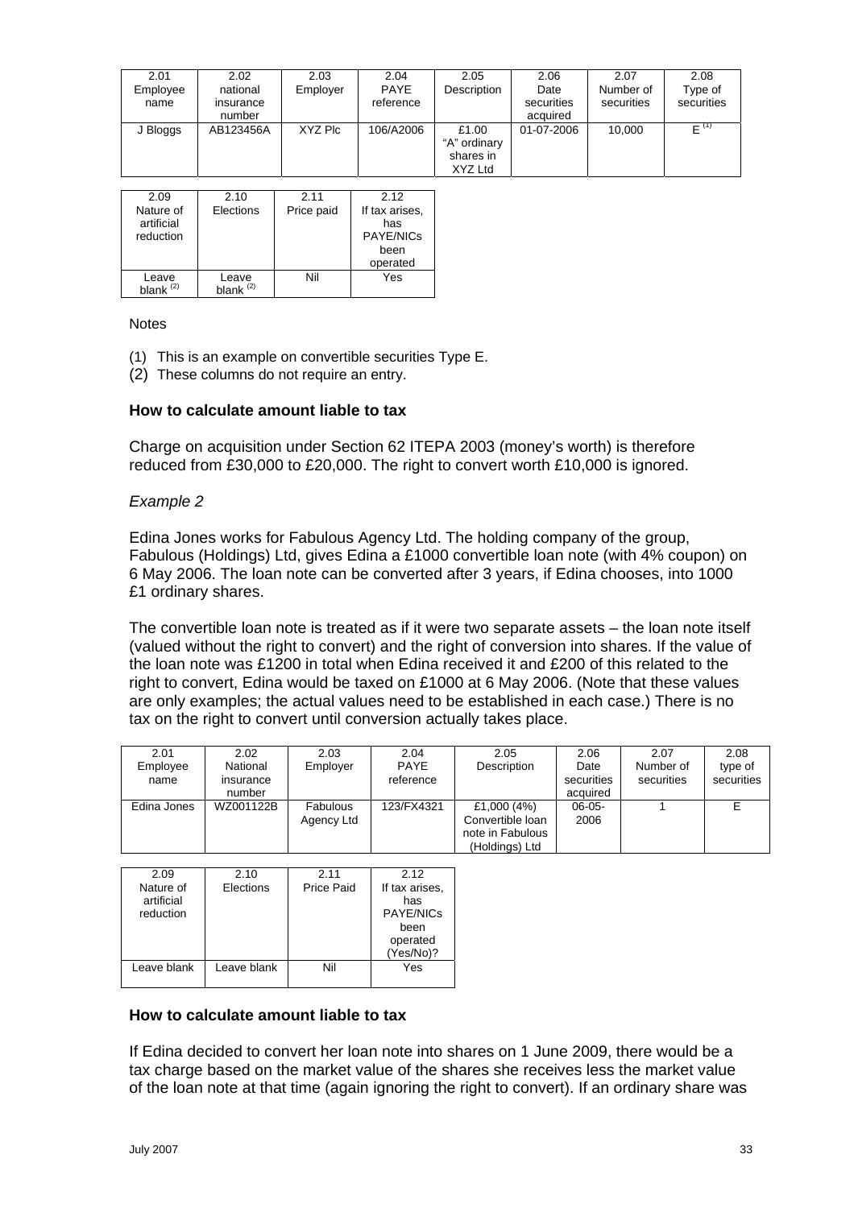| 2.01 Employee name | 2.02 national insurance number | 2.03 Employer | 2.04 PAYE reference | 2.05 Description | 2.06 Date securities acquired | 2.07 Number of securities | 2.08 Type of securities |
|---|---|---|---|---|---|---|---|
| J Bloggs | AB123456A | XYZ Plc | 106/A2006 | £1.00 "A" ordinary shares in XYZ Ltd | 01-07-2006 | 10,000 | E (1) |

| 2.09 Nature of artificial reduction | 2.10 Elections | 2.11 Price paid | 2.12 If tax arises, has PAYE/NICs been operated |
|---|---|---|---|
| Leave blank (2) | Leave blank (2) | Nil | Yes |

Notes

(1) This is an example on convertible securities Type E.
(2) These columns do not require an entry.

**How to calculate amount liable to tax**

Charge on acquisition under Section 62 ITEPA 2003 (money's worth) is therefore reduced from £30,000 to £20,000. The right to convert worth £10,000 is ignored.

*Example 2*

Edina Jones works for Fabulous Agency Ltd. The holding company of the group, Fabulous (Holdings) Ltd, gives Edina a £1000 convertible loan note (with 4% coupon) on 6 May 2006. The loan note can be converted after 3 years, if Edina chooses, into 1000 £1 ordinary shares.

The convertible loan note is treated as if it were two separate assets – the loan note itself (valued without the right to convert) and the right of conversion into shares. If the value of the loan note was £1200 in total when Edina received it and £200 of this related to the right to convert, Edina would be taxed on £1000 at 6 May 2006. (Note that these values are only examples; the actual values need to be established in each case.) There is no tax on the right to convert until conversion actually takes place.

| 2.01 Employee name | 2.02 National insurance number | 2.03 Employer | 2.04 PAYE reference | 2.05 Description | 2.06 Date securities acquired | 2.07 Number of securities | 2.08 type of securities |
|---|---|---|---|---|---|---|---|
| Edina Jones | WZ001122B | Fabulous Agency Ltd | 123/FX4321 | £1,000 (4%) Convertible loan note in Fabulous (Holdings) Ltd | 06-05-2006 | 1 | E |

| 2.09 Nature of artificial reduction | 2.10 Elections | 2.11 Price Paid | 2.12 If tax arises, has PAYE/NICs been operated (Yes/No)? |
|---|---|---|---|
| Leave blank | Leave blank | Nil | Yes |

**How to calculate amount liable to tax**

If Edina decided to convert her loan note into shares on 1 June 2009, there would be a tax charge based on the market value of the shares she receives less the market value of the loan note at that time (again ignoring the right to convert). If an ordinary share was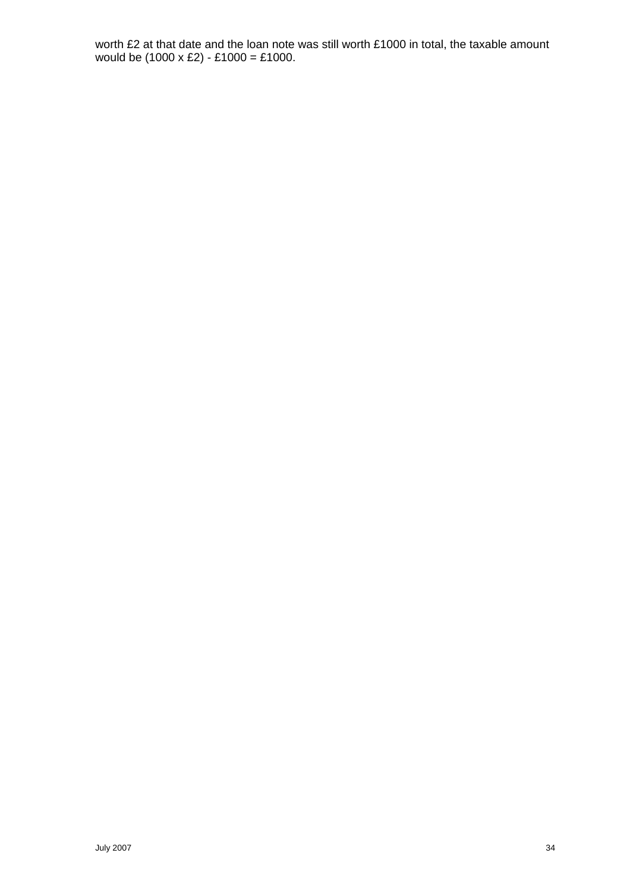worth £2 at that date and the loan note was still worth £1000 in total, the taxable amount would be (1000 x £2) - £1000 = £1000.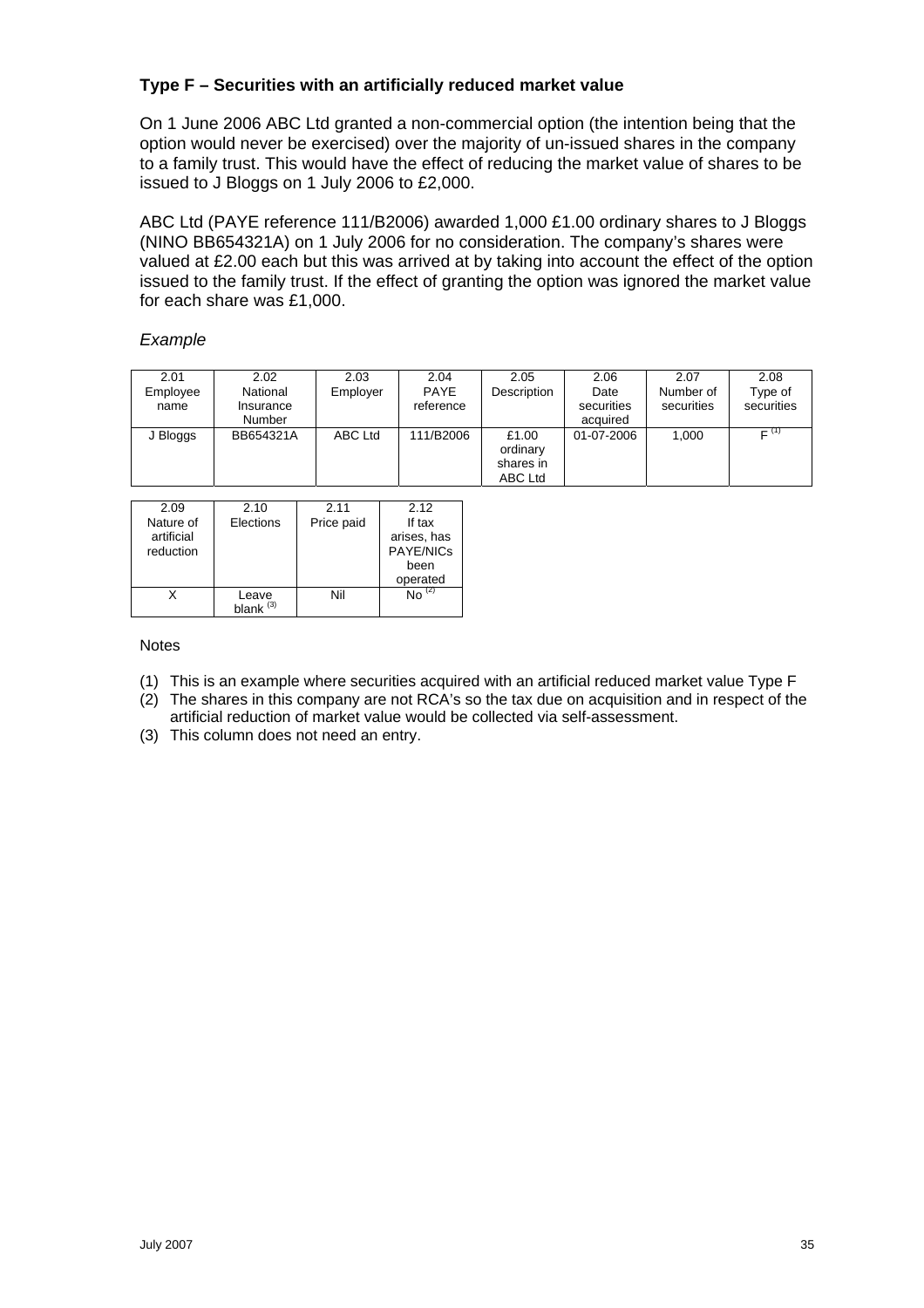### Type F – Securities with an artificially reduced market value

On 1 June 2006 ABC Ltd granted a non-commercial option (the intention being that the option would never be exercised) over the majority of un-issued shares in the company to a family trust. This would have the effect of reducing the market value of shares to be issued to J Bloggs on 1 July 2006 to £2,000.

ABC Ltd (PAYE reference 111/B2006) awarded 1,000 £1.00 ordinary shares to J Bloggs (NINO BB654321A) on 1 July 2006 for no consideration. The company's shares were valued at £2.00 each but this was arrived at by taking into account the effect of the option issued to the family trust. If the effect of granting the option was ignored the market value for each share was £1,000.

*Example*

| 2.01 Employee name | 2.02 National Insurance Number | 2.03 Employer | 2.04 PAYE reference | 2.05 Description | 2.06 Date securities acquired | 2.07 Number of securities | 2.08 Type of securities |
|---|---|---|---|---|---|---|---|
| J Bloggs | BB654321A | ABC Ltd | 111/B2006 | £1.00 ordinary shares in ABC Ltd | 01-07-2006 | 1,000 | F (1) |

| 2.09 Nature of artificial reduction | 2.10 Elections | 2.11 Price paid | 2.12 If tax arises, has PAYE/NICs been operated |
|---|---|---|---|
| X | Leave blank (3) | Nil | No (2) |

Notes

(1) This is an example where securities acquired with an artificial reduced market value Type F
(2) The shares in this company are not RCA's so the tax due on acquisition and in respect of the artificial reduction of market value would be collected via self-assessment.
(3) This column does not need an entry.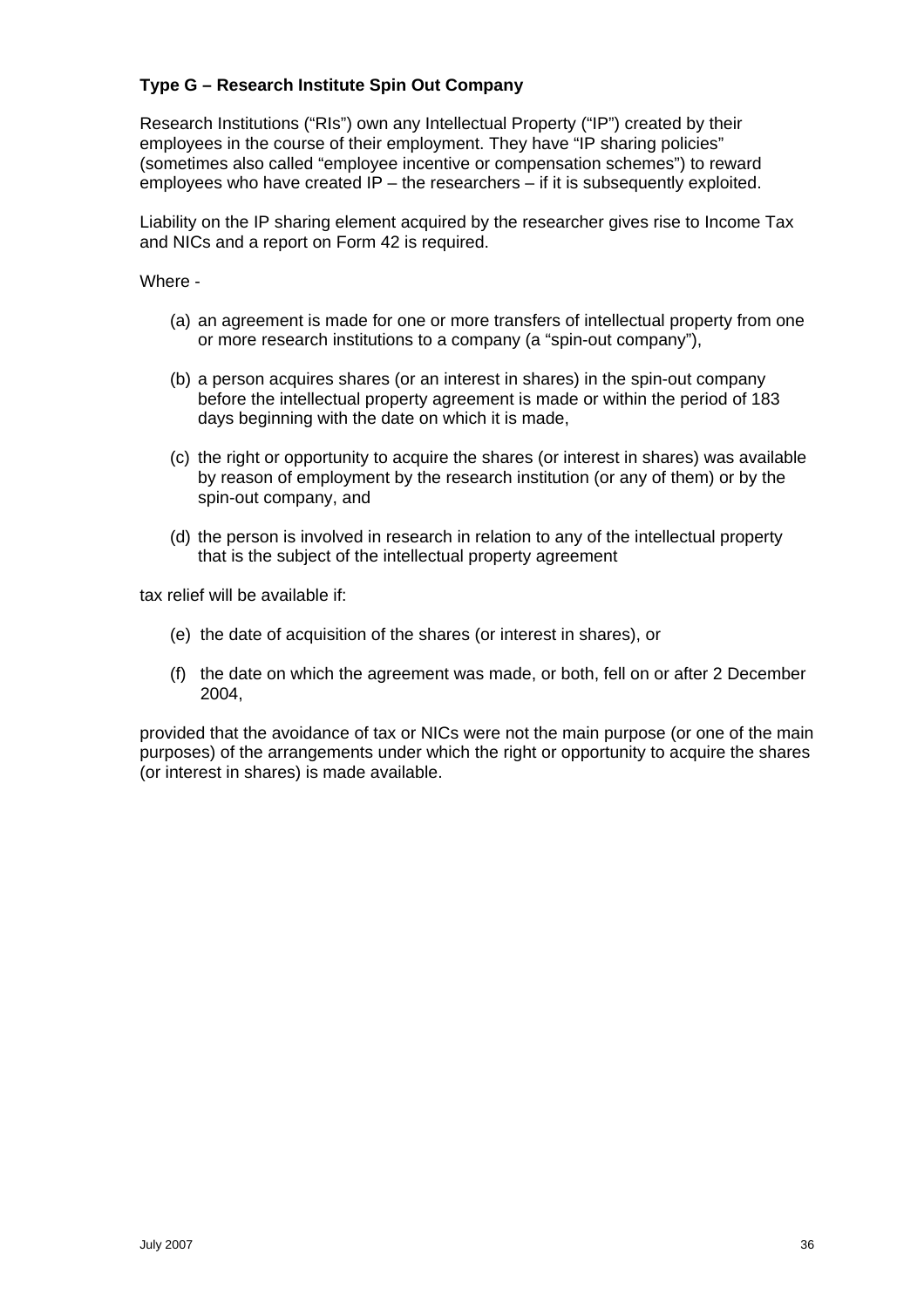**Type G – Research Institute Spin Out Company**

Research Institutions ("RIs") own any Intellectual Property ("IP") created by their employees in the course of their employment. They have "IP sharing policies" (sometimes also called "employee incentive or compensation schemes") to reward employees who have created IP – the researchers – if it is subsequently exploited.

Liability on the IP sharing element acquired by the researcher gives rise to Income Tax and NICs and a report on Form 42 is required.

Where -

(a) an agreement is made for one or more transfers of intellectual property from one or more research institutions to a company (a "spin-out company"),

(b) a person acquires shares (or an interest in shares) in the spin-out company before the intellectual property agreement is made or within the period of 183 days beginning with the date on which it is made,

(c) the right or opportunity to acquire the shares (or interest in shares) was available by reason of employment by the research institution (or any of them) or by the spin-out company, and

(d) the person is involved in research in relation to any of the intellectual property that is the subject of the intellectual property agreement

tax relief will be available if:

(e) the date of acquisition of the shares (or interest in shares), or

(f) the date on which the agreement was made, or both, fell on or after 2 December 2004,

provided that the avoidance of tax or NICs were not the main purpose (or one of the main purposes) of the arrangements under which the right or opportunity to acquire the shares (or interest in shares) is made available.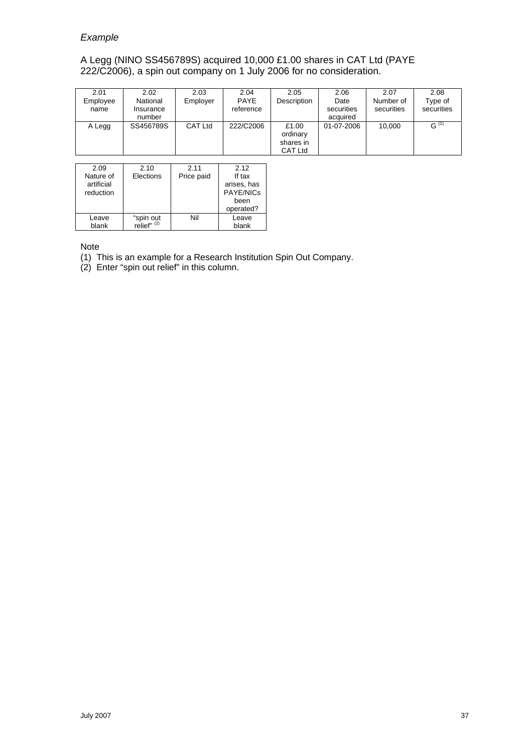*Example*

A Legg (NINO SS456789S) acquired 10,000 £1.00 shares in CAT Ltd (PAYE 222/C2006), a spin out company on 1 July 2006 for no consideration.

| 2.01 Employee name | 2.02 National Insurance number | 2.03 Employer | 2.04 PAYE reference | 2.05 Description | 2.06 Date securities acquired | 2.07 Number of securities | 2.08 Type of securities |
|---|---|---|---|---|---|---|---|
| A Legg | SS456789S | CAT Ltd | 222/C2006 | £1.00 ordinary shares in CAT Ltd | 01-07-2006 | 10,000 | G [1] |

| 2.09 Nature of artificial reduction | 2.10 Elections | 2.11 Price paid | 2.12 If tax arises, has PAYE/NICs been operated? |
|---|---|---|---|
| Leave blank | "spin out relief" [2] | Nil | Leave blank |

Note

(1) This is an example for a Research Institution Spin Out Company.

(2) Enter "spin out relief" in this column.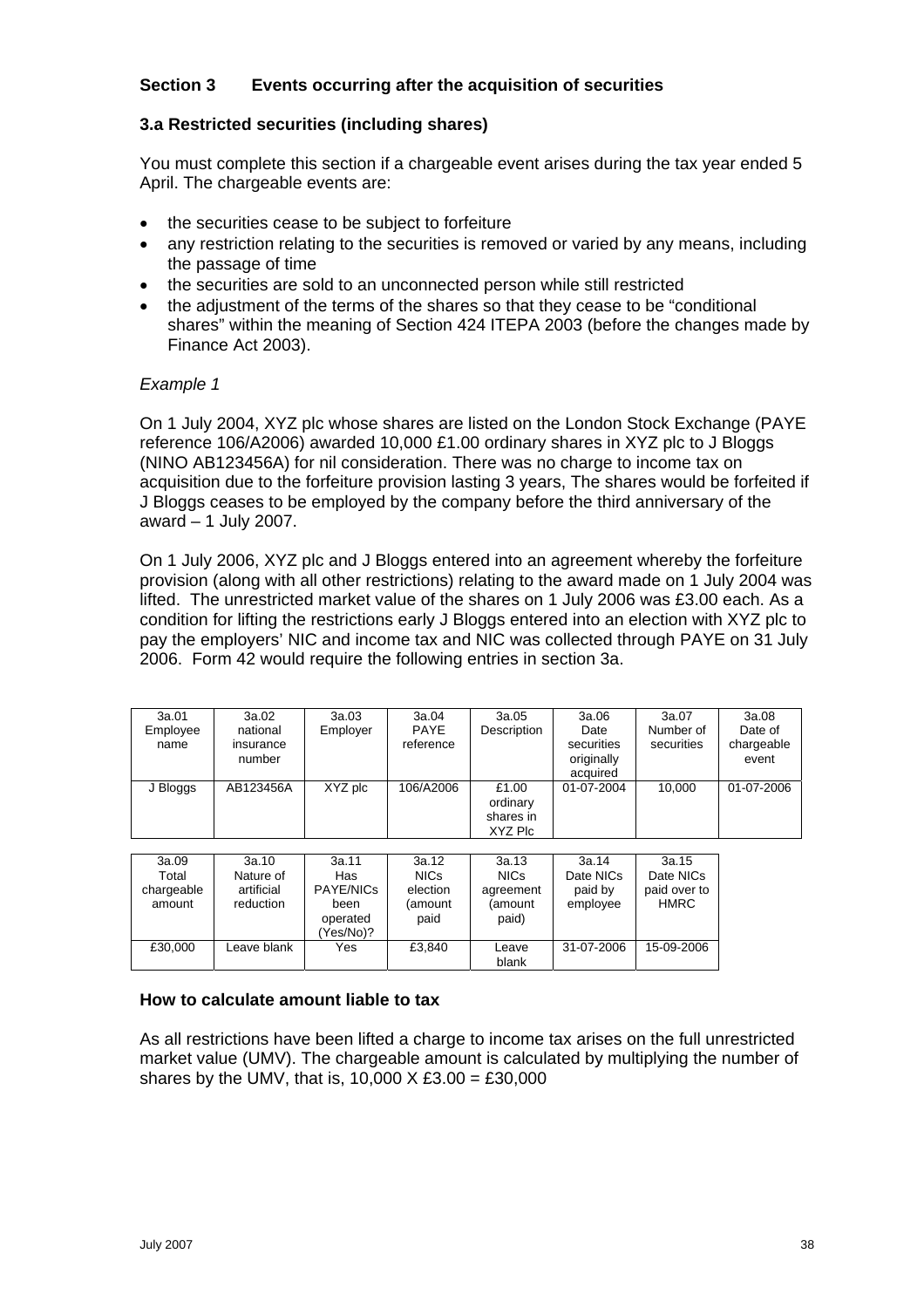### Section 3 Events occurring after the acquisition of securities

#### 3.a Restricted securities (including shares)

You must complete this section if a chargeable event arises during the tax year ended 5 April. The chargeable events are:

- the securities cease to be subject to forfeiture
- any restriction relating to the securities is removed or varied by any means, including the passage of time
- the securities are sold to an unconnected person while still restricted
- the adjustment of the terms of the shares so that they cease to be "conditional shares" within the meaning of Section 424 ITEPA 2003 (before the changes made by Finance Act 2003).

*Example 1*

On 1 July 2004, XYZ plc whose shares are listed on the London Stock Exchange (PAYE reference 106/A2006) awarded 10,000 £1.00 ordinary shares in XYZ plc to J Bloggs (NINO AB123456A) for nil consideration. There was no charge to income tax on acquisition due to the forfeiture provision lasting 3 years, The shares would be forfeited if J Bloggs ceases to be employed by the company before the third anniversary of the award – 1 July 2007.

On 1 July 2006, XYZ plc and J Bloggs entered into an agreement whereby the forfeiture provision (along with all other restrictions) relating to the award made on 1 July 2004 was lifted. The unrestricted market value of the shares on 1 July 2006 was £3.00 each. As a condition for lifting the restrictions early J Bloggs entered into an election with XYZ plc to pay the employers' NIC and income tax and NIC was collected through PAYE on 31 July 2006. Form 42 would require the following entries in section 3a.

| 3a.01 Employee name | 3a.02 national insurance number | 3a.03 Employer | 3a.04 PAYE reference | 3a.05 Description | 3a.06 Date securities originally acquired | 3a.07 Number of securities | 3a.08 Date of chargeable event |
|---|---|---|---|---|---|---|---|
| J Bloggs | AB123456A | XYZ plc | 106/A2006 | £1.00 ordinary shares in XYZ Plc | 01-07-2004 | 10,000 | 01-07-2006 |

| 3a.09 Total chargeable amount | 3a.10 Nature of artificial reduction | 3a.11 Has PAYE/NICs been operated (Yes/No)? | 3a.12 NICs election (amount paid | 3a.13 NICs agreement (amount paid) | 3a.14 Date NICs paid by employee | 3a.15 Date NICs paid over to HMRC |
|---|---|---|---|---|---|---|
| £30,000 | Leave blank | Yes | £3,840 | Leave blank | 31-07-2006 | 15-09-2006 |

#### How to calculate amount liable to tax

As all restrictions have been lifted a charge to income tax arises on the full unrestricted market value (UMV). The chargeable amount is calculated by multiplying the number of shares by the UMV, that is, 10,000 X £3.00 = £30,000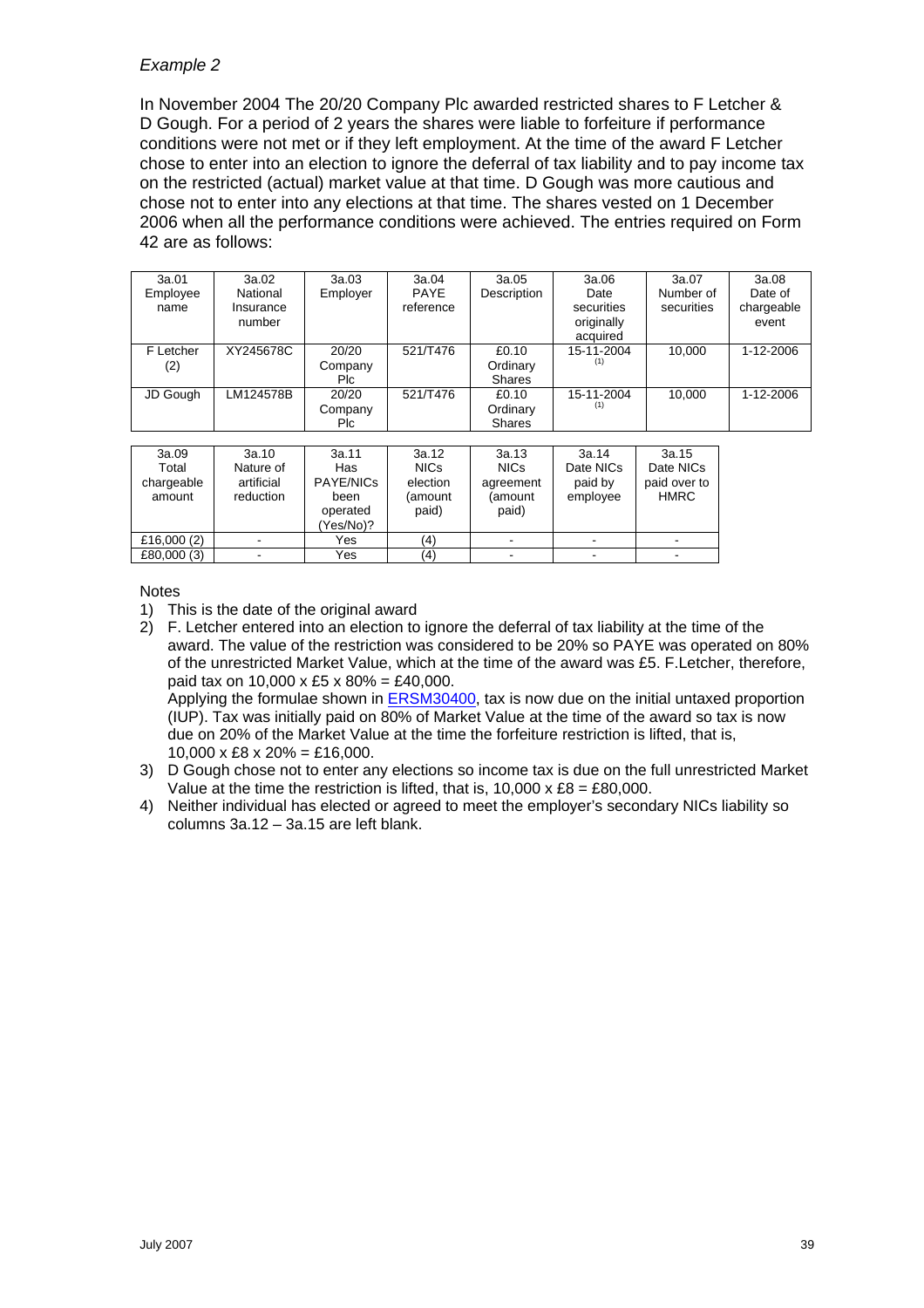*Example 2*

In November 2004 The 20/20 Company Plc awarded restricted shares to F Letcher & D Gough. For a period of 2 years the shares were liable to forfeiture if performance conditions were not met or if they left employment. At the time of the award F Letcher chose to enter into an election to ignore the deferral of tax liability and to pay income tax on the restricted (actual) market value at that time. D Gough was more cautious and chose not to enter into any elections at that time. The shares vested on 1 December 2006 when all the performance conditions were achieved. The entries required on Form 42 are as follows:

| 3a.01 Employee name | 3a.02 National Insurance number | 3a.03 Employer | 3a.04 PAYE reference | 3a.05 Description | 3a.06 Date securities originally acquired | 3a.07 Number of securities | 3a.08 Date of chargeable event |
|---|---|---|---|---|---|---|---|
| F Letcher (2) | XY245678C | 20/20 Company Plc | 521/T476 | £0.10 Ordinary Shares | 15-11-2004 (1) | 10,000 | 1-12-2006 |
| JD Gough | LM124578B | 20/20 Company Plc | 521/T476 | £0.10 Ordinary Shares | 15-11-2004 (1) | 10,000 | 1-12-2006 |

| 3a.09 Total chargeable amount | 3a.10 Nature of artificial reduction | 3a.11 Has PAYE/NICs been operated (Yes/No)? | 3a.12 NICs election (amount paid) | 3a.13 NICs agreement (amount paid) | 3a.14 Date NICs paid by employee | 3a.15 Date NICs paid over to HMRC |
|---|---|---|---|---|---|---|
| £16,000 (2) | - | Yes | (4) | - | - | - |
| £80,000 (3) | - | Yes | (4) | - | - | - |

Notes

1) This is the date of the original award
2) F. Letcher entered into an election to ignore the deferral of tax liability at the time of the award. The value of the restriction was considered to be 20% so PAYE was operated on 80% of the unrestricted Market Value, which at the time of the award was £5. F.Letcher, therefore, paid tax on 10,000 x £5 x 80% = £40,000.
   Applying the formulae shown in ERSM30400, tax is now due on the initial untaxed proportion (IUP). Tax was initially paid on 80% of Market Value at the time of the award so tax is now due on 20% of the Market Value at the time the forfeiture restriction is lifted, that is, 10,000 x £8 x 20% = £16,000.
3) D Gough chose not to enter any elections so income tax is due on the full unrestricted Market Value at the time the restriction is lifted, that is, 10,000 x £8 = £80,000.
4) Neither individual has elected or agreed to meet the employer's secondary NICs liability so columns 3a.12 – 3a.15 are left blank.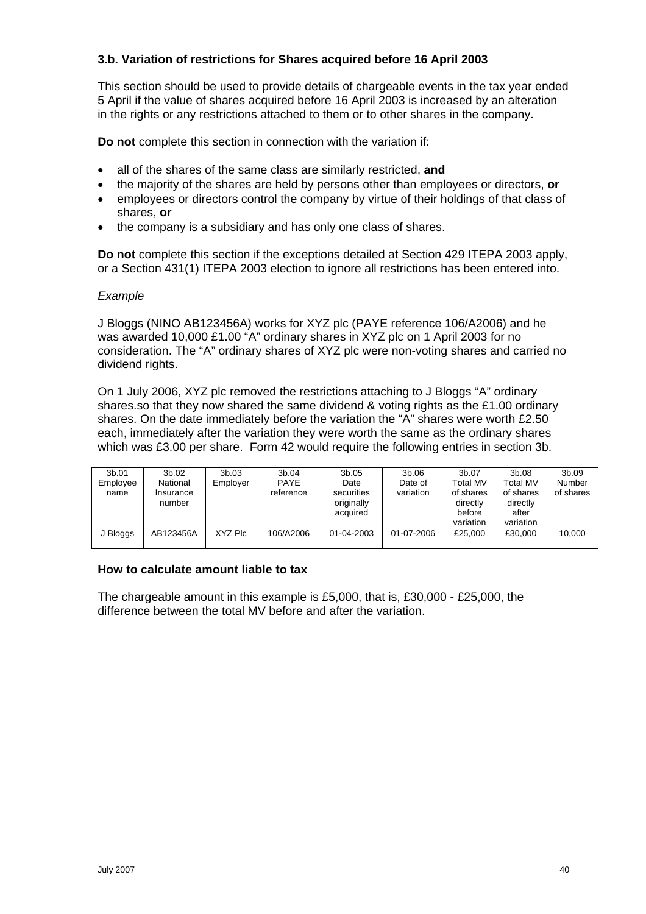### 3.b. Variation of restrictions for Shares acquired before 16 April 2003

This section should be used to provide details of chargeable events in the tax year ended 5 April if the value of shares acquired before 16 April 2003 is increased by an alteration in the rights or any restrictions attached to them or to other shares in the company.

**Do not** complete this section in connection with the variation if:

- all of the shares of the same class are similarly restricted, **and**
- the majority of the shares are held by persons other than employees or directors, **or**
- employees or directors control the company by virtue of their holdings of that class of shares, **or**
- the company is a subsidiary and has only one class of shares.

**Do not** complete this section if the exceptions detailed at Section 429 ITEPA 2003 apply, or a Section 431(1) ITEPA 2003 election to ignore all restrictions has been entered into.

*Example*

J Bloggs (NINO AB123456A) works for XYZ plc (PAYE reference 106/A2006) and he was awarded 10,000 £1.00 "A" ordinary shares in XYZ plc on 1 April 2003 for no consideration. The "A" ordinary shares of XYZ plc were non-voting shares and carried no dividend rights.

On 1 July 2006, XYZ plc removed the restrictions attaching to J Bloggs "A" ordinary shares.so that they now shared the same dividend & voting rights as the £1.00 ordinary shares. On the date immediately before the variation the "A" shares were worth £2.50 each, immediately after the variation they were worth the same as the ordinary shares which was £3.00 per share. Form 42 would require the following entries in section 3b.

| 3b.01 Employee name | 3b.02 National Insurance number | 3b.03 Employer | 3b.04 PAYE reference | 3b.05 Date securities originally acquired | 3b.06 Date of variation | 3b.07 Total MV of shares directly before variation | 3b.08 Total MV of shares directly after variation | 3b.09 Number of shares |
|---|---|---|---|---|---|---|---|---|
| J Bloggs | AB123456A | XYZ Plc | 106/A2006 | 01-04-2003 | 01-07-2006 | £25,000 | £30,000 | 10,000 |

### How to calculate amount liable to tax

The chargeable amount in this example is £5,000, that is, £30,000 - £25,000, the difference between the total MV before and after the variation.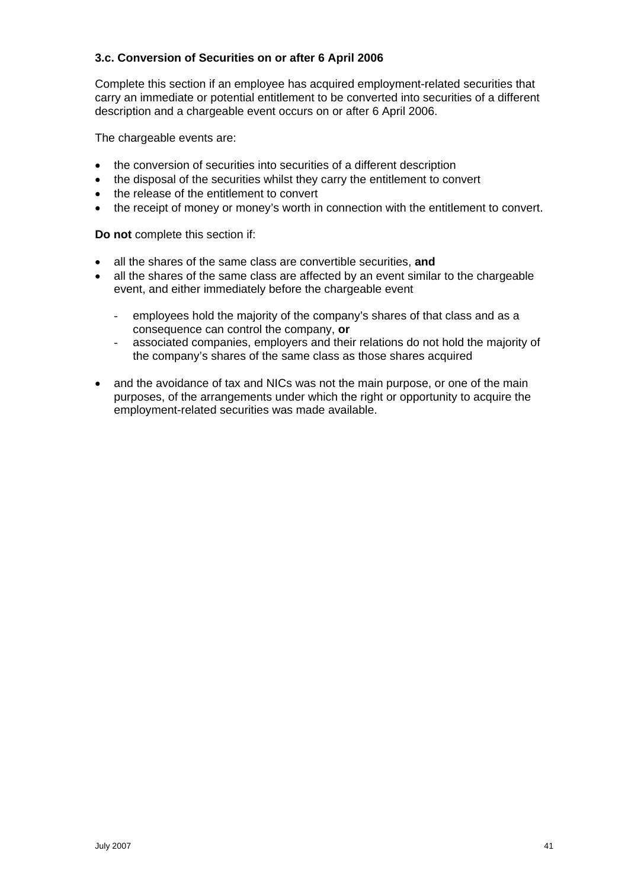### 3.c. Conversion of Securities on or after 6 April 2006

Complete this section if an employee has acquired employment-related securities that carry an immediate or potential entitlement to be converted into securities of a different description and a chargeable event occurs on or after 6 April 2006.

The chargeable events are:

- the conversion of securities into securities of a different description
- the disposal of the securities whilst they carry the entitlement to convert
- the release of the entitlement to convert
- the receipt of money or money's worth in connection with the entitlement to convert.

**Do not** complete this section if:

- all the shares of the same class are convertible securities, **and**
- all the shares of the same class are affected by an event similar to the chargeable event, and either immediately before the chargeable event
    - employees hold the majority of the company's shares of that class and as a consequence can control the company, **or**
    - associated companies, employers and their relations do not hold the majority of the company's shares of the same class as those shares acquired
- and the avoidance of tax and NICs was not the main purpose, or one of the main purposes, of the arrangements under which the right or opportunity to acquire the employment-related securities was made available.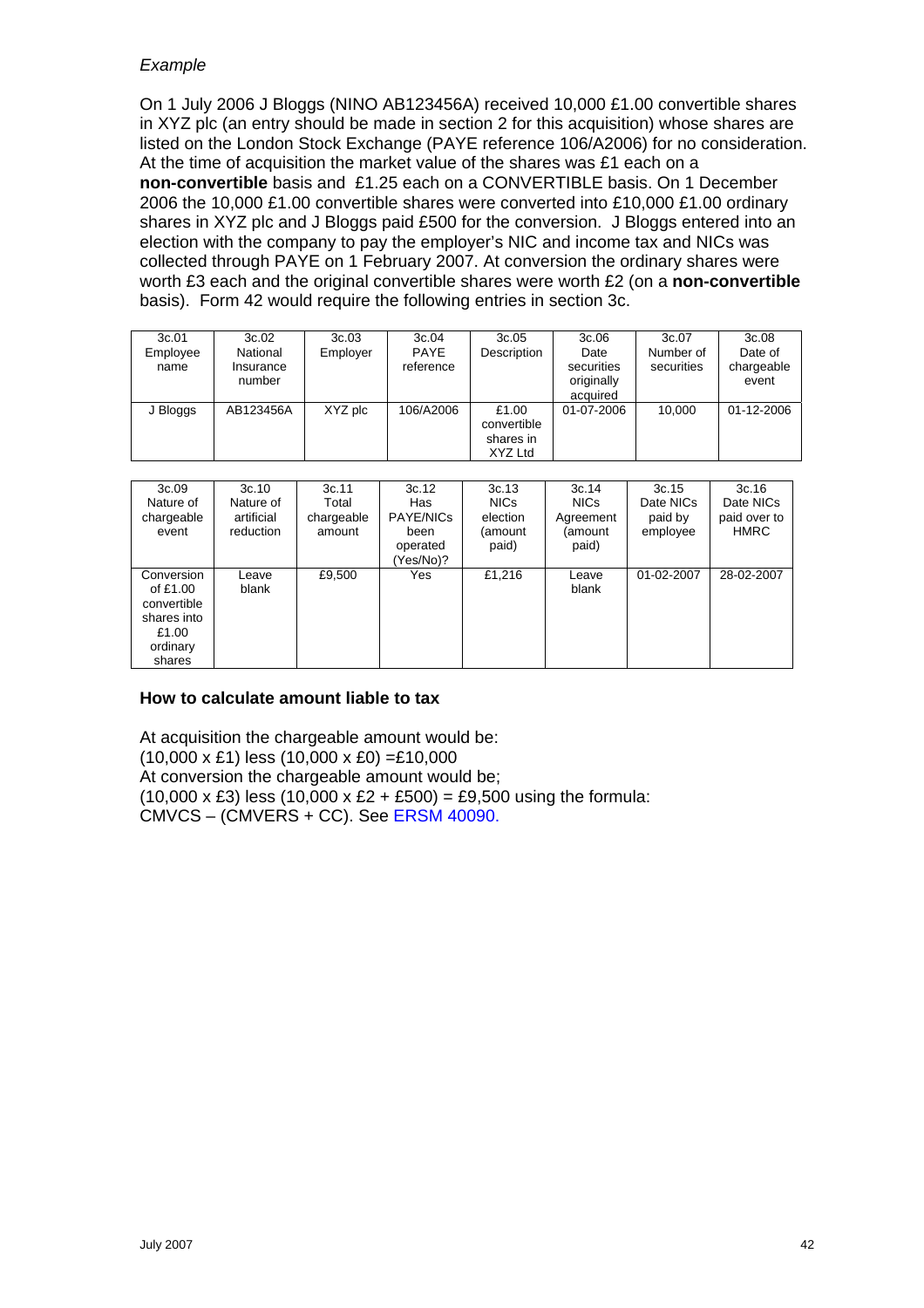*Example*

On 1 July 2006 J Bloggs (NINO AB123456A) received 10,000 £1.00 convertible shares in XYZ plc (an entry should be made in section 2 for this acquisition) whose shares are listed on the London Stock Exchange (PAYE reference 106/A2006) for no consideration. At the time of acquisition the market value of the shares was £1 each on a **non-convertible** basis and £1.25 each on a CONVERTIBLE basis. On 1 December 2006 the 10,000 £1.00 convertible shares were converted into £10,000 £1.00 ordinary shares in XYZ plc and J Bloggs paid £500 for the conversion. J Bloggs entered into an election with the company to pay the employer's NIC and income tax and NICs was collected through PAYE on 1 February 2007. At conversion the ordinary shares were worth £3 each and the original convertible shares were worth £2 (on a **non-convertible** basis). Form 42 would require the following entries in section 3c.

| 3c.01 Employee name | 3c.02 National Insurance number | 3c.03 Employer | 3c.04 PAYE reference | 3c.05 Description | 3c.06 Date securities originally acquired | 3c.07 Number of securities | 3c.08 Date of chargeable event |
|---|---|---|---|---|---|---|---|
| J Bloggs | AB123456A | XYZ plc | 106/A2006 | £1.00 convertible shares in XYZ Ltd | 01-07-2006 | 10,000 | 01-12-2006 |

| 3c.09 Nature of chargeable event | 3c.10 Nature of artificial reduction | 3c.11 Total chargeable amount | 3c.12 Has PAYE/NICs been operated (Yes/No)? | 3c.13 NICs election (amount paid) | 3c.14 NICs Agreement (amount paid) | 3c.15 Date NICs paid by employee | 3c.16 Date NICs paid over to HMRC |
|---|---|---|---|---|---|---|---|
| Conversion of £1.00 convertible shares into £1.00 ordinary shares | Leave blank | £9,500 | Yes | £1,216 | Leave blank | 01-02-2007 | 28-02-2007 |

**How to calculate amount liable to tax**

At acquisition the chargeable amount would be:
(10,000 x £1) less (10,000 x £0) =£10,000
At conversion the chargeable amount would be;
(10,000 x £3) less (10,000 x £2 + £500) = £9,500 using the formula:
CMVCS – (CMVERS + CC). See ERSM 40090.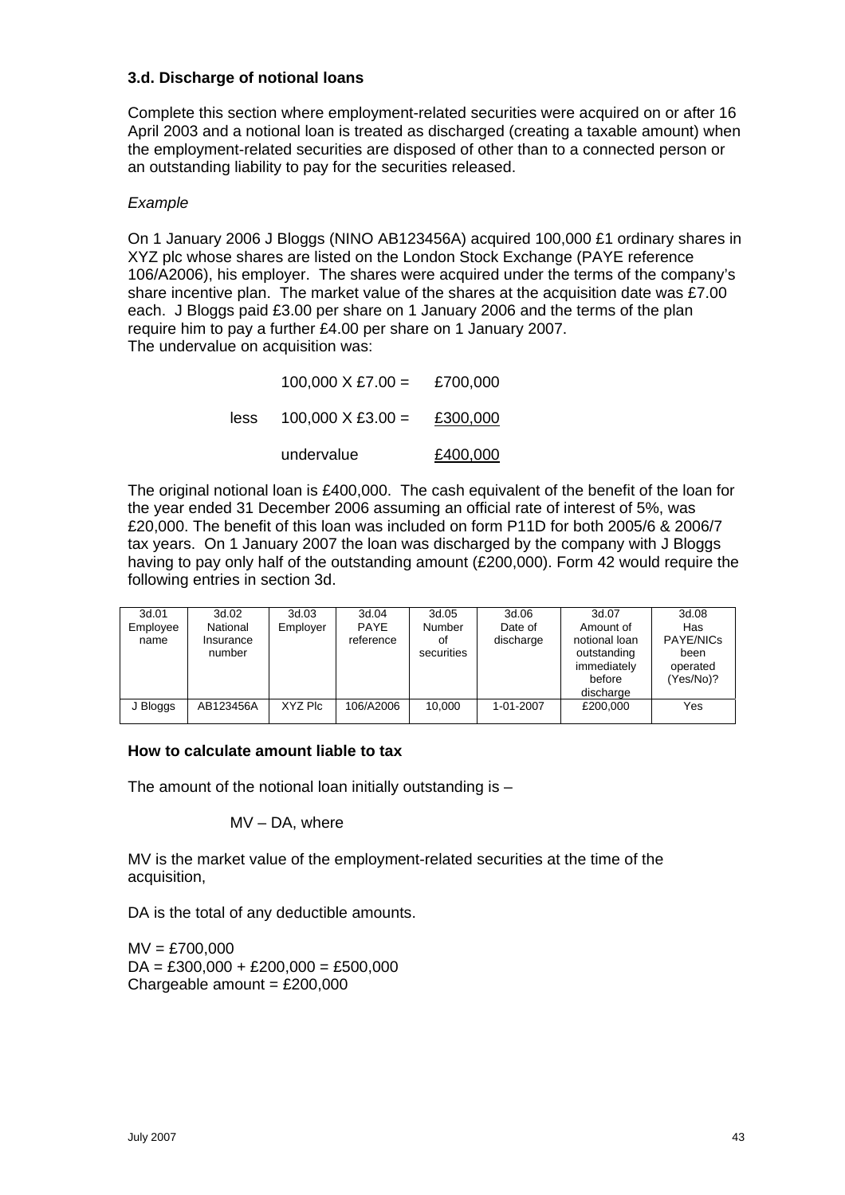### 3.d. Discharge of notional loans

Complete this section where employment-related securities were acquired on or after 16 April 2003 and a notional loan is treated as discharged (creating a taxable amount) when the employment-related securities are disposed of other than to a connected person or an outstanding liability to pay for the securities released.

*Example*

On 1 January 2006 J Bloggs (NINO AB123456A) acquired 100,000 £1 ordinary shares in XYZ plc whose shares are listed on the London Stock Exchange (PAYE reference 106/A2006), his employer. The shares were acquired under the terms of the company's share incentive plan. The market value of the shares at the acquisition date was £7.00 each. J Bloggs paid £3.00 per share on 1 January 2006 and the terms of the plan require him to pay a further £4.00 per share on 1 January 2007.
The undervalue on acquisition was:

| | | |
|---|---|---|
| | 100,000 X £7.00 = | £700,000 |
| less | 100,000 X £3.00 = | £300,000 |
| | undervalue | £400,000 |

The original notional loan is £400,000. The cash equivalent of the benefit of the loan for the year ended 31 December 2006 assuming an official rate of interest of 5%, was £20,000. The benefit of this loan was included on form P11D for both 2005/6 & 2006/7 tax years. On 1 January 2007 the loan was discharged by the company with J Bloggs having to pay only half of the outstanding amount (£200,000). Form 42 would require the following entries in section 3d.

| 3d.01 Employee name | 3d.02 National Insurance number | 3d.03 Employer | 3d.04 PAYE reference | 3d.05 Number of securities | 3d.06 Date of discharge | 3d.07 Amount of notional loan outstanding immediately before discharge | 3d.08 Has PAYE/NICs been operated (Yes/No)? |
|---|---|---|---|---|---|---|---|
| J Bloggs | AB123456A | XYZ Plc | 106/A2006 | 10,000 | 1-01-2007 | £200,000 | Yes |

**How to calculate amount liable to tax**

The amount of the notional loan initially outstanding is –

MV – DA, where

MV is the market value of the employment-related securities at the time of the acquisition,

DA is the total of any deductible amounts.

MV = £700,000
DA = £300,000 + £200,000 = £500,000
Chargeable amount = £200,000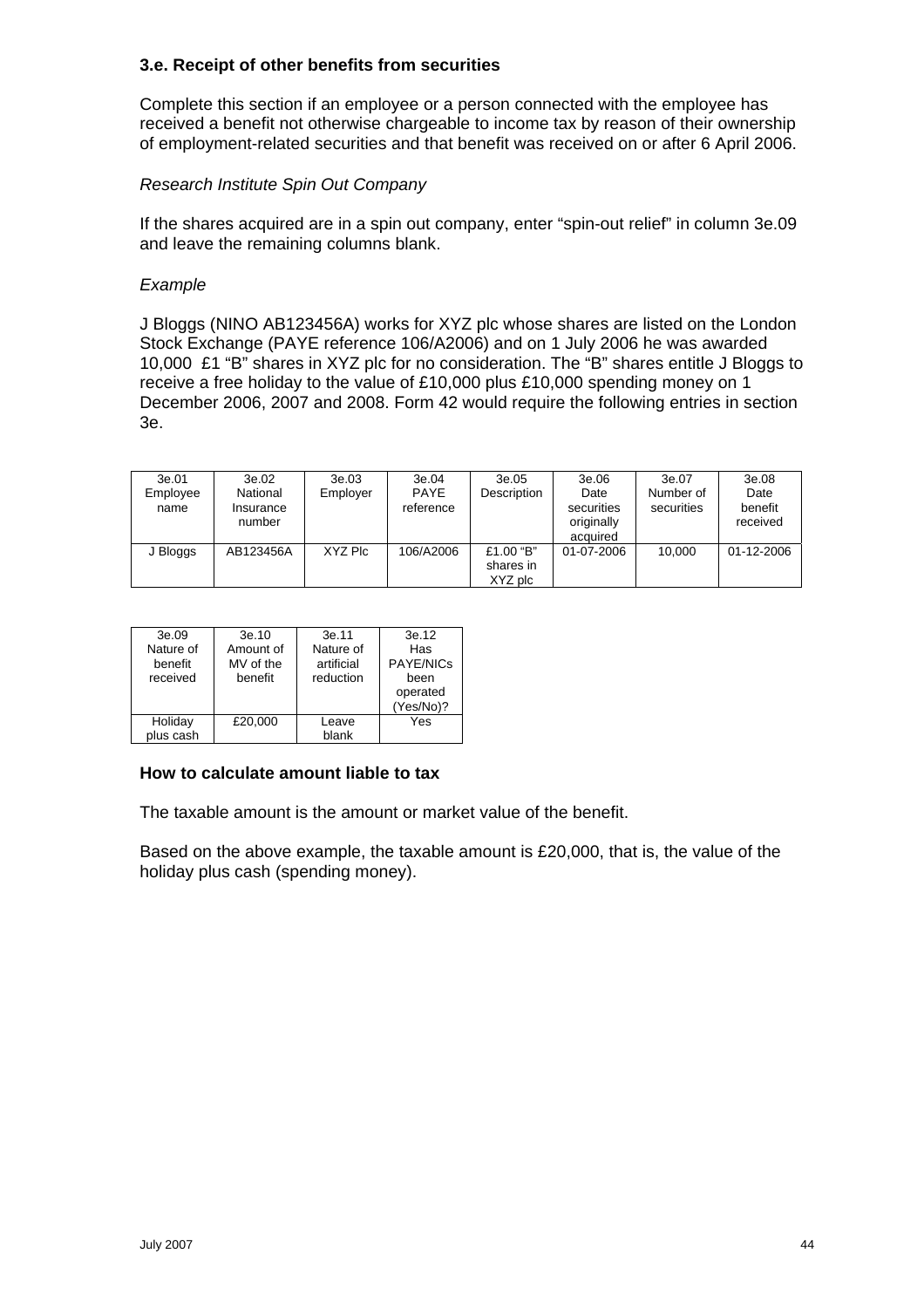### 3.e. Receipt of other benefits from securities

Complete this section if an employee or a person connected with the employee has received a benefit not otherwise chargeable to income tax by reason of their ownership of employment-related securities and that benefit was received on or after 6 April 2006.

*Research Institute Spin Out Company*

If the shares acquired are in a spin out company, enter “spin-out relief” in column 3e.09 and leave the remaining columns blank.

*Example*

J Bloggs (NINO AB123456A) works for XYZ plc whose shares are listed on the London Stock Exchange (PAYE reference 106/A2006) and on 1 July 2006 he was awarded 10,000 £1 “B” shares in XYZ plc for no consideration. The “B” shares entitle J Bloggs to receive a free holiday to the value of £10,000 plus £10,000 spending money on 1 December 2006, 2007 and 2008. Form 42 would require the following entries in section 3e.

| 3e.01 Employee name | 3e.02 National Insurance number | 3e.03 Employer | 3e.04 PAYE reference | 3e.05 Description | 3e.06 Date securities originally acquired | 3e.07 Number of securities | 3e.08 Date benefit received |
|---|---|---|---|---|---|---|---|
| J Bloggs | AB123456A | XYZ Plc | 106/A2006 | £1.00 “B” shares in XYZ plc | 01-07-2006 | 10,000 | 01-12-2006 |

| 3e.09 Nature of benefit received | 3e.10 Amount of MV of the benefit | 3e.11 Nature of artificial reduction | 3e.12 Has PAYE/NICs been operated (Yes/No)? |
|---|---|---|---|
| Holiday plus cash | £20,000 | Leave blank | Yes |

### How to calculate amount liable to tax

The taxable amount is the amount or market value of the benefit.

Based on the above example, the taxable amount is £20,000, that is, the value of the holiday plus cash (spending money).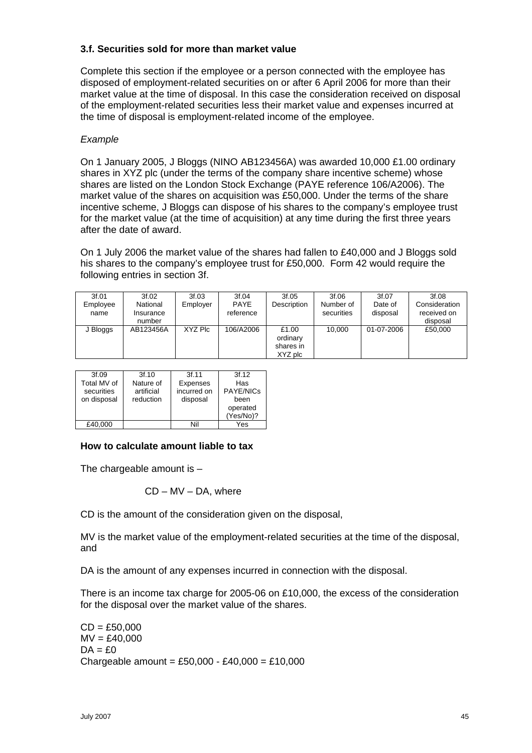### 3.f. Securities sold for more than market value

Complete this section if the employee or a person connected with the employee has disposed of employment-related securities on or after 6 April 2006 for more than their market value at the time of disposal. In this case the consideration received on disposal of the employment-related securities less their market value and expenses incurred at the time of disposal is employment-related income of the employee.

*Example*

On 1 January 2005, J Bloggs (NINO AB123456A) was awarded 10,000 £1.00 ordinary shares in XYZ plc (under the terms of the company share incentive scheme) whose shares are listed on the London Stock Exchange (PAYE reference 106/A2006). The market value of the shares on acquisition was £50,000. Under the terms of the share incentive scheme, J Bloggs can dispose of his shares to the company's employee trust for the market value (at the time of acquisition) at any time during the first three years after the date of award.

On 1 July 2006 the market value of the shares had fallen to £40,000 and J Bloggs sold his shares to the company's employee trust for £50,000. Form 42 would require the following entries in section 3f.

| 3f.01 Employee name | 3f.02 National Insurance number | 3f.03 Employer | 3f.04 PAYE reference | 3f.05 Description | 3f.06 Number of securities | 3f.07 Date of disposal | 3f.08 Consideration received on disposal |
|---|---|---|---|---|---|---|---|
| J Bloggs | AB123456A | XYZ Plc | 106/A2006 | £1.00 ordinary shares in XYZ plc | 10,000 | 01-07-2006 | £50,000 |

| 3f.09 Total MV of securities on disposal | 3f.10 Nature of artificial reduction | 3f.11 Expenses incurred on disposal | 3f.12 Has PAYE/NICs been operated (Yes/No)? |
|---|---|---|---|
| £40,000 | | Nil | Yes |

**How to calculate amount liable to tax**

The chargeable amount is –

CD – MV – DA, where

CD is the amount of the consideration given on the disposal,

MV is the market value of the employment-related securities at the time of the disposal, and

DA is the amount of any expenses incurred in connection with the disposal.

There is an income tax charge for 2005-06 on £10,000, the excess of the consideration for the disposal over the market value of the shares.

CD = £50,000
MV = £40,000
DA = £0
Chargeable amount = £50,000 - £40,000 = £10,000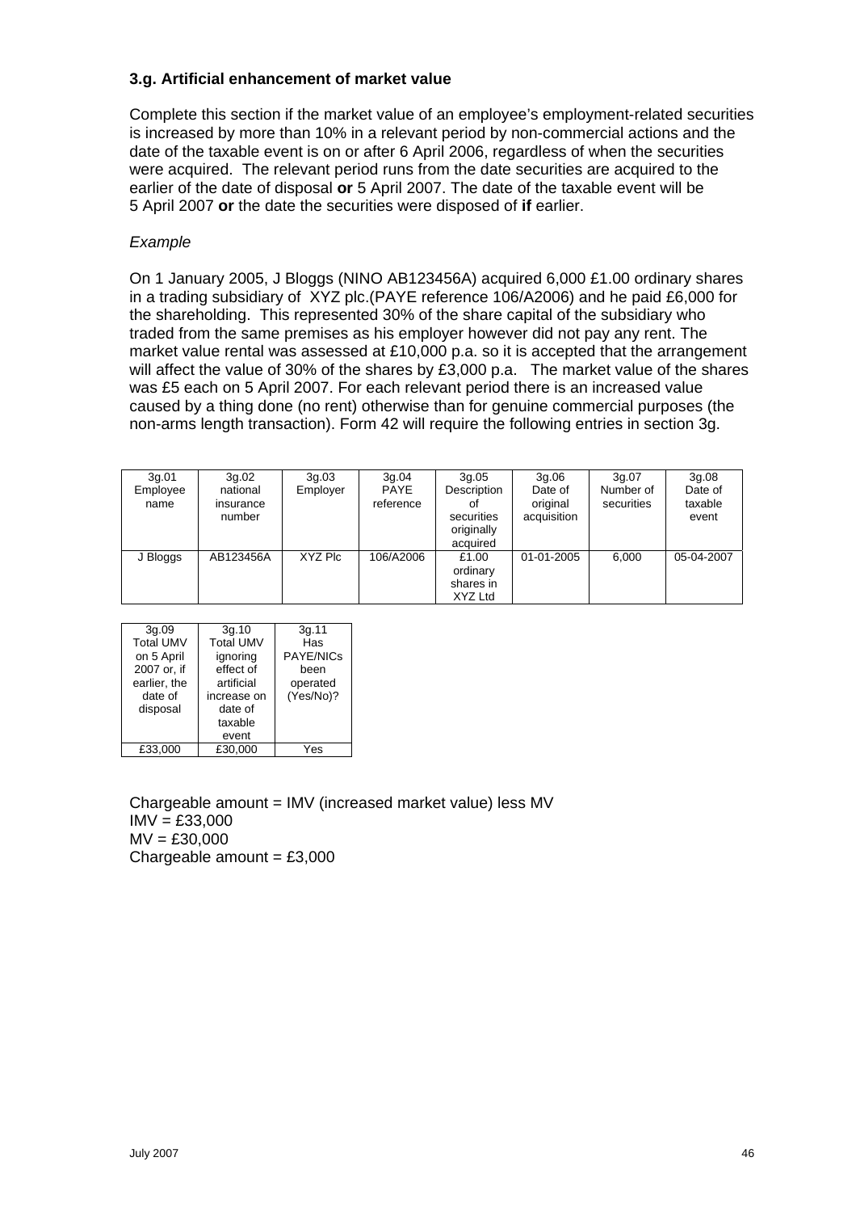### 3.g. Artificial enhancement of market value

Complete this section if the market value of an employee's employment-related securities is increased by more than 10% in a relevant period by non-commercial actions and the date of the taxable event is on or after 6 April 2006, regardless of when the securities were acquired. The relevant period runs from the date securities are acquired to the earlier of the date of disposal **or** 5 April 2007. The date of the taxable event will be 5 April 2007 **or** the date the securities were disposed of **if** earlier.

*Example*

On 1 January 2005, J Bloggs (NINO AB123456A) acquired 6,000 £1.00 ordinary shares in a trading subsidiary of XYZ plc.(PAYE reference 106/A2006) and he paid £6,000 for the shareholding. This represented 30% of the share capital of the subsidiary who traded from the same premises as his employer however did not pay any rent. The market value rental was assessed at £10,000 p.a. so it is accepted that the arrangement will affect the value of 30% of the shares by £3,000 p.a. The market value of the shares was £5 each on 5 April 2007. For each relevant period there is an increased value caused by a thing done (no rent) otherwise than for genuine commercial purposes (the non-arms length transaction). Form 42 will require the following entries in section 3g.

| 3g.01 Employee name | 3g.02 national insurance number | 3g.03 Employer | 3g.04 PAYE reference | 3g.05 Description of securities originally acquired | 3g.06 Date of original acquisition | 3g.07 Number of securities | 3g.08 Date of taxable event |
|---|---|---|---|---|---|---|---|
| J Bloggs | AB123456A | XYZ Plc | 106/A2006 | £1.00 ordinary shares in XYZ Ltd | 01-01-2005 | 6,000 | 05-04-2007 |

| 3g.09 Total UMV on 5 April 2007 or, if earlier, the date of disposal | 3g.10 Total UMV ignoring effect of artificial increase on date of taxable event | 3g.11 Has PAYE/NICs been operated (Yes/No)? |
|---|---|---|
| £33,000 | £30,000 | Yes |

Chargeable amount = IMV (increased market value) less MV
IMV = £33,000
MV = £30,000
Chargeable amount = £3,000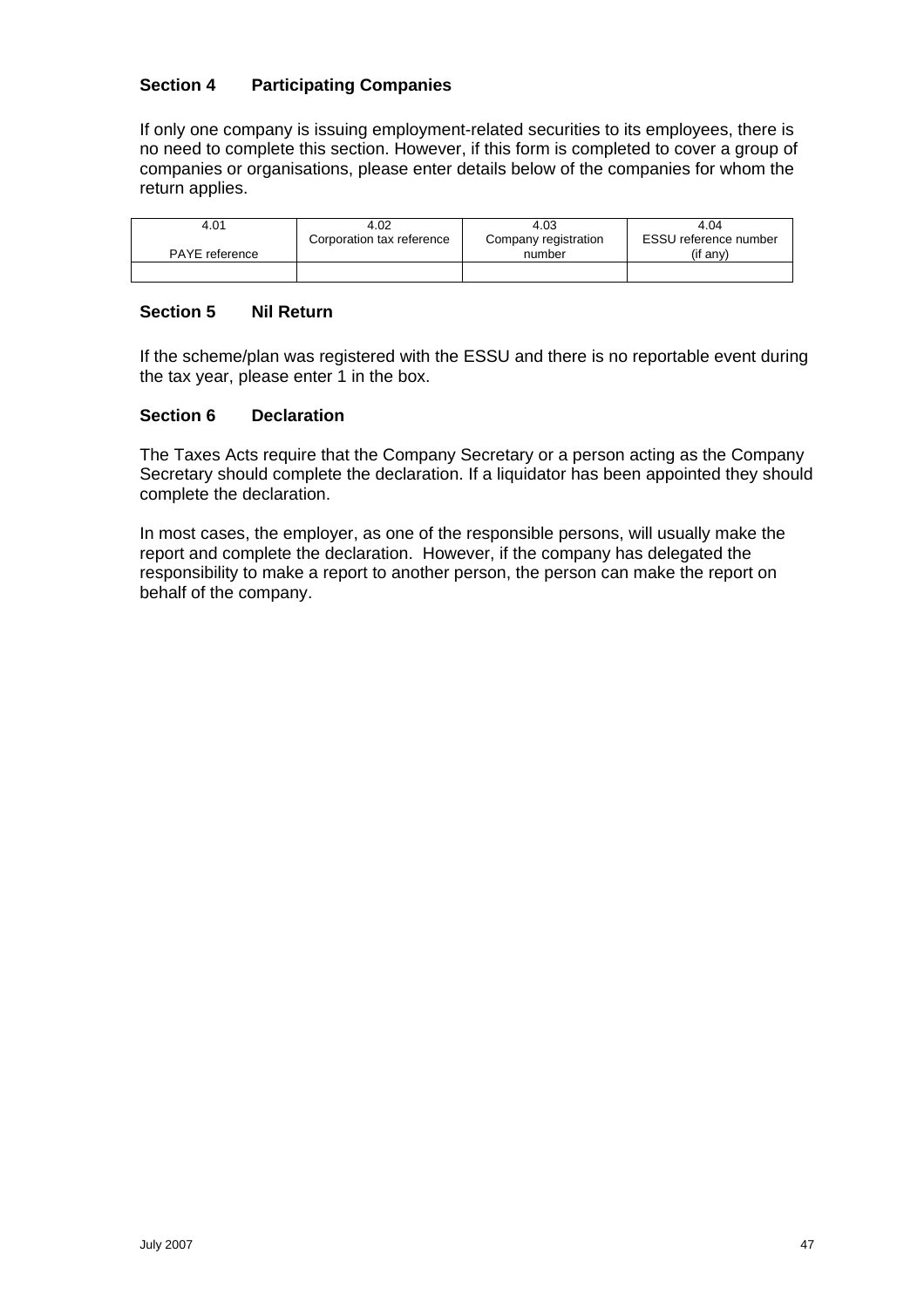### Section 4 Participating Companies

If only one company is issuing employment-related securities to its employees, there is no need to complete this section. However, if this form is completed to cover a group of companies or organisations, please enter details below of the companies for whom the return applies.

| 4.01 PAYE reference | 4.02 Corporation tax reference | 4.03 Company registration number | 4.04 ESSU reference number (if any) |
|---|---|---|---|
| | | | |

### Section 5 Nil Return

If the scheme/plan was registered with the ESSU and there is no reportable event during the tax year, please enter 1 in the box.

### Section 6 Declaration

The Taxes Acts require that the Company Secretary or a person acting as the Company Secretary should complete the declaration. If a liquidator has been appointed they should complete the declaration.

In most cases, the employer, as one of the responsible persons, will usually make the report and complete the declaration. However, if the company has delegated the responsibility to make a report to another person, the person can make the report on behalf of the company.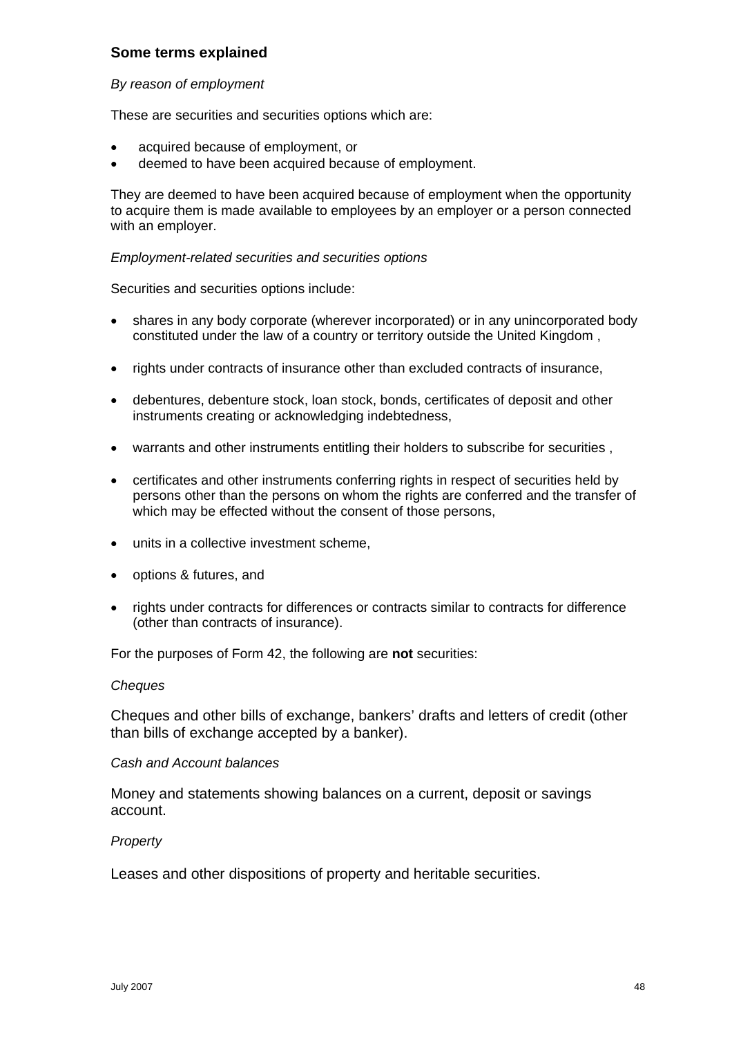## Some terms explained

*By reason of employment*

These are securities and securities options which are:

- acquired because of employment, or
- deemed to have been acquired because of employment.

They are deemed to have been acquired because of employment when the opportunity to acquire them is made available to employees by an employer or a person connected with an employer.

*Employment-related securities and securities options*

Securities and securities options include:

- shares in any body corporate (wherever incorporated) or in any unincorporated body constituted under the law of a country or territory outside the United Kingdom ,
- rights under contracts of insurance other than excluded contracts of insurance,
- debentures, debenture stock, loan stock, bonds, certificates of deposit and other instruments creating or acknowledging indebtedness,
- warrants and other instruments entitling their holders to subscribe for securities ,
- certificates and other instruments conferring rights in respect of securities held by persons other than the persons on whom the rights are conferred and the transfer of which may be effected without the consent of those persons,
- units in a collective investment scheme,
- options & futures, and
- rights under contracts for differences or contracts similar to contracts for difference (other than contracts of insurance).

For the purposes of Form 42, the following are **not** securities:

*Cheques*

Cheques and other bills of exchange, bankers' drafts and letters of credit (other than bills of exchange accepted by a banker).

*Cash and Account balances*

Money and statements showing balances on a current, deposit or savings account.

*Property*

Leases and other dispositions of property and heritable securities.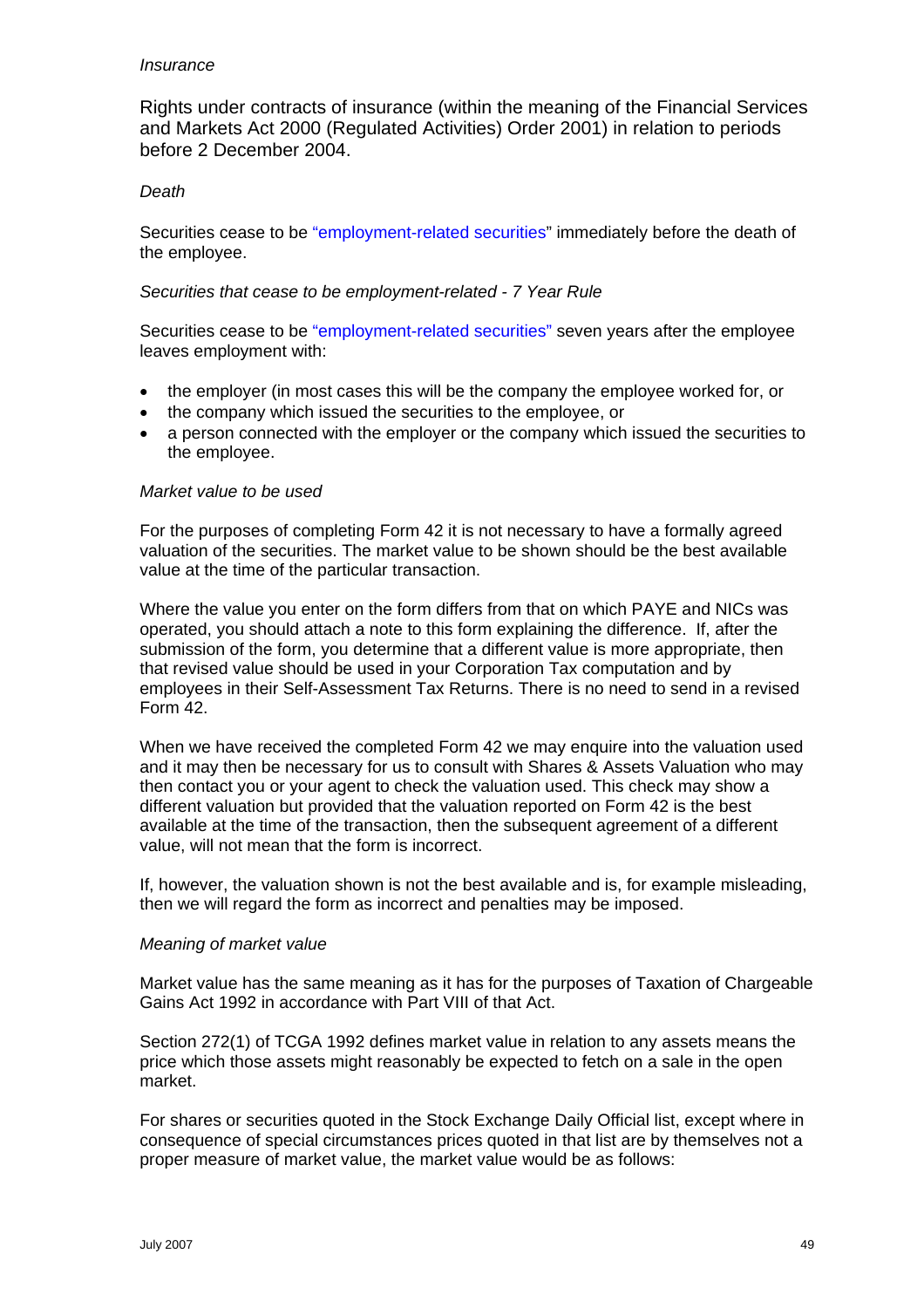*Insurance*

Rights under contracts of insurance (within the meaning of the Financial Services and Markets Act 2000 (Regulated Activities) Order 2001) in relation to periods before 2 December 2004.

*Death*

Securities cease to be "employment-related securities" immediately before the death of the employee.

*Securities that cease to be employment-related - 7 Year Rule*

Securities cease to be "employment-related securities" seven years after the employee leaves employment with:

- the employer (in most cases this will be the company the employee worked for, or
- the company which issued the securities to the employee, or
- a person connected with the employer or the company which issued the securities to the employee.

*Market value to be used*

For the purposes of completing Form 42 it is not necessary to have a formally agreed valuation of the securities. The market value to be shown should be the best available value at the time of the particular transaction.

Where the value you enter on the form differs from that on which PAYE and NICs was operated, you should attach a note to this form explaining the difference. If, after the submission of the form, you determine that a different value is more appropriate, then that revised value should be used in your Corporation Tax computation and by employees in their Self-Assessment Tax Returns. There is no need to send in a revised Form 42.

When we have received the completed Form 42 we may enquire into the valuation used and it may then be necessary for us to consult with Shares & Assets Valuation who may then contact you or your agent to check the valuation used. This check may show a different valuation but provided that the valuation reported on Form 42 is the best available at the time of the transaction, then the subsequent agreement of a different value, will not mean that the form is incorrect.

If, however, the valuation shown is not the best available and is, for example misleading, then we will regard the form as incorrect and penalties may be imposed.

*Meaning of market value*

Market value has the same meaning as it has for the purposes of Taxation of Chargeable Gains Act 1992 in accordance with Part VIII of that Act.

Section 272(1) of TCGA 1992 defines market value in relation to any assets means the price which those assets might reasonably be expected to fetch on a sale in the open market.

For shares or securities quoted in the Stock Exchange Daily Official list, except where in consequence of special circumstances prices quoted in that list are by themselves not a proper measure of market value, the market value would be as follows: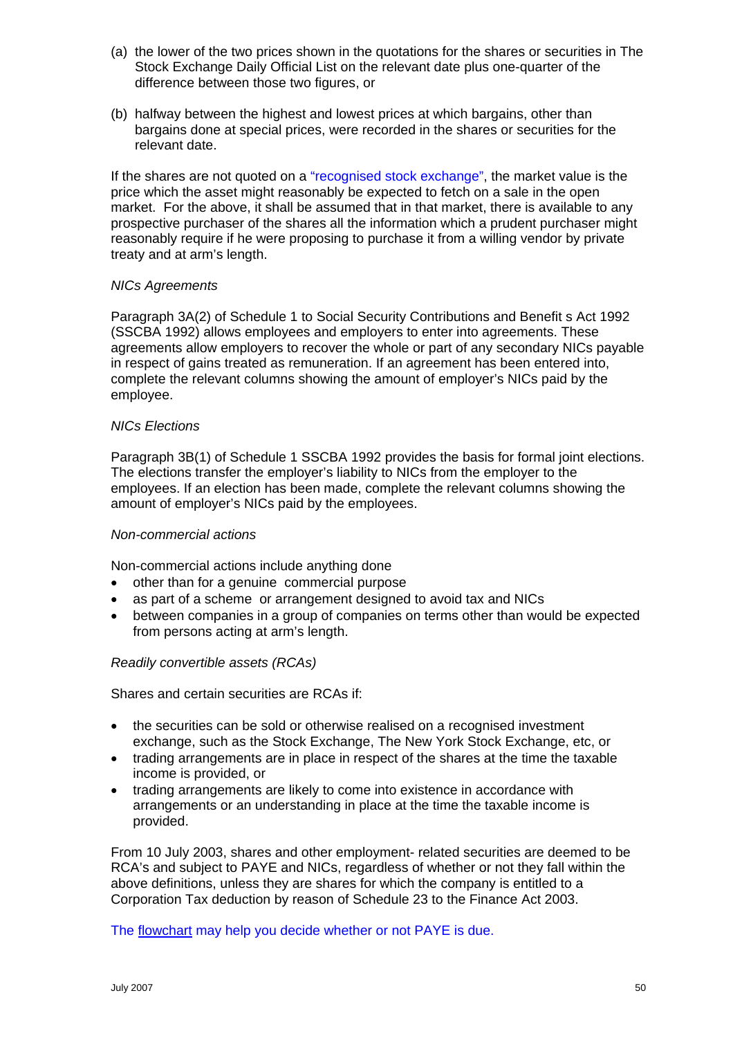(a) the lower of the two prices shown in the quotations for the shares or securities in The Stock Exchange Daily Official List on the relevant date plus one-quarter of the difference between those two figures, or

(b) halfway between the highest and lowest prices at which bargains, other than bargains done at special prices, were recorded in the shares or securities for the relevant date.

If the shares are not quoted on a "recognised stock exchange", the market value is the price which the asset might reasonably be expected to fetch on a sale in the open market. For the above, it shall be assumed that in that market, there is available to any prospective purchaser of the shares all the information which a prudent purchaser might reasonably require if he were proposing to purchase it from a willing vendor by private treaty and at arm's length.

*NICs Agreements*

Paragraph 3A(2) of Schedule 1 to Social Security Contributions and Benefit s Act 1992 (SSCBA 1992) allows employees and employers to enter into agreements. These agreements allow employers to recover the whole or part of any secondary NICs payable in respect of gains treated as remuneration. If an agreement has been entered into, complete the relevant columns showing the amount of employer's NICs paid by the employee.

*NICs Elections*

Paragraph 3B(1) of Schedule 1 SSCBA 1992 provides the basis for formal joint elections. The elections transfer the employer's liability to NICs from the employer to the employees. If an election has been made, complete the relevant columns showing the amount of employer's NICs paid by the employees.

*Non-commercial actions*

Non-commercial actions include anything done

- other than for a genuine commercial purpose
- as part of a scheme or arrangement designed to avoid tax and NICs
- between companies in a group of companies on terms other than would be expected from persons acting at arm's length.

*Readily convertible assets (RCAs)*

Shares and certain securities are RCAs if:

- the securities can be sold or otherwise realised on a recognised investment exchange, such as the Stock Exchange, The New York Stock Exchange, etc, or
- trading arrangements are in place in respect of the shares at the time the taxable income is provided, or
- trading arrangements are likely to come into existence in accordance with arrangements or an understanding in place at the time the taxable income is provided.

From 10 July 2003, shares and other employment- related securities are deemed to be RCA's and subject to PAYE and NICs, regardless of whether or not they fall within the above definitions, unless they are shares for which the company is entitled to a Corporation Tax deduction by reason of Schedule 23 to the Finance Act 2003.

The flowchart may help you decide whether or not PAYE is due.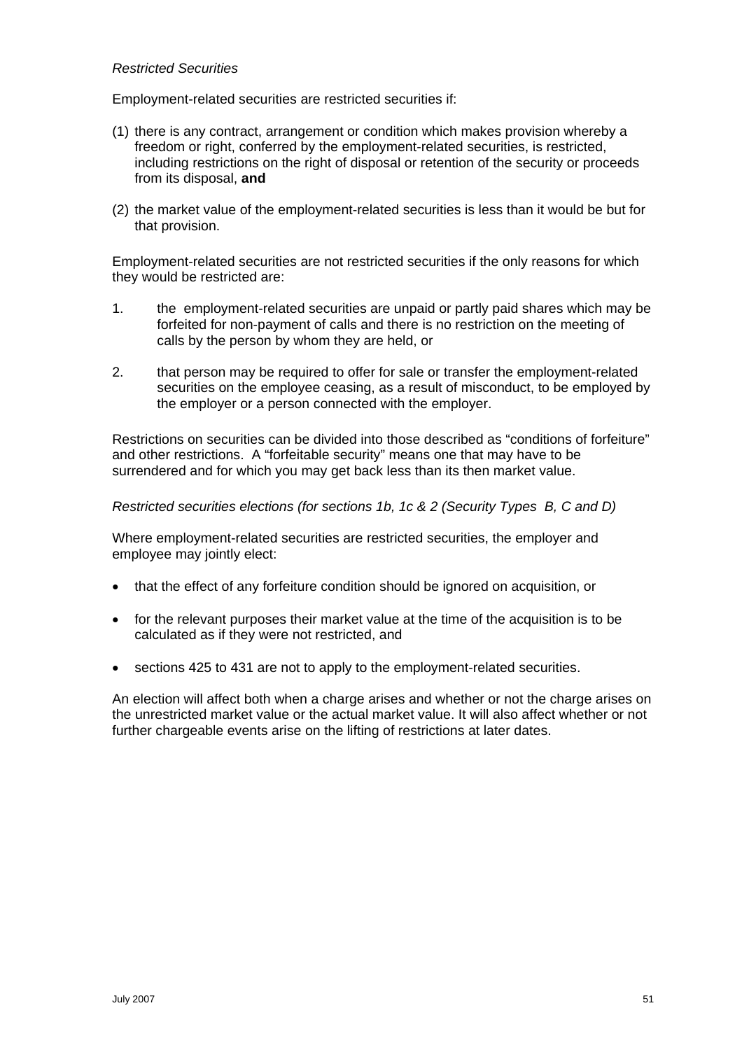*Restricted Securities*

Employment-related securities are restricted securities if:

(1) there is any contract, arrangement or condition which makes provision whereby a freedom or right, conferred by the employment-related securities, is restricted, including restrictions on the right of disposal or retention of the security or proceeds from its disposal, **and**

(2) the market value of the employment-related securities is less than it would be but for that provision.

Employment-related securities are not restricted securities if the only reasons for which they would be restricted are:

1. the employment-related securities are unpaid or partly paid shares which may be forfeited for non-payment of calls and there is no restriction on the meeting of calls by the person by whom they are held, or

2. that person may be required to offer for sale or transfer the employment-related securities on the employee ceasing, as a result of misconduct, to be employed by the employer or a person connected with the employer.

Restrictions on securities can be divided into those described as "conditions of forfeiture" and other restrictions. A "forfeitable security" means one that may have to be surrendered and for which you may get back less than its then market value.

*Restricted securities elections (for sections 1b, 1c & 2 (Security Types B, C and D)*

Where employment-related securities are restricted securities, the employer and employee may jointly elect:

- that the effect of any forfeiture condition should be ignored on acquisition, or
- for the relevant purposes their market value at the time of the acquisition is to be calculated as if they were not restricted, and
- sections 425 to 431 are not to apply to the employment-related securities.

An election will affect both when a charge arises and whether or not the charge arises on the unrestricted market value or the actual market value. It will also affect whether or not further chargeable events arise on the lifting of restrictions at later dates.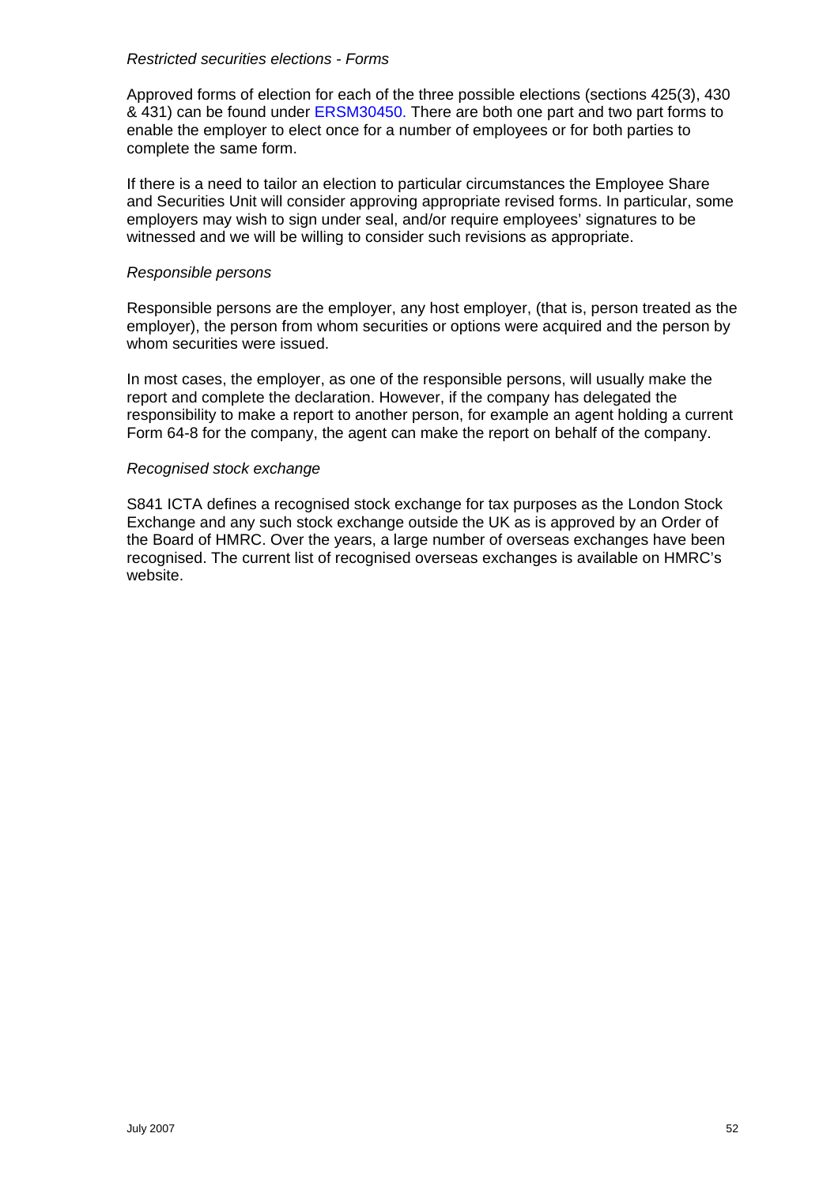*Restricted securities elections - Forms*

Approved forms of election for each of the three possible elections (sections 425(3), 430 & 431) can be found under ERSM30450. There are both one part and two part forms to enable the employer to elect once for a number of employees or for both parties to complete the same form.

If there is a need to tailor an election to particular circumstances the Employee Share and Securities Unit will consider approving appropriate revised forms. In particular, some employers may wish to sign under seal, and/or require employees' signatures to be witnessed and we will be willing to consider such revisions as appropriate.

*Responsible persons*

Responsible persons are the employer, any host employer, (that is, person treated as the employer), the person from whom securities or options were acquired and the person by whom securities were issued.

In most cases, the employer, as one of the responsible persons, will usually make the report and complete the declaration. However, if the company has delegated the responsibility to make a report to another person, for example an agent holding a current Form 64-8 for the company, the agent can make the report on behalf of the company.

*Recognised stock exchange*

S841 ICTA defines a recognised stock exchange for tax purposes as the London Stock Exchange and any such stock exchange outside the UK as is approved by an Order of the Board of HMRC. Over the years, a large number of overseas exchanges have been recognised. The current list of recognised overseas exchanges is available on HMRC's website.